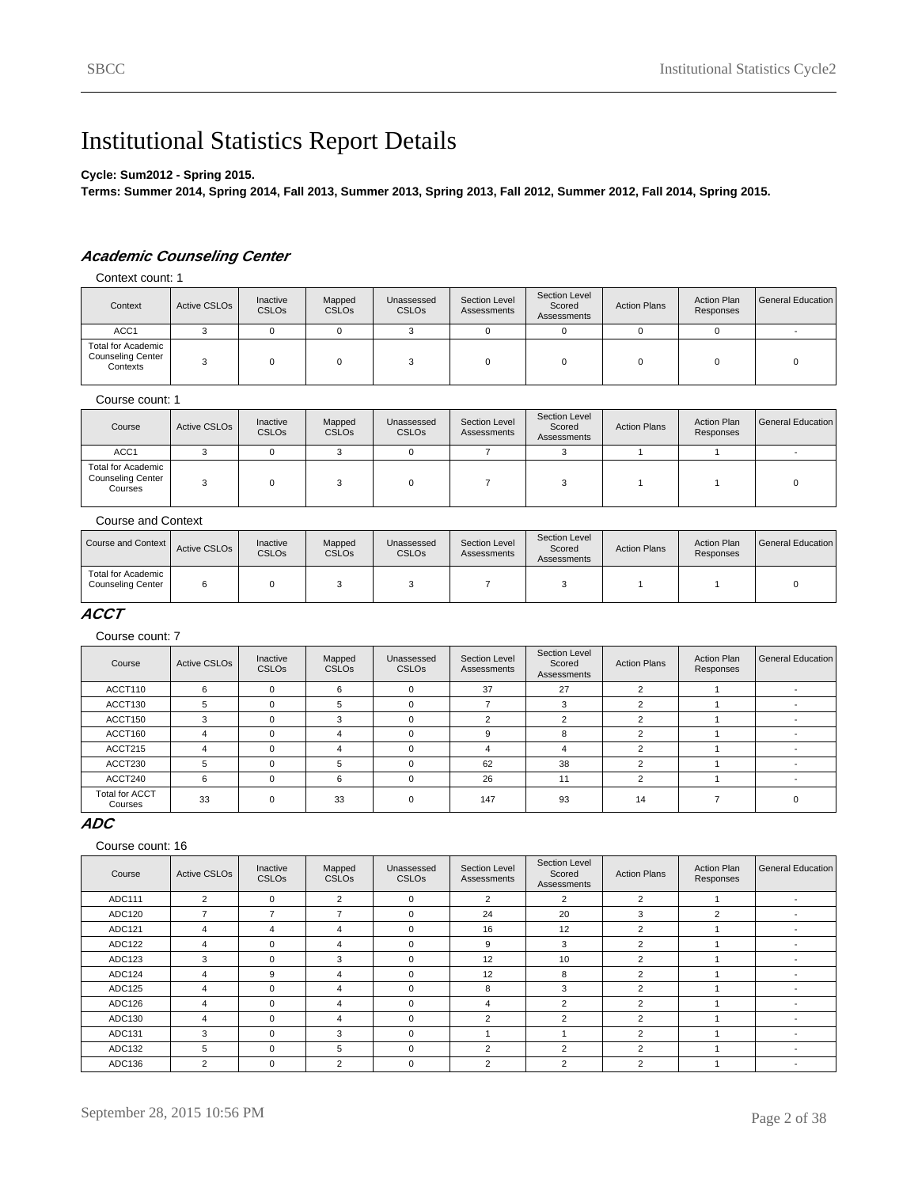# Institutional Statistics Report Details

**Cycle: Sum2012 - Spring 2015.**
**Terms: Summer 2014, Spring 2014, Fall 2013, Summer 2013, Spring 2013, Fall 2012, Summer 2012, Fall 2014, Spring 2015.**

### *Academic Counseling Center*

Context count: 1

| Context | Active CSLOs | Inactive CSLOs | Mapped CSLOs | Unassessed CSLOs | Section Level Assessments | Section Level Scored Assessments | Action Plans | Action Plan Responses | General Education |
|---|---|---|---|---|---|---|---|---|---|
| ACC1 | 3 | 0 | 0 | 3 | 0 | 0 | 0 | 0 | - |
| Total for Academic Counseling Center Contexts | 3 | 0 | 0 | 3 | 0 | 0 | 0 | 0 | 0 |

Course count: 1

| Course | Active CSLOs | Inactive CSLOs | Mapped CSLOs | Unassessed CSLOs | Section Level Assessments | Section Level Scored Assessments | Action Plans | Action Plan Responses | General Education |
|---|---|---|---|---|---|---|---|---|---|
| ACC1 | 3 | 0 | 3 | 0 | 7 | 3 | 1 | 1 | - |
| Total for Academic Counseling Center Courses | 3 | 0 | 3 | 0 | 7 | 3 | 1 | 1 | 0 |

Course and Context

| Course and Context | Active CSLOs | Inactive CSLOs | Mapped CSLOs | Unassessed CSLOs | Section Level Assessments | Section Level Scored Assessments | Action Plans | Action Plan Responses | General Education |
|---|---|---|---|---|---|---|---|---|---|
| Total for Academic Counseling Center | 6 | 0 | 3 | 3 | 7 | 3 | 1 | 1 | 0 |

### *ACCT*

Course count: 7

| Course | Active CSLOs | Inactive CSLOs | Mapped CSLOs | Unassessed CSLOs | Section Level Assessments | Section Level Scored Assessments | Action Plans | Action Plan Responses | General Education |
|---|---|---|---|---|---|---|---|---|---|
| ACCT110 | 6 | 0 | 6 | 0 | 37 | 27 | 2 | 1 | - |
| ACCT130 | 5 | 0 | 5 | 0 | 7 | 3 | 2 | 1 | - |
| ACCT150 | 3 | 0 | 3 | 0 | 2 | 2 | 2 | 1 | - |
| ACCT160 | 4 | 0 | 4 | 0 | 9 | 8 | 2 | 1 | - |
| ACCT215 | 4 | 0 | 4 | 0 | 4 | 4 | 2 | 1 | - |
| ACCT230 | 5 | 0 | 5 | 0 | 62 | 38 | 2 | 1 | - |
| ACCT240 | 6 | 0 | 6 | 0 | 26 | 11 | 2 | 1 | - |
| Total for ACCT Courses | 33 | 0 | 33 | 0 | 147 | 93 | 14 | 7 | 0 |

### *ADC*

Course count: 16

| Course | Active CSLOs | Inactive CSLOs | Mapped CSLOs | Unassessed CSLOs | Section Level Assessments | Section Level Scored Assessments | Action Plans | Action Plan Responses | General Education |
|---|---|---|---|---|---|---|---|---|---|
| ADC111 | 2 | 0 | 2 | 0 | 2 | 2 | 2 | 1 | - |
| ADC120 | 7 | 7 | 7 | 0 | 24 | 20 | 3 | 2 | - |
| ADC121 | 4 | 4 | 4 | 0 | 16 | 12 | 2 | 1 | - |
| ADC122 | 4 | 0 | 4 | 0 | 9 | 3 | 2 | 1 | - |
| ADC123 | 3 | 0 | 3 | 0 | 12 | 10 | 2 | 1 | - |
| ADC124 | 4 | 9 | 4 | 0 | 12 | 8 | 2 | 1 | - |
| ADC125 | 4 | 0 | 4 | 0 | 8 | 3 | 2 | 1 | - |
| ADC126 | 4 | 0 | 4 | 0 | 4 | 2 | 2 | 1 | - |
| ADC130 | 4 | 0 | 4 | 0 | 2 | 2 | 2 | 1 | - |
| ADC131 | 3 | 0 | 3 | 0 | 1 | 1 | 2 | 1 | - |
| ADC132 | 5 | 0 | 5 | 0 | 2 | 2 | 2 | 1 | - |
| ADC136 | 2 | 0 | 2 | 0 | 2 | 2 | 2 | 1 | - |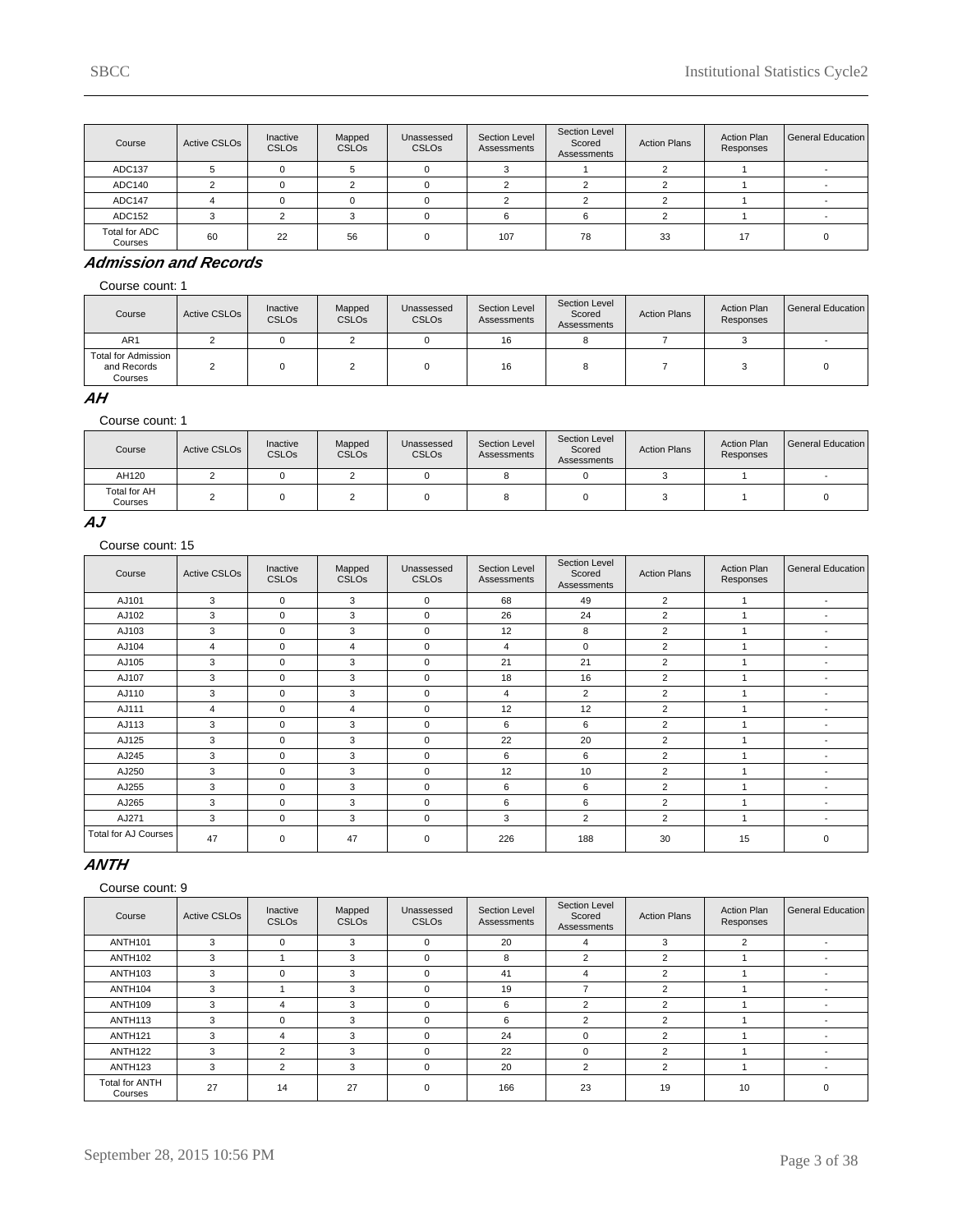| Course | Active CSLOs | Inactive CSLOs | Mapped CSLOs | Unassessed CSLOs | Section Level Assessments | Section Level Scored Assessments | Action Plans | Action Plan Responses | General Education |
|---|---|---|---|---|---|---|---|---|---|
| ADC137 | 5 | 0 | 5 | 0 | 3 | 1 | 2 | 1 | - |
| ADC140 | 2 | 0 | 2 | 0 | 2 | 2 | 2 | 1 | - |
| ADC147 | 4 | 0 | 0 | 0 | 2 | 2 | 2 | 1 | - |
| ADC152 | 3 | 2 | 3 | 0 | 6 | 6 | 2 | 1 | - |
| Total for ADC Courses | 60 | 22 | 56 | 0 | 107 | 78 | 33 | 17 | 0 |

## Admission and Records

Course count: 1

| Course | Active CSLOs | Inactive CSLOs | Mapped CSLOs | Unassessed CSLOs | Section Level Assessments | Section Level Scored Assessments | Action Plans | Action Plan Responses | General Education |
|---|---|---|---|---|---|---|---|---|---|
| AR1 | 2 | 0 | 2 | 0 | 16 | 8 | 7 | 3 | - |
| Total for Admission and Records Courses | 2 | 0 | 2 | 0 | 16 | 8 | 7 | 3 | 0 |

## AH

Course count: 1

| Course | Active CSLOs | Inactive CSLOs | Mapped CSLOs | Unassessed CSLOs | Section Level Assessments | Section Level Scored Assessments | Action Plans | Action Plan Responses | General Education |
|---|---|---|---|---|---|---|---|---|---|
| AH120 | 2 | 0 | 2 | 0 | 8 | 0 | 3 | 1 | - |
| Total for AH Courses | 2 | 0 | 2 | 0 | 8 | 0 | 3 | 1 | 0 |

## AJ

Course count: 15

| Course | Active CSLOs | Inactive CSLOs | Mapped CSLOs | Unassessed CSLOs | Section Level Assessments | Section Level Scored Assessments | Action Plans | Action Plan Responses | General Education |
|---|---|---|---|---|---|---|---|---|---|
| AJ101 | 3 | 0 | 3 | 0 | 68 | 49 | 2 | 1 | - |
| AJ102 | 3 | 0 | 3 | 0 | 26 | 24 | 2 | 1 | - |
| AJ103 | 3 | 0 | 3 | 0 | 12 | 8 | 2 | 1 | - |
| AJ104 | 4 | 0 | 4 | 0 | 4 | 0 | 2 | 1 | - |
| AJ105 | 3 | 0 | 3 | 0 | 21 | 21 | 2 | 1 | - |
| AJ107 | 3 | 0 | 3 | 0 | 18 | 16 | 2 | 1 | - |
| AJ110 | 3 | 0 | 3 | 0 | 4 | 2 | 2 | 1 | - |
| AJ111 | 4 | 0 | 4 | 0 | 12 | 12 | 2 | 1 | - |
| AJ113 | 3 | 0 | 3 | 0 | 6 | 6 | 2 | 1 | - |
| AJ125 | 3 | 0 | 3 | 0 | 22 | 20 | 2 | 1 | - |
| AJ245 | 3 | 0 | 3 | 0 | 6 | 6 | 2 | 1 | - |
| AJ250 | 3 | 0 | 3 | 0 | 12 | 10 | 2 | 1 | - |
| AJ255 | 3 | 0 | 3 | 0 | 6 | 6 | 2 | 1 | - |
| AJ265 | 3 | 0 | 3 | 0 | 6 | 6 | 2 | 1 | - |
| AJ271 | 3 | 0 | 3 | 0 | 3 | 2 | 2 | 1 | - |
| Total for AJ Courses | 47 | 0 | 47 | 0 | 226 | 188 | 30 | 15 | 0 |

## ANTH

Course count: 9

| Course | Active CSLOs | Inactive CSLOs | Mapped CSLOs | Unassessed CSLOs | Section Level Assessments | Section Level Scored Assessments | Action Plans | Action Plan Responses | General Education |
|---|---|---|---|---|---|---|---|---|---|
| ANTH101 | 3 | 0 | 3 | 0 | 20 | 4 | 3 | 2 | - |
| ANTH102 | 3 | 1 | 3 | 0 | 8 | 2 | 2 | 1 | - |
| ANTH103 | 3 | 0 | 3 | 0 | 41 | 4 | 2 | 1 | - |
| ANTH104 | 3 | 1 | 3 | 0 | 19 | 7 | 2 | 1 | - |
| ANTH109 | 3 | 4 | 3 | 0 | 6 | 2 | 2 | 1 | - |
| ANTH113 | 3 | 0 | 3 | 0 | 6 | 2 | 2 | 1 | - |
| ANTH121 | 3 | 4 | 3 | 0 | 24 | 0 | 2 | 1 | - |
| ANTH122 | 3 | 2 | 3 | 0 | 22 | 0 | 2 | 1 | - |
| ANTH123 | 3 | 2 | 3 | 0 | 20 | 2 | 2 | 1 | - |
| Total for ANTH Courses | 27 | 14 | 27 | 0 | 166 | 23 | 19 | 10 | 0 |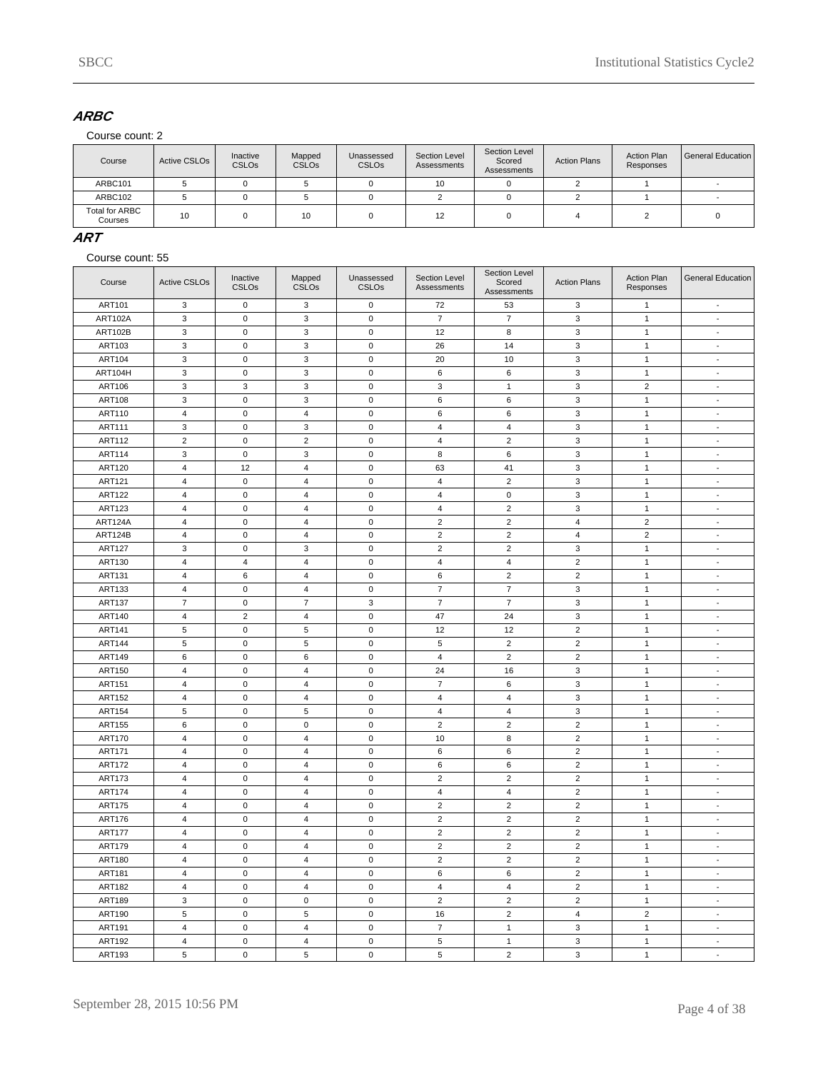## ARBC

Course count: 2

| Course | Active CSLOs | Inactive CSLOs | Mapped CSLOs | Unassessed CSLOs | Section Level Assessments | Section Level Scored Assessments | Action Plans | Action Plan Responses | General Education |
|---|---|---|---|---|---|---|---|---|---|
| ARBC101 | 5 | 0 | 5 | 0 | 10 | 0 | 2 | 1 | - |
| ARBC102 | 5 | 0 | 5 | 0 | 2 | 0 | 2 | 1 | - |
| Total for ARBC Courses | 10 | 0 | 10 | 0 | 12 | 0 | 4 | 2 | 0 |

## ART

Course count: 55

| Course | Active CSLOs | Inactive CSLOs | Mapped CSLOs | Unassessed CSLOs | Section Level Assessments | Section Level Scored Assessments | Action Plans | Action Plan Responses | General Education |
|---|---|---|---|---|---|---|---|---|---|
| ART101 | 3 | 0 | 3 | 0 | 72 | 53 | 3 | 1 | - |
| ART102A | 3 | 0 | 3 | 0 | 7 | 7 | 3 | 1 | - |
| ART102B | 3 | 0 | 3 | 0 | 12 | 8 | 3 | 1 | - |
| ART103 | 3 | 0 | 3 | 0 | 26 | 14 | 3 | 1 | - |
| ART104 | 3 | 0 | 3 | 0 | 20 | 10 | 3 | 1 | - |
| ART104H | 3 | 0 | 3 | 0 | 6 | 6 | 3 | 1 | - |
| ART106 | 3 | 3 | 3 | 0 | 3 | 1 | 3 | 2 | - |
| ART108 | 3 | 0 | 3 | 0 | 6 | 6 | 3 | 1 | - |
| ART110 | 4 | 0 | 4 | 0 | 6 | 6 | 3 | 1 | - |
| ART111 | 3 | 0 | 3 | 0 | 4 | 4 | 3 | 1 | - |
| ART112 | 2 | 0 | 2 | 0 | 4 | 2 | 3 | 1 | - |
| ART114 | 3 | 0 | 3 | 0 | 8 | 6 | 3 | 1 | - |
| ART120 | 4 | 12 | 4 | 0 | 63 | 41 | 3 | 1 | - |
| ART121 | 4 | 0 | 4 | 0 | 4 | 2 | 3 | 1 | - |
| ART122 | 4 | 0 | 4 | 0 | 4 | 0 | 3 | 1 | - |
| ART123 | 4 | 0 | 4 | 0 | 4 | 2 | 3 | 1 | - |
| ART124A | 4 | 0 | 4 | 0 | 2 | 2 | 4 | 2 | - |
| ART124B | 4 | 0 | 4 | 0 | 2 | 2 | 4 | 2 | - |
| ART127 | 3 | 0 | 3 | 0 | 2 | 2 | 3 | 1 | - |
| ART130 | 4 | 4 | 4 | 0 | 4 | 4 | 2 | 1 | - |
| ART131 | 4 | 6 | 4 | 0 | 6 | 2 | 2 | 1 | - |
| ART133 | 4 | 0 | 4 | 0 | 7 | 7 | 3 | 1 | - |
| ART137 | 7 | 0 | 7 | 3 | 7 | 7 | 3 | 1 | - |
| ART140 | 4 | 2 | 4 | 0 | 47 | 24 | 3 | 1 | - |
| ART141 | 5 | 0 | 5 | 0 | 12 | 12 | 2 | 1 | - |
| ART144 | 5 | 0 | 5 | 0 | 5 | 2 | 2 | 1 | - |
| ART149 | 6 | 0 | 6 | 0 | 4 | 2 | 2 | 1 | - |
| ART150 | 4 | 0 | 4 | 0 | 24 | 16 | 3 | 1 | - |
| ART151 | 4 | 0 | 4 | 0 | 7 | 6 | 3 | 1 | - |
| ART152 | 4 | 0 | 4 | 0 | 4 | 4 | 3 | 1 | - |
| ART154 | 5 | 0 | 5 | 0 | 4 | 4 | 3 | 1 | - |
| ART155 | 6 | 0 | 0 | 0 | 2 | 2 | 2 | 1 | - |
| ART170 | 4 | 0 | 4 | 0 | 10 | 8 | 2 | 1 | - |
| ART171 | 4 | 0 | 4 | 0 | 6 | 6 | 2 | 1 | - |
| ART172 | 4 | 0 | 4 | 0 | 6 | 6 | 2 | 1 | - |
| ART173 | 4 | 0 | 4 | 0 | 2 | 2 | 2 | 1 | - |
| ART174 | 4 | 0 | 4 | 0 | 4 | 4 | 2 | 1 | - |
| ART175 | 4 | 0 | 4 | 0 | 2 | 2 | 2 | 1 | - |
| ART176 | 4 | 0 | 4 | 0 | 2 | 2 | 2 | 1 | - |
| ART177 | 4 | 0 | 4 | 0 | 2 | 2 | 2 | 1 | - |
| ART179 | 4 | 0 | 4 | 0 | 2 | 2 | 2 | 1 | - |
| ART180 | 4 | 0 | 4 | 0 | 2 | 2 | 2 | 1 | - |
| ART181 | 4 | 0 | 4 | 0 | 6 | 6 | 2 | 1 | - |
| ART182 | 4 | 0 | 4 | 0 | 4 | 4 | 2 | 1 | - |
| ART189 | 3 | 0 | 0 | 0 | 2 | 2 | 2 | 1 | - |
| ART190 | 5 | 0 | 5 | 0 | 16 | 2 | 4 | 2 | - |
| ART191 | 4 | 0 | 4 | 0 | 7 | 1 | 3 | 1 | - |
| ART192 | 4 | 0 | 4 | 0 | 5 | 1 | 3 | 1 | - |
| ART193 | 5 | 0 | 5 | 0 | 5 | 2 | 3 | 1 | - |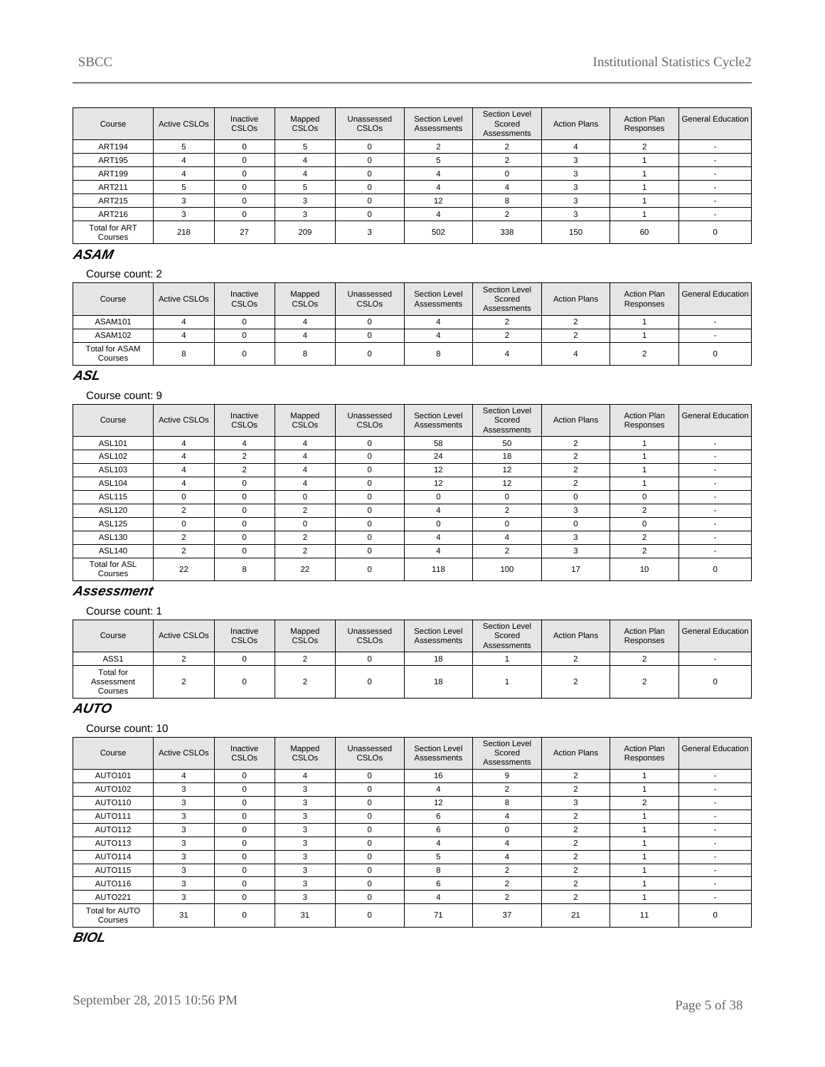| Course | Active CSLOs | Inactive CSLOs | Mapped CSLOs | Unassessed CSLOs | Section Level Assessments | Section Level Scored Assessments | Action Plans | Action Plan Responses | General Education |
|---|---|---|---|---|---|---|---|---|---|
| ART194 | 5 | 0 | 5 | 0 | 2 | 2 | 4 | 2 | - |
| ART195 | 4 | 0 | 4 | 0 | 5 | 2 | 3 | 1 | - |
| ART199 | 4 | 0 | 4 | 0 | 4 | 0 | 3 | 1 | - |
| ART211 | 5 | 0 | 5 | 0 | 4 | 4 | 3 | 1 | - |
| ART215 | 3 | 0 | 3 | 0 | 12 | 8 | 3 | 1 | - |
| ART216 | 3 | 0 | 3 | 0 | 4 | 2 | 3 | 1 | - |
| Total for ART Courses | 218 | 27 | 209 | 3 | 502 | 338 | 150 | 60 | 0 |

## ASAM

Course count: 2

| Course | Active CSLOs | Inactive CSLOs | Mapped CSLOs | Unassessed CSLOs | Section Level Assessments | Section Level Scored Assessments | Action Plans | Action Plan Responses | General Education |
|---|---|---|---|---|---|---|---|---|---|
| ASAM101 | 4 | 0 | 4 | 0 | 4 | 2 | 2 | 1 | - |
| ASAM102 | 4 | 0 | 4 | 0 | 4 | 2 | 2 | 1 | - |
| Total for ASAM Courses | 8 | 0 | 8 | 0 | 8 | 4 | 4 | 2 | 0 |

## ASL

Course count: 9

| Course | Active CSLOs | Inactive CSLOs | Mapped CSLOs | Unassessed CSLOs | Section Level Assessments | Section Level Scored Assessments | Action Plans | Action Plan Responses | General Education |
|---|---|---|---|---|---|---|---|---|---|
| ASL101 | 4 | 4 | 4 | 0 | 58 | 50 | 2 | 1 | - |
| ASL102 | 4 | 2 | 4 | 0 | 24 | 18 | 2 | 1 | - |
| ASL103 | 4 | 2 | 4 | 0 | 12 | 12 | 2 | 1 | - |
| ASL104 | 4 | 0 | 4 | 0 | 12 | 12 | 2 | 1 | - |
| ASL115 | 0 | 0 | 0 | 0 | 0 | 0 | 0 | 0 | - |
| ASL120 | 2 | 0 | 2 | 0 | 4 | 2 | 3 | 2 | - |
| ASL125 | 0 | 0 | 0 | 0 | 0 | 0 | 0 | 0 | - |
| ASL130 | 2 | 0 | 2 | 0 | 4 | 4 | 3 | 2 | - |
| ASL140 | 2 | 0 | 2 | 0 | 4 | 2 | 3 | 2 | - |
| Total for ASL Courses | 22 | 8 | 22 | 0 | 118 | 100 | 17 | 10 | 0 |

## Assessment

Course count: 1

| Course | Active CSLOs | Inactive CSLOs | Mapped CSLOs | Unassessed CSLOs | Section Level Assessments | Section Level Scored Assessments | Action Plans | Action Plan Responses | General Education |
|---|---|---|---|---|---|---|---|---|---|
| ASS1 | 2 | 0 | 2 | 0 | 18 | 1 | 2 | 2 | - |
| Total for Assessment Courses | 2 | 0 | 2 | 0 | 18 | 1 | 2 | 2 | 0 |

## AUTO

Course count: 10

| Course | Active CSLOs | Inactive CSLOs | Mapped CSLOs | Unassessed CSLOs | Section Level Assessments | Section Level Scored Assessments | Action Plans | Action Plan Responses | General Education |
|---|---|---|---|---|---|---|---|---|---|
| AUTO101 | 4 | 0 | 4 | 0 | 16 | 9 | 2 | 1 | - |
| AUTO102 | 3 | 0 | 3 | 0 | 4 | 2 | 2 | 1 | - |
| AUTO110 | 3 | 0 | 3 | 0 | 12 | 8 | 3 | 2 | - |
| AUTO111 | 3 | 0 | 3 | 0 | 6 | 4 | 2 | 1 | - |
| AUTO112 | 3 | 0 | 3 | 0 | 6 | 0 | 2 | 1 | - |
| AUTO113 | 3 | 0 | 3 | 0 | 4 | 4 | 2 | 1 | - |
| AUTO114 | 3 | 0 | 3 | 0 | 5 | 4 | 2 | 1 | - |
| AUTO115 | 3 | 0 | 3 | 0 | 8 | 2 | 2 | 1 | - |
| AUTO116 | 3 | 0 | 3 | 0 | 6 | 2 | 2 | 1 | - |
| AUTO221 | 3 | 0 | 3 | 0 | 4 | 2 | 2 | 1 | - |
| Total for AUTO Courses | 31 | 0 | 31 | 0 | 71 | 37 | 21 | 11 | 0 |

## BIOL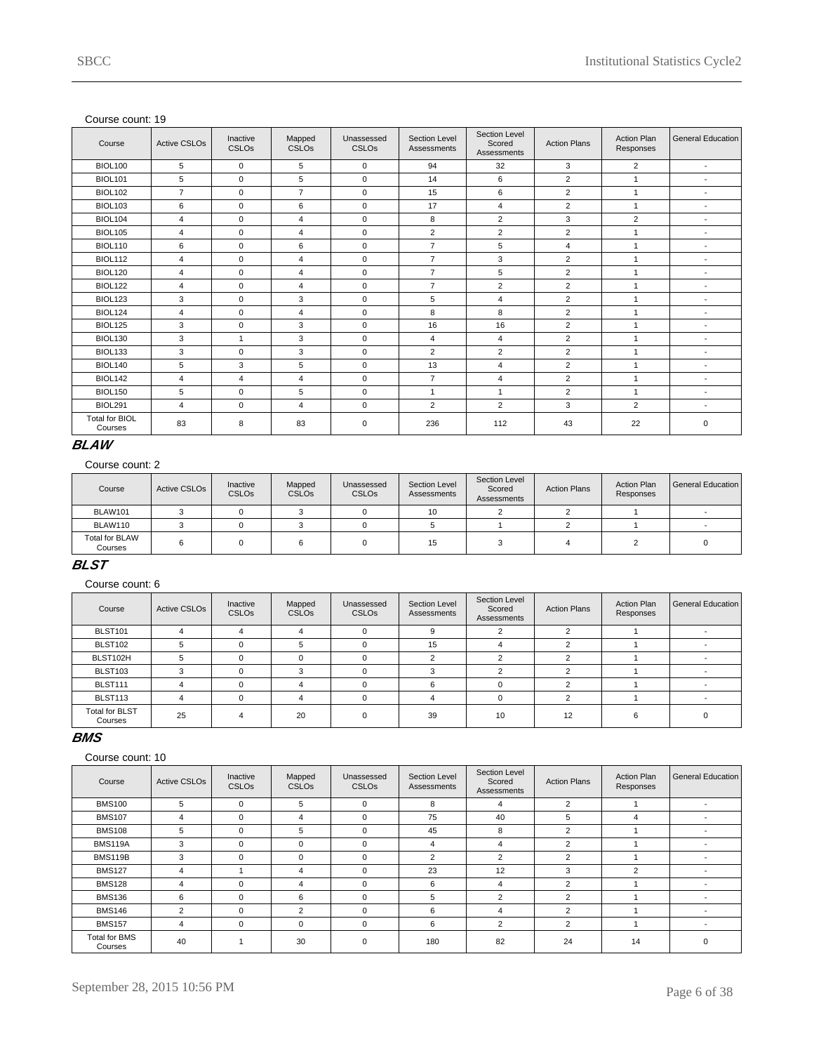Course count: 19

| Course | Active CSLOs | Inactive CSLOs | Mapped CSLOs | Unassessed CSLOs | Section Level Assessments | Section Level Scored Assessments | Action Plans | Action Plan Responses | General Education |
|---|---|---|---|---|---|---|---|---|---|
| BIOL100 | 5 | 0 | 5 | 0 | 94 | 32 | 3 | 2 | - |
| BIOL101 | 5 | 0 | 5 | 0 | 14 | 6 | 2 | 1 | - |
| BIOL102 | 7 | 0 | 7 | 0 | 15 | 6 | 2 | 1 | - |
| BIOL103 | 6 | 0 | 6 | 0 | 17 | 4 | 2 | 1 | - |
| BIOL104 | 4 | 0 | 4 | 0 | 8 | 2 | 3 | 2 | - |
| BIOL105 | 4 | 0 | 4 | 0 | 2 | 2 | 2 | 1 | - |
| BIOL110 | 6 | 0 | 6 | 0 | 7 | 5 | 4 | 1 | - |
| BIOL112 | 4 | 0 | 4 | 0 | 7 | 3 | 2 | 1 | - |
| BIOL120 | 4 | 0 | 4 | 0 | 7 | 5 | 2 | 1 | - |
| BIOL122 | 4 | 0 | 4 | 0 | 7 | 2 | 2 | 1 | - |
| BIOL123 | 3 | 0 | 3 | 0 | 5 | 4 | 2 | 1 | - |
| BIOL124 | 4 | 0 | 4 | 0 | 8 | 8 | 2 | 1 | - |
| BIOL125 | 3 | 0 | 3 | 0 | 16 | 16 | 2 | 1 | - |
| BIOL130 | 3 | 1 | 3 | 0 | 4 | 4 | 2 | 1 | - |
| BIOL133 | 3 | 0 | 3 | 0 | 2 | 2 | 2 | 1 | - |
| BIOL140 | 5 | 3 | 5 | 0 | 13 | 4 | 2 | 1 | - |
| BIOL142 | 4 | 4 | 4 | 0 | 7 | 4 | 2 | 1 | - |
| BIOL150 | 5 | 0 | 5 | 0 | 1 | 1 | 2 | 1 | - |
| BIOL291 | 4 | 0 | 4 | 0 | 2 | 2 | 3 | 2 | - |
| Total for BIOL Courses | 83 | 8 | 83 | 0 | 236 | 112 | 43 | 22 | 0 |

## BLAW

Course count: 2

| Course | Active CSLOs | Inactive CSLOs | Mapped CSLOs | Unassessed CSLOs | Section Level Assessments | Section Level Scored Assessments | Action Plans | Action Plan Responses | General Education |
|---|---|---|---|---|---|---|---|---|---|
| BLAW101 | 3 | 0 | 3 | 0 | 10 | 2 | 2 | 1 | - |
| BLAW110 | 3 | 0 | 3 | 0 | 5 | 1 | 2 | 1 | - |
| Total for BLAW Courses | 6 | 0 | 6 | 0 | 15 | 3 | 4 | 2 | 0 |

## BLST

Course count: 6

| Course | Active CSLOs | Inactive CSLOs | Mapped CSLOs | Unassessed CSLOs | Section Level Assessments | Section Level Scored Assessments | Action Plans | Action Plan Responses | General Education |
|---|---|---|---|---|---|---|---|---|---|
| BLST101 | 4 | 4 | 4 | 0 | 9 | 2 | 2 | 1 | - |
| BLST102 | 5 | 0 | 5 | 0 | 15 | 4 | 2 | 1 | - |
| BLST102H | 5 | 0 | 0 | 0 | 2 | 2 | 2 | 1 | - |
| BLST103 | 3 | 0 | 3 | 0 | 3 | 2 | 2 | 1 | - |
| BLST111 | 4 | 0 | 4 | 0 | 6 | 0 | 2 | 1 | - |
| BLST113 | 4 | 0 | 4 | 0 | 4 | 0 | 2 | 1 | - |
| Total for BLST Courses | 25 | 4 | 20 | 0 | 39 | 10 | 12 | 6 | 0 |

## BMS

Course count: 10

| Course | Active CSLOs | Inactive CSLOs | Mapped CSLOs | Unassessed CSLOs | Section Level Assessments | Section Level Scored Assessments | Action Plans | Action Plan Responses | General Education |
|---|---|---|---|---|---|---|---|---|---|
| BMS100 | 5 | 0 | 5 | 0 | 8 | 4 | 2 | 1 | - |
| BMS107 | 4 | 0 | 4 | 0 | 75 | 40 | 5 | 4 | - |
| BMS108 | 5 | 0 | 5 | 0 | 45 | 8 | 2 | 1 | - |
| BMS119A | 3 | 0 | 0 | 0 | 4 | 4 | 2 | 1 | - |
| BMS119B | 3 | 0 | 0 | 0 | 2 | 2 | 2 | 1 | - |
| BMS127 | 4 | 1 | 4 | 0 | 23 | 12 | 3 | 2 | - |
| BMS128 | 4 | 0 | 4 | 0 | 6 | 4 | 2 | 1 | - |
| BMS136 | 6 | 0 | 6 | 0 | 5 | 2 | 2 | 1 | - |
| BMS146 | 2 | 0 | 2 | 0 | 6 | 4 | 2 | 1 | - |
| BMS157 | 4 | 0 | 0 | 0 | 6 | 2 | 2 | 1 | - |
| Total for BMS Courses | 40 | 1 | 30 | 0 | 180 | 82 | 24 | 14 | 0 |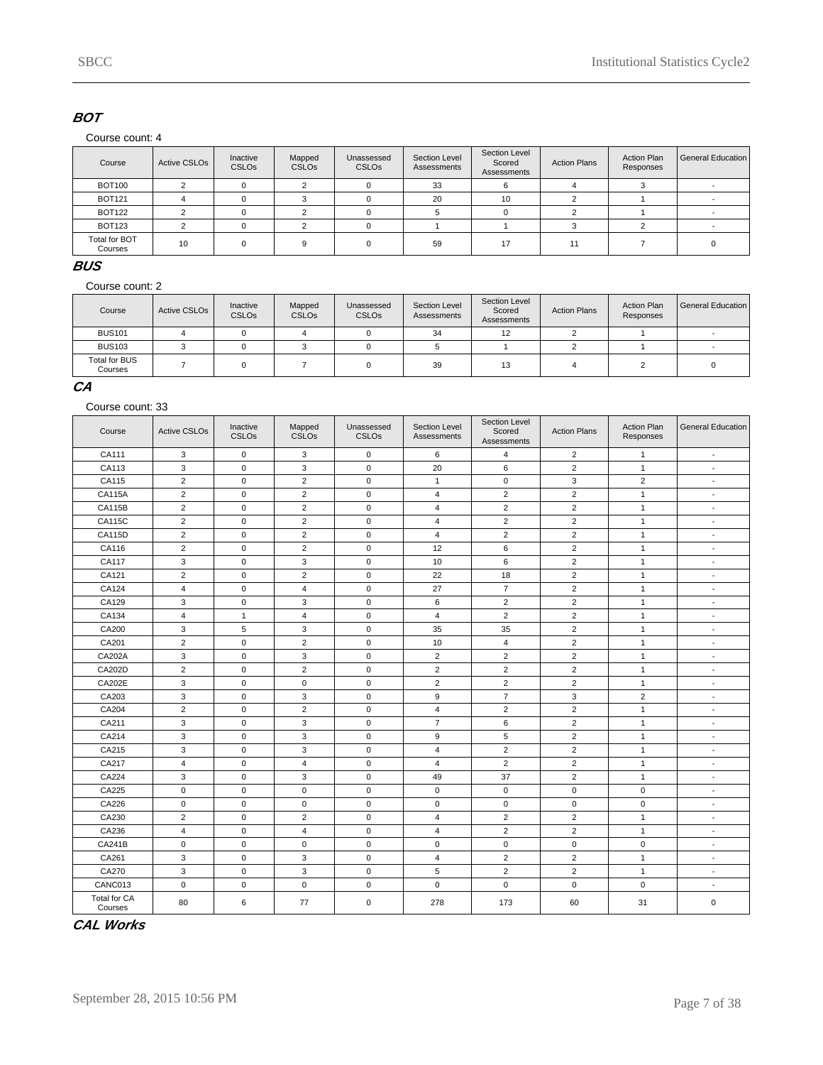## BOT

Course count: 4

| Course | Active CSLOs | Inactive CSLOs | Mapped CSLOs | Unassessed CSLOs | Section Level Assessments | Section Level Scored Assessments | Action Plans | Action Plan Responses | General Education |
|---|---|---|---|---|---|---|---|---|---|
| BOT100 | 2 | 0 | 2 | 0 | 33 | 6 | 4 | 3 | - |
| BOT121 | 4 | 0 | 3 | 0 | 20 | 10 | 2 | 1 | - |
| BOT122 | 2 | 0 | 2 | 0 | 5 | 0 | 2 | 1 | - |
| BOT123 | 2 | 0 | 2 | 0 | 1 | 1 | 3 | 2 | - |
| Total for BOT Courses | 10 | 0 | 9 | 0 | 59 | 17 | 11 | 7 | 0 |

## BUS

Course count: 2

| Course | Active CSLOs | Inactive CSLOs | Mapped CSLOs | Unassessed CSLOs | Section Level Assessments | Section Level Scored Assessments | Action Plans | Action Plan Responses | General Education |
|---|---|---|---|---|---|---|---|---|---|
| BUS101 | 4 | 0 | 4 | 0 | 34 | 12 | 2 | 1 | - |
| BUS103 | 3 | 0 | 3 | 0 | 5 | 1 | 2 | 1 | - |
| Total for BUS Courses | 7 | 0 | 7 | 0 | 39 | 13 | 4 | 2 | 0 |

## CA

Course count: 33

| Course | Active CSLOs | Inactive CSLOs | Mapped CSLOs | Unassessed CSLOs | Section Level Assessments | Section Level Scored Assessments | Action Plans | Action Plan Responses | General Education |
|---|---|---|---|---|---|---|---|---|---|
| CA111 | 3 | 0 | 3 | 0 | 6 | 4 | 2 | 1 | - |
| CA113 | 3 | 0 | 3 | 0 | 20 | 6 | 2 | 1 | - |
| CA115 | 2 | 0 | 2 | 0 | 1 | 0 | 3 | 2 | - |
| CA115A | 2 | 0 | 2 | 0 | 4 | 2 | 2 | 1 | - |
| CA115B | 2 | 0 | 2 | 0 | 4 | 2 | 2 | 1 | - |
| CA115C | 2 | 0 | 2 | 0 | 4 | 2 | 2 | 1 | - |
| CA115D | 2 | 0 | 2 | 0 | 4 | 2 | 2 | 1 | - |
| CA116 | 2 | 0 | 2 | 0 | 12 | 6 | 2 | 1 | - |
| CA117 | 3 | 0 | 3 | 0 | 10 | 6 | 2 | 1 | - |
| CA121 | 2 | 0 | 2 | 0 | 22 | 18 | 2 | 1 | - |
| CA124 | 4 | 0 | 4 | 0 | 27 | 7 | 2 | 1 | - |
| CA129 | 3 | 0 | 3 | 0 | 6 | 2 | 2 | 1 | - |
| CA134 | 4 | 1 | 4 | 0 | 4 | 2 | 2 | 1 | - |
| CA200 | 3 | 5 | 3 | 0 | 35 | 35 | 2 | 1 | - |
| CA201 | 2 | 0 | 2 | 0 | 10 | 4 | 2 | 1 | - |
| CA202A | 3 | 0 | 3 | 0 | 2 | 2 | 2 | 1 | - |
| CA202D | 2 | 0 | 2 | 0 | 2 | 2 | 2 | 1 | - |
| CA202E | 3 | 0 | 0 | 0 | 2 | 2 | 2 | 1 | - |
| CA203 | 3 | 0 | 3 | 0 | 9 | 7 | 3 | 2 | - |
| CA204 | 2 | 0 | 2 | 0 | 4 | 2 | 2 | 1 | - |
| CA211 | 3 | 0 | 3 | 0 | 7 | 6 | 2 | 1 | - |
| CA214 | 3 | 0 | 3 | 0 | 9 | 5 | 2 | 1 | - |
| CA215 | 3 | 0 | 3 | 0 | 4 | 2 | 2 | 1 | - |
| CA217 | 4 | 0 | 4 | 0 | 4 | 2 | 2 | 1 | - |
| CA224 | 3 | 0 | 3 | 0 | 49 | 37 | 2 | 1 | - |
| CA225 | 0 | 0 | 0 | 0 | 0 | 0 | 0 | 0 | - |
| CA226 | 0 | 0 | 0 | 0 | 0 | 0 | 0 | 0 | - |
| CA230 | 2 | 0 | 2 | 0 | 4 | 2 | 2 | 1 | - |
| CA236 | 4 | 0 | 4 | 0 | 4 | 2 | 2 | 1 | - |
| CA241B | 0 | 0 | 0 | 0 | 0 | 0 | 0 | 0 | - |
| CA261 | 3 | 0 | 3 | 0 | 4 | 2 | 2 | 1 | - |
| CA270 | 3 | 0 | 3 | 0 | 5 | 2 | 2 | 1 | - |
| CANC013 | 0 | 0 | 0 | 0 | 0 | 0 | 0 | 0 | - |
| Total for CA Courses | 80 | 6 | 77 | 0 | 278 | 173 | 60 | 31 | 0 |

## CAL Works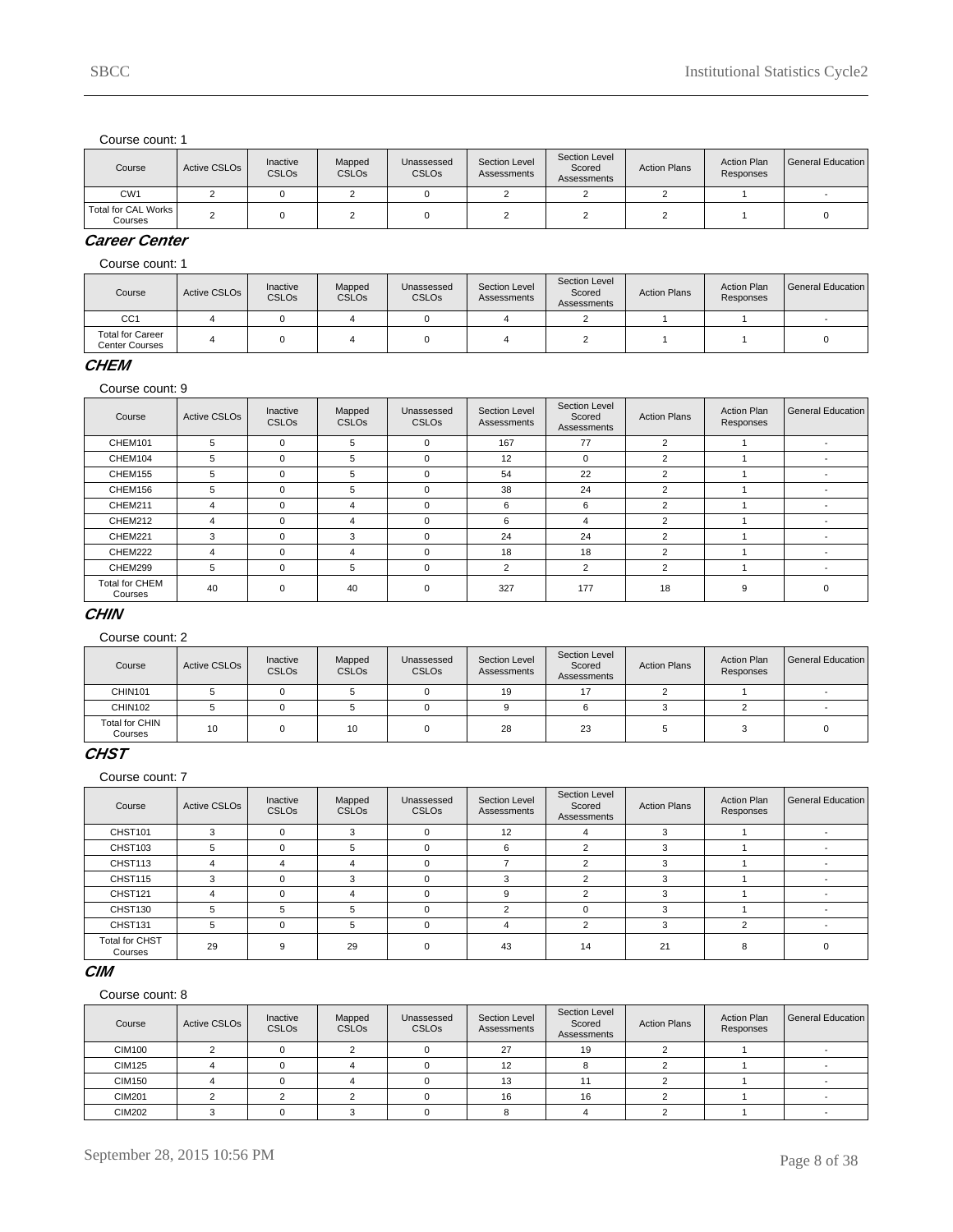Course count: 1

| Course | Active CSLOs | Inactive CSLOs | Mapped CSLOs | Unassessed CSLOs | Section Level Assessments | Section Level Scored Assessments | Action Plans | Action Plan Responses | General Education |
|---|---|---|---|---|---|---|---|---|---|
| CW1 | 2 | 0 | 2 | 0 | 2 | 2 | 2 | 1 | - |
| Total for CAL Works Courses | 2 | 0 | 2 | 0 | 2 | 2 | 2 | 1 | 0 |

### Career Center

Course count: 1

| Course | Active CSLOs | Inactive CSLOs | Mapped CSLOs | Unassessed CSLOs | Section Level Assessments | Section Level Scored Assessments | Action Plans | Action Plan Responses | General Education |
|---|---|---|---|---|---|---|---|---|---|
| CC1 | 4 | 0 | 4 | 0 | 4 | 2 | 1 | 1 | - |
| Total for Career Center Courses | 4 | 0 | 4 | 0 | 4 | 2 | 1 | 1 | 0 |

### CHEM

Course count: 9

| Course | Active CSLOs | Inactive CSLOs | Mapped CSLOs | Unassessed CSLOs | Section Level Assessments | Section Level Scored Assessments | Action Plans | Action Plan Responses | General Education |
|---|---|---|---|---|---|---|---|---|---|
| CHEM101 | 5 | 0 | 5 | 0 | 167 | 77 | 2 | 1 | - |
| CHEM104 | 5 | 0 | 5 | 0 | 12 | 0 | 2 | 1 | - |
| CHEM155 | 5 | 0 | 5 | 0 | 54 | 22 | 2 | 1 | - |
| CHEM156 | 5 | 0 | 5 | 0 | 38 | 24 | 2 | 1 | - |
| CHEM211 | 4 | 0 | 4 | 0 | 6 | 6 | 2 | 1 | - |
| CHEM212 | 4 | 0 | 4 | 0 | 6 | 4 | 2 | 1 | - |
| CHEM221 | 3 | 0 | 3 | 0 | 24 | 24 | 2 | 1 | - |
| CHEM222 | 4 | 0 | 4 | 0 | 18 | 18 | 2 | 1 | - |
| CHEM299 | 5 | 0 | 5 | 0 | 2 | 2 | 2 | 1 | - |
| Total for CHEM Courses | 40 | 0 | 40 | 0 | 327 | 177 | 18 | 9 | 0 |

### CHIN

Course count: 2

| Course | Active CSLOs | Inactive CSLOs | Mapped CSLOs | Unassessed CSLOs | Section Level Assessments | Section Level Scored Assessments | Action Plans | Action Plan Responses | General Education |
|---|---|---|---|---|---|---|---|---|---|
| CHIN101 | 5 | 0 | 5 | 0 | 19 | 17 | 2 | 1 | - |
| CHIN102 | 5 | 0 | 5 | 0 | 9 | 6 | 3 | 2 | - |
| Total for CHIN Courses | 10 | 0 | 10 | 0 | 28 | 23 | 5 | 3 | 0 |

### CHST

Course count: 7

| Course | Active CSLOs | Inactive CSLOs | Mapped CSLOs | Unassessed CSLOs | Section Level Assessments | Section Level Scored Assessments | Action Plans | Action Plan Responses | General Education |
|---|---|---|---|---|---|---|---|---|---|
| CHST101 | 3 | 0 | 3 | 0 | 12 | 4 | 3 | 1 | - |
| CHST103 | 5 | 0 | 5 | 0 | 6 | 2 | 3 | 1 | - |
| CHST113 | 4 | 4 | 4 | 0 | 7 | 2 | 3 | 1 | - |
| CHST115 | 3 | 0 | 3 | 0 | 3 | 2 | 3 | 1 | - |
| CHST121 | 4 | 0 | 4 | 0 | 9 | 2 | 3 | 1 | - |
| CHST130 | 5 | 5 | 5 | 0 | 2 | 0 | 3 | 1 | - |
| CHST131 | 5 | 0 | 5 | 0 | 4 | 2 | 3 | 2 | - |
| Total for CHST Courses | 29 | 9 | 29 | 0 | 43 | 14 | 21 | 8 | 0 |

### CIM

Course count: 8

| Course | Active CSLOs | Inactive CSLOs | Mapped CSLOs | Unassessed CSLOs | Section Level Assessments | Section Level Scored Assessments | Action Plans | Action Plan Responses | General Education |
|---|---|---|---|---|---|---|---|---|---|
| CIM100 | 2 | 0 | 2 | 0 | 27 | 19 | 2 | 1 | - |
| CIM125 | 4 | 0 | 4 | 0 | 12 | 8 | 2 | 1 | - |
| CIM150 | 4 | 0 | 4 | 0 | 13 | 11 | 2 | 1 | - |
| CIM201 | 2 | 2 | 2 | 0 | 16 | 16 | 2 | 1 | - |
| CIM202 | 3 | 0 | 3 | 0 | 8 | 4 | 2 | 1 | - |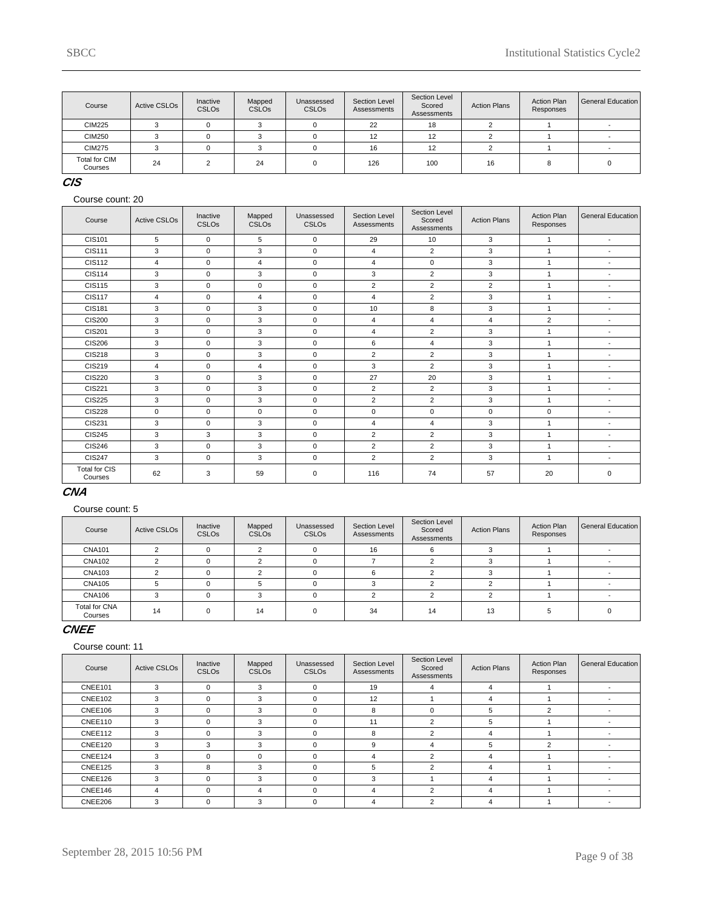| Course | Active CSLOs | Inactive CSLOs | Mapped CSLOs | Unassessed CSLOs | Section Level Assessments | Section Level Scored Assessments | Action Plans | Action Plan Responses | General Education |
|---|---|---|---|---|---|---|---|---|---|
| CIM225 | 3 | 0 | 3 | 0 | 22 | 18 | 2 | 1 | - |
| CIM250 | 3 | 0 | 3 | 0 | 12 | 12 | 2 | 1 | - |
| CIM275 | 3 | 0 | 3 | 0 | 16 | 12 | 2 | 1 | - |
| Total for CIM Courses | 24 | 2 | 24 | 0 | 126 | 100 | 16 | 8 | 0 |

## CIS

Course count: 20

| Course | Active CSLOs | Inactive CSLOs | Mapped CSLOs | Unassessed CSLOs | Section Level Assessments | Section Level Scored Assessments | Action Plans | Action Plan Responses | General Education |
|---|---|---|---|---|---|---|---|---|---|
| CIS101 | 5 | 0 | 5 | 0 | 29 | 10 | 3 | 1 | - |
| CIS111 | 3 | 0 | 3 | 0 | 4 | 2 | 3 | 1 | - |
| CIS112 | 4 | 0 | 4 | 0 | 4 | 0 | 3 | 1 | - |
| CIS114 | 3 | 0 | 3 | 0 | 3 | 2 | 3 | 1 | - |
| CIS115 | 3 | 0 | 0 | 0 | 2 | 2 | 2 | 1 | - |
| CIS117 | 4 | 0 | 4 | 0 | 4 | 2 | 3 | 1 | - |
| CIS181 | 3 | 0 | 3 | 0 | 10 | 8 | 3 | 1 | - |
| CIS200 | 3 | 0 | 3 | 0 | 4 | 4 | 4 | 2 | - |
| CIS201 | 3 | 0 | 3 | 0 | 4 | 2 | 3 | 1 | - |
| CIS206 | 3 | 0 | 3 | 0 | 6 | 4 | 3 | 1 | - |
| CIS218 | 3 | 0 | 3 | 0 | 2 | 2 | 3 | 1 | - |
| CIS219 | 4 | 0 | 4 | 0 | 3 | 2 | 3 | 1 | - |
| CIS220 | 3 | 0 | 3 | 0 | 27 | 20 | 3 | 1 | - |
| CIS221 | 3 | 0 | 3 | 0 | 2 | 2 | 3 | 1 | - |
| CIS225 | 3 | 0 | 3 | 0 | 2 | 2 | 3 | 1 | - |
| CIS228 | 0 | 0 | 0 | 0 | 0 | 0 | 0 | 0 | - |
| CIS231 | 3 | 0 | 3 | 0 | 4 | 4 | 3 | 1 | - |
| CIS245 | 3 | 3 | 3 | 0 | 2 | 2 | 3 | 1 | - |
| CIS246 | 3 | 0 | 3 | 0 | 2 | 2 | 3 | 1 | - |
| CIS247 | 3 | 0 | 3 | 0 | 2 | 2 | 3 | 1 | - |
| Total for CIS Courses | 62 | 3 | 59 | 0 | 116 | 74 | 57 | 20 | 0 |

## CNA

Course count: 5

| Course | Active CSLOs | Inactive CSLOs | Mapped CSLOs | Unassessed CSLOs | Section Level Assessments | Section Level Scored Assessments | Action Plans | Action Plan Responses | General Education |
|---|---|---|---|---|---|---|---|---|---|
| CNA101 | 2 | 0 | 2 | 0 | 16 | 6 | 3 | 1 | - |
| CNA102 | 2 | 0 | 2 | 0 | 7 | 2 | 3 | 1 | - |
| CNA103 | 2 | 0 | 2 | 0 | 6 | 2 | 3 | 1 | - |
| CNA105 | 5 | 0 | 5 | 0 | 3 | 2 | 2 | 1 | - |
| CNA106 | 3 | 0 | 3 | 0 | 2 | 2 | 2 | 1 | - |
| Total for CNA Courses | 14 | 0 | 14 | 0 | 34 | 14 | 13 | 5 | 0 |

## CNEE

Course count: 11

| Course | Active CSLOs | Inactive CSLOs | Mapped CSLOs | Unassessed CSLOs | Section Level Assessments | Section Level Scored Assessments | Action Plans | Action Plan Responses | General Education |
|---|---|---|---|---|---|---|---|---|---|
| CNEE101 | 3 | 0 | 3 | 0 | 19 | 4 | 4 | 1 | - |
| CNEE102 | 3 | 0 | 3 | 0 | 12 | 1 | 4 | 1 | - |
| CNEE106 | 3 | 0 | 3 | 0 | 8 | 0 | 5 | 2 | - |
| CNEE110 | 3 | 0 | 3 | 0 | 11 | 2 | 5 | 1 | - |
| CNEE112 | 3 | 0 | 3 | 0 | 8 | 2 | 4 | 1 | - |
| CNEE120 | 3 | 3 | 3 | 0 | 9 | 4 | 5 | 2 | - |
| CNEE124 | 3 | 0 | 0 | 0 | 4 | 2 | 4 | 1 | - |
| CNEE125 | 3 | 8 | 3 | 0 | 5 | 2 | 4 | 1 | - |
| CNEE126 | 3 | 0 | 3 | 0 | 3 | 1 | 4 | 1 | - |
| CNEE146 | 4 | 0 | 4 | 0 | 4 | 2 | 4 | 1 | - |
| CNEE206 | 3 | 0 | 3 | 0 | 4 | 2 | 4 | 1 | - |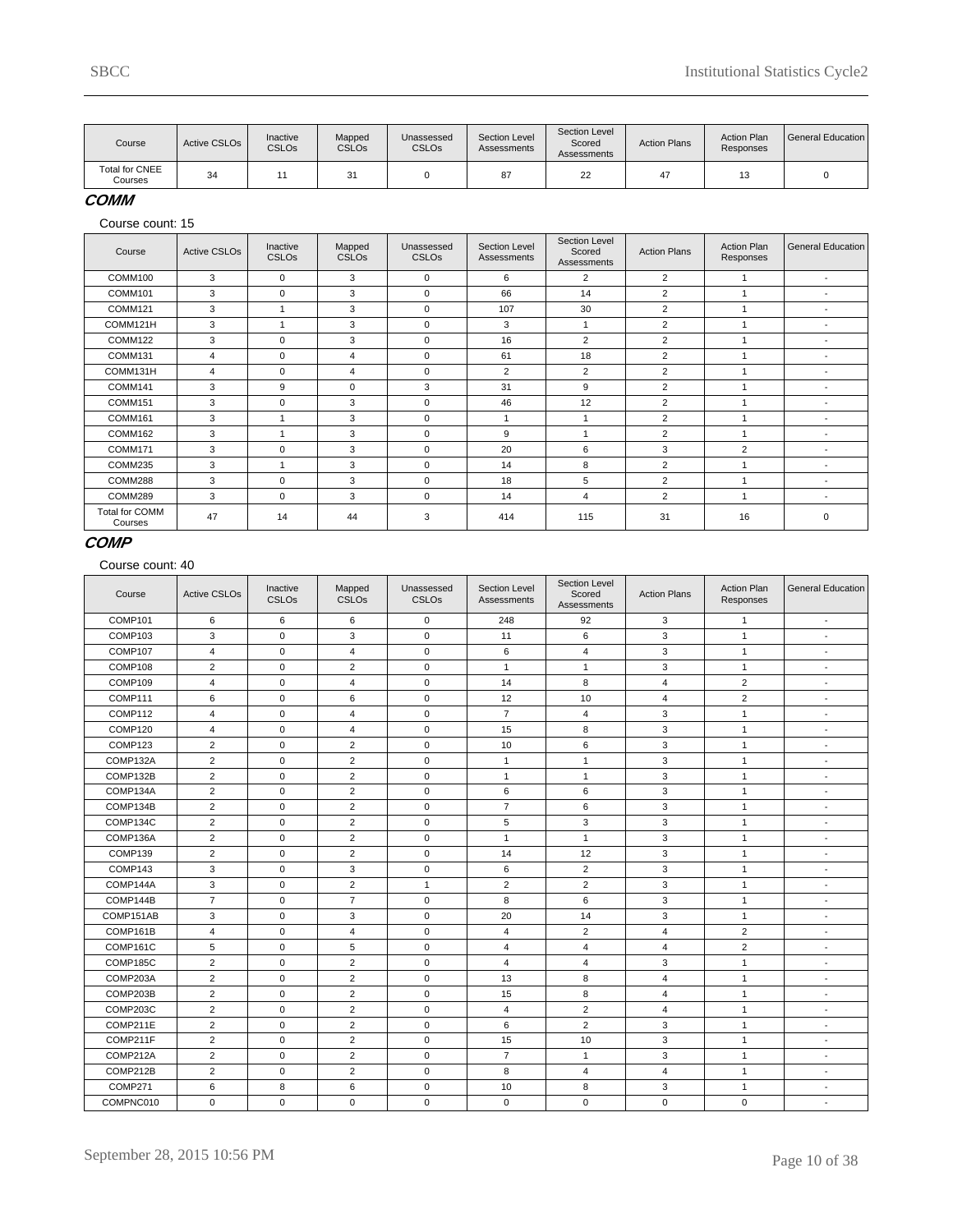| Course | Active CSLOs | Inactive CSLOs | Mapped CSLOs | Unassessed CSLOs | Section Level Assessments | Section Level Scored Assessments | Action Plans | Action Plan Responses | General Education |
|---|---|---|---|---|---|---|---|---|---|
| Total for CNEE Courses | 34 | 11 | 31 | 0 | 87 | 22 | 47 | 13 | 0 |

## COMM

Course count: 15

| Course | Active CSLOs | Inactive CSLOs | Mapped CSLOs | Unassessed CSLOs | Section Level Assessments | Section Level Scored Assessments | Action Plans | Action Plan Responses | General Education |
|---|---|---|---|---|---|---|---|---|---|
| COMM100 | 3 | 0 | 3 | 0 | 6 | 2 | 2 | 1 | - |
| COMM101 | 3 | 0 | 3 | 0 | 66 | 14 | 2 | 1 | - |
| COMM121 | 3 | 1 | 3 | 0 | 107 | 30 | 2 | 1 | - |
| COMM121H | 3 | 1 | 3 | 0 | 3 | 1 | 2 | 1 | - |
| COMM122 | 3 | 0 | 3 | 0 | 16 | 2 | 2 | 1 | - |
| COMM131 | 4 | 0 | 4 | 0 | 61 | 18 | 2 | 1 | - |
| COMM131H | 4 | 0 | 4 | 0 | 2 | 2 | 2 | 1 | - |
| COMM141 | 3 | 9 | 0 | 3 | 31 | 9 | 2 | 1 | - |
| COMM151 | 3 | 0 | 3 | 0 | 46 | 12 | 2 | 1 | - |
| COMM161 | 3 | 1 | 3 | 0 | 1 | 1 | 2 | 1 | - |
| COMM162 | 3 | 1 | 3 | 0 | 9 | 1 | 2 | 1 | - |
| COMM171 | 3 | 0 | 3 | 0 | 20 | 6 | 3 | 2 | - |
| COMM235 | 3 | 1 | 3 | 0 | 14 | 8 | 2 | 1 | - |
| COMM288 | 3 | 0 | 3 | 0 | 18 | 5 | 2 | 1 | - |
| COMM289 | 3 | 0 | 3 | 0 | 14 | 4 | 2 | 1 | - |
| Total for COMM Courses | 47 | 14 | 44 | 3 | 414 | 115 | 31 | 16 | 0 |

## COMP

Course count: 40

| Course | Active CSLOs | Inactive CSLOs | Mapped CSLOs | Unassessed CSLOs | Section Level Assessments | Section Level Scored Assessments | Action Plans | Action Plan Responses | General Education |
|---|---|---|---|---|---|---|---|---|---|
| COMP101 | 6 | 6 | 6 | 0 | 248 | 92 | 3 | 1 | - |
| COMP103 | 3 | 0 | 3 | 0 | 11 | 6 | 3 | 1 | - |
| COMP107 | 4 | 0 | 4 | 0 | 6 | 4 | 3 | 1 | - |
| COMP108 | 2 | 0 | 2 | 0 | 1 | 1 | 3 | 1 | - |
| COMP109 | 4 | 0 | 4 | 0 | 14 | 8 | 4 | 2 | - |
| COMP111 | 6 | 0 | 6 | 0 | 12 | 10 | 4 | 2 | - |
| COMP112 | 4 | 0 | 4 | 0 | 7 | 4 | 3 | 1 | - |
| COMP120 | 4 | 0 | 4 | 0 | 15 | 8 | 3 | 1 | - |
| COMP123 | 2 | 0 | 2 | 0 | 10 | 6 | 3 | 1 | - |
| COMP132A | 2 | 0 | 2 | 0 | 1 | 1 | 3 | 1 | - |
| COMP132B | 2 | 0 | 2 | 0 | 1 | 1 | 3 | 1 | - |
| COMP134A | 2 | 0 | 2 | 0 | 6 | 6 | 3 | 1 | - |
| COMP134B | 2 | 0 | 2 | 0 | 7 | 6 | 3 | 1 | - |
| COMP134C | 2 | 0 | 2 | 0 | 5 | 3 | 3 | 1 | - |
| COMP136A | 2 | 0 | 2 | 0 | 1 | 1 | 3 | 1 | - |
| COMP139 | 2 | 0 | 2 | 0 | 14 | 12 | 3 | 1 | - |
| COMP143 | 3 | 0 | 3 | 0 | 6 | 2 | 3 | 1 | - |
| COMP144A | 3 | 0 | 2 | 1 | 2 | 2 | 3 | 1 | - |
| COMP144B | 7 | 0 | 7 | 0 | 8 | 6 | 3 | 1 | - |
| COMP151AB | 3 | 0 | 3 | 0 | 20 | 14 | 3 | 1 | - |
| COMP161B | 4 | 0 | 4 | 0 | 4 | 2 | 4 | 2 | - |
| COMP161C | 5 | 0 | 5 | 0 | 4 | 4 | 4 | 2 | - |
| COMP185C | 2 | 0 | 2 | 0 | 4 | 4 | 3 | 1 | - |
| COMP203A | 2 | 0 | 2 | 0 | 13 | 8 | 4 | 1 | - |
| COMP203B | 2 | 0 | 2 | 0 | 15 | 8 | 4 | 1 | - |
| COMP203C | 2 | 0 | 2 | 0 | 4 | 2 | 4 | 1 | - |
| COMP211E | 2 | 0 | 2 | 0 | 6 | 2 | 3 | 1 | - |
| COMP211F | 2 | 0 | 2 | 0 | 15 | 10 | 3 | 1 | - |
| COMP212A | 2 | 0 | 2 | 0 | 7 | 1 | 3 | 1 | - |
| COMP212B | 2 | 0 | 2 | 0 | 8 | 4 | 4 | 1 | - |
| COMP271 | 6 | 8 | 6 | 0 | 10 | 8 | 3 | 1 | - |
| COMPNC010 | 0 | 0 | 0 | 0 | 0 | 0 | 0 | 0 | - |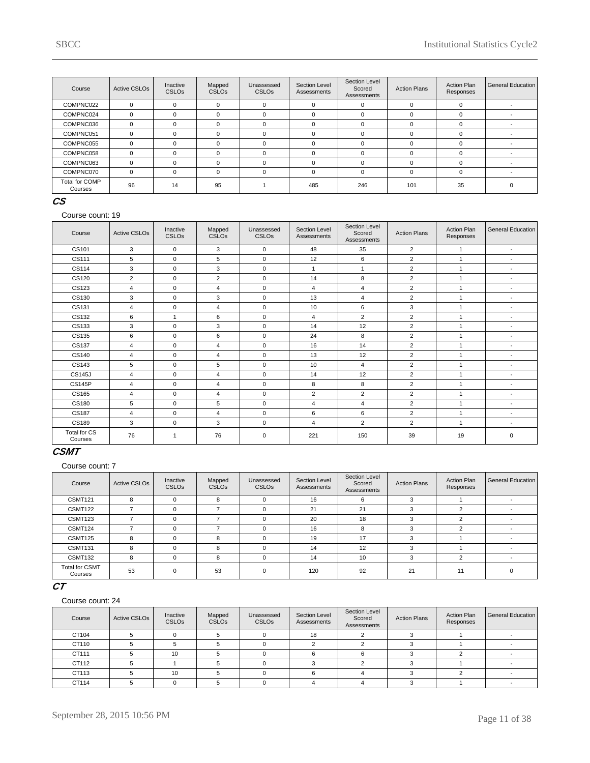| Course | Active CSLOs | Inactive CSLOs | Mapped CSLOs | Unassessed CSLOs | Section Level Assessments | Section Level Scored Assessments | Action Plans | Action Plan Responses | General Education |
|---|---|---|---|---|---|---|---|---|---|
| COMPNC022 | 0 | 0 | 0 | 0 | 0 | 0 | 0 | 0 | - |
| COMPNC024 | 0 | 0 | 0 | 0 | 0 | 0 | 0 | 0 | - |
| COMPNC036 | 0 | 0 | 0 | 0 | 0 | 0 | 0 | 0 | - |
| COMPNC051 | 0 | 0 | 0 | 0 | 0 | 0 | 0 | 0 | - |
| COMPNC055 | 0 | 0 | 0 | 0 | 0 | 0 | 0 | 0 | - |
| COMPNC058 | 0 | 0 | 0 | 0 | 0 | 0 | 0 | 0 | - |
| COMPNC063 | 0 | 0 | 0 | 0 | 0 | 0 | 0 | 0 | - |
| COMPNC070 | 0 | 0 | 0 | 0 | 0 | 0 | 0 | 0 | - |
| Total for COMP Courses | 96 | 14 | 95 | 1 | 485 | 246 | 101 | 35 | 0 |

## CS

Course count: 19

| Course | Active CSLOs | Inactive CSLOs | Mapped CSLOs | Unassessed CSLOs | Section Level Assessments | Section Level Scored Assessments | Action Plans | Action Plan Responses | General Education |
|---|---|---|---|---|---|---|---|---|---|
| CS101 | 3 | 0 | 3 | 0 | 48 | 35 | 2 | 1 | - |
| CS111 | 5 | 0 | 5 | 0 | 12 | 6 | 2 | 1 | - |
| CS114 | 3 | 0 | 3 | 0 | 1 | 1 | 2 | 1 | - |
| CS120 | 2 | 0 | 2 | 0 | 14 | 8 | 2 | 1 | - |
| CS123 | 4 | 0 | 4 | 0 | 4 | 4 | 2 | 1 | - |
| CS130 | 3 | 0 | 3 | 0 | 13 | 4 | 2 | 1 | - |
| CS131 | 4 | 0 | 4 | 0 | 10 | 6 | 3 | 1 | - |
| CS132 | 6 | 1 | 6 | 0 | 4 | 2 | 2 | 1 | - |
| CS133 | 3 | 0 | 3 | 0 | 14 | 12 | 2 | 1 | - |
| CS135 | 6 | 0 | 6 | 0 | 24 | 8 | 2 | 1 | - |
| CS137 | 4 | 0 | 4 | 0 | 16 | 14 | 2 | 1 | - |
| CS140 | 4 | 0 | 4 | 0 | 13 | 12 | 2 | 1 | - |
| CS143 | 5 | 0 | 5 | 0 | 10 | 4 | 2 | 1 | - |
| CS145J | 4 | 0 | 4 | 0 | 14 | 12 | 2 | 1 | - |
| CS145P | 4 | 0 | 4 | 0 | 8 | 8 | 2 | 1 | - |
| CS165 | 4 | 0 | 4 | 0 | 2 | 2 | 2 | 1 | - |
| CS180 | 5 | 0 | 5 | 0 | 4 | 4 | 2 | 1 | - |
| CS187 | 4 | 0 | 4 | 0 | 6 | 6 | 2 | 1 | - |
| CS189 | 3 | 0 | 3 | 0 | 4 | 2 | 2 | 1 | - |
| Total for CS Courses | 76 | 1 | 76 | 0 | 221 | 150 | 39 | 19 | 0 |

## CSMT

Course count: 7

| Course | Active CSLOs | Inactive CSLOs | Mapped CSLOs | Unassessed CSLOs | Section Level Assessments | Section Level Scored Assessments | Action Plans | Action Plan Responses | General Education |
|---|---|---|---|---|---|---|---|---|---|
| CSMT121 | 8 | 0 | 8 | 0 | 16 | 6 | 3 | 1 | - |
| CSMT122 | 7 | 0 | 7 | 0 | 21 | 21 | 3 | 2 | - |
| CSMT123 | 7 | 0 | 7 | 0 | 20 | 18 | 3 | 2 | - |
| CSMT124 | 7 | 0 | 7 | 0 | 16 | 8 | 3 | 2 | - |
| CSMT125 | 8 | 0 | 8 | 0 | 19 | 17 | 3 | 1 | - |
| CSMT131 | 8 | 0 | 8 | 0 | 14 | 12 | 3 | 1 | - |
| CSMT132 | 8 | 0 | 8 | 0 | 14 | 10 | 3 | 2 | - |
| Total for CSMT Courses | 53 | 0 | 53 | 0 | 120 | 92 | 21 | 11 | 0 |

## CT

Course count: 24

| Course | Active CSLOs | Inactive CSLOs | Mapped CSLOs | Unassessed CSLOs | Section Level Assessments | Section Level Scored Assessments | Action Plans | Action Plan Responses | General Education |
|---|---|---|---|---|---|---|---|---|---|
| CT104 | 5 | 0 | 5 | 0 | 18 | 2 | 3 | 1 | - |
| CT110 | 5 | 5 | 5 | 0 | 2 | 2 | 3 | 1 | - |
| CT111 | 5 | 10 | 5 | 0 | 6 | 6 | 3 | 2 | - |
| CT112 | 5 | 1 | 5 | 0 | 3 | 2 | 3 | 1 | - |
| CT113 | 5 | 10 | 5 | 0 | 6 | 4 | 3 | 2 | - |
| CT114 | 5 | 0 | 5 | 0 | 4 | 4 | 3 | 1 | - |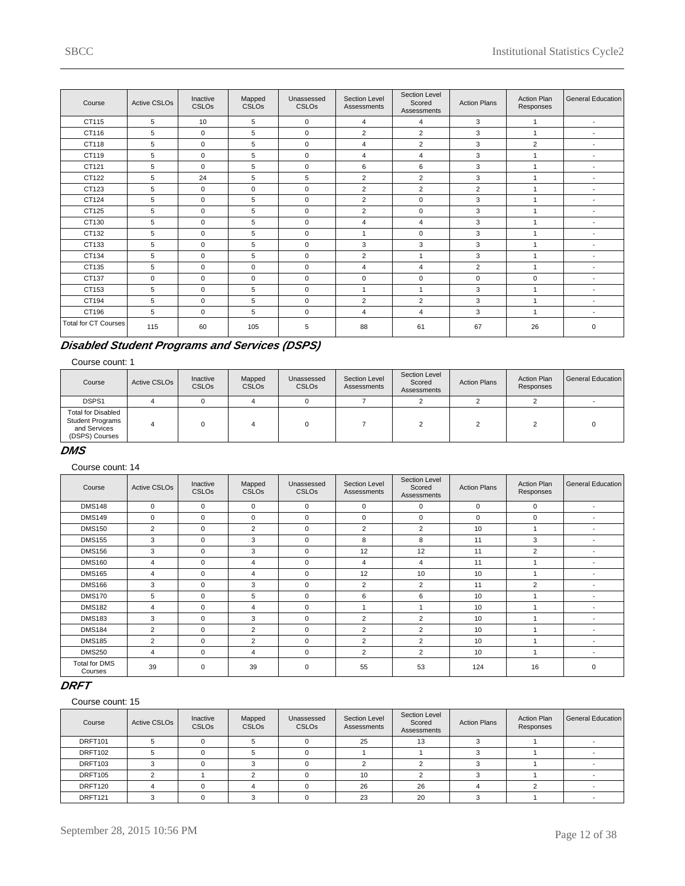| Course | Active CSLOs | Inactive CSLOs | Mapped CSLOs | Unassessed CSLOs | Section Level Assessments | Section Level Scored Assessments | Action Plans | Action Plan Responses | General Education |
|---|---|---|---|---|---|---|---|---|---|
| CT115 | 5 | 10 | 5 | 0 | 4 | 4 | 3 | 1 | - |
| CT116 | 5 | 0 | 5 | 0 | 2 | 2 | 3 | 1 | - |
| CT118 | 5 | 0 | 5 | 0 | 4 | 2 | 3 | 2 | - |
| CT119 | 5 | 0 | 5 | 0 | 4 | 4 | 3 | 1 | - |
| CT121 | 5 | 0 | 5 | 0 | 6 | 6 | 3 | 1 | - |
| CT122 | 5 | 24 | 5 | 5 | 2 | 2 | 3 | 1 | - |
| CT123 | 5 | 0 | 0 | 0 | 2 | 2 | 2 | 1 | - |
| CT124 | 5 | 0 | 5 | 0 | 2 | 0 | 3 | 1 | - |
| CT125 | 5 | 0 | 5 | 0 | 2 | 0 | 3 | 1 | - |
| CT130 | 5 | 0 | 5 | 0 | 4 | 4 | 3 | 1 | - |
| CT132 | 5 | 0 | 5 | 0 | 1 | 0 | 3 | 1 | - |
| CT133 | 5 | 0 | 5 | 0 | 3 | 3 | 3 | 1 | - |
| CT134 | 5 | 0 | 5 | 0 | 2 | 1 | 3 | 1 | - |
| CT135 | 5 | 0 | 0 | 0 | 4 | 4 | 2 | 1 | - |
| CT137 | 0 | 0 | 0 | 0 | 0 | 0 | 0 | 0 | - |
| CT153 | 5 | 0 | 5 | 0 | 1 | 1 | 3 | 1 | - |
| CT194 | 5 | 0 | 5 | 0 | 2 | 2 | 3 | 1 | - |
| CT196 | 5 | 0 | 5 | 0 | 4 | 4 | 3 | 1 | - |
| Total for CT Courses | 115 | 60 | 105 | 5 | 88 | 61 | 67 | 26 | 0 |

## *Disabled Student Programs and Services (DSPS)*

Course count: 1

| Course | Active CSLOs | Inactive CSLOs | Mapped CSLOs | Unassessed CSLOs | Section Level Assessments | Section Level Scored Assessments | Action Plans | Action Plan Responses | General Education |
|---|---|---|---|---|---|---|---|---|---|
| DSPS1 | 4 | 0 | 4 | 0 | 7 | 2 | 2 | 2 | - |
| Total for Disabled Student Programs and Services (DSPS) Courses | 4 | 0 | 4 | 0 | 7 | 2 | 2 | 2 | 0 |

## *DMS*

Course count: 14

| Course | Active CSLOs | Inactive CSLOs | Mapped CSLOs | Unassessed CSLOs | Section Level Assessments | Section Level Scored Assessments | Action Plans | Action Plan Responses | General Education |
|---|---|---|---|---|---|---|---|---|---|
| DMS148 | 0 | 0 | 0 | 0 | 0 | 0 | 0 | 0 | - |
| DMS149 | 0 | 0 | 0 | 0 | 0 | 0 | 0 | 0 | - |
| DMS150 | 2 | 0 | 2 | 0 | 2 | 2 | 10 | 1 | - |
| DMS155 | 3 | 0 | 3 | 0 | 8 | 8 | 11 | 3 | - |
| DMS156 | 3 | 0 | 3 | 0 | 12 | 12 | 11 | 2 | - |
| DMS160 | 4 | 0 | 4 | 0 | 4 | 4 | 11 | 1 | - |
| DMS165 | 4 | 0 | 4 | 0 | 12 | 10 | 10 | 1 | - |
| DMS166 | 3 | 0 | 3 | 0 | 2 | 2 | 11 | 2 | - |
| DMS170 | 5 | 0 | 5 | 0 | 6 | 6 | 10 | 1 | - |
| DMS182 | 4 | 0 | 4 | 0 | 1 | 1 | 10 | 1 | - |
| DMS183 | 3 | 0 | 3 | 0 | 2 | 2 | 10 | 1 | - |
| DMS184 | 2 | 0 | 2 | 0 | 2 | 2 | 10 | 1 | - |
| DMS185 | 2 | 0 | 2 | 0 | 2 | 2 | 10 | 1 | - |
| DMS250 | 4 | 0 | 4 | 0 | 2 | 2 | 10 | 1 | - |
| Total for DMS Courses | 39 | 0 | 39 | 0 | 55 | 53 | 124 | 16 | 0 |

## *DRFT*

Course count: 15

| Course | Active CSLOs | Inactive CSLOs | Mapped CSLOs | Unassessed CSLOs | Section Level Assessments | Section Level Scored Assessments | Action Plans | Action Plan Responses | General Education |
|---|---|---|---|---|---|---|---|---|---|
| DRFT101 | 5 | 0 | 5 | 0 | 25 | 13 | 3 | 1 | - |
| DRFT102 | 5 | 0 | 5 | 0 | 1 | 1 | 3 | 1 | - |
| DRFT103 | 3 | 0 | 3 | 0 | 2 | 2 | 3 | 1 | - |
| DRFT105 | 2 | 1 | 2 | 0 | 10 | 2 | 3 | 1 | - |
| DRFT120 | 4 | 0 | 4 | 0 | 26 | 26 | 4 | 2 | - |
| DRFT121 | 3 | 0 | 3 | 0 | 23 | 20 | 3 | 1 | - |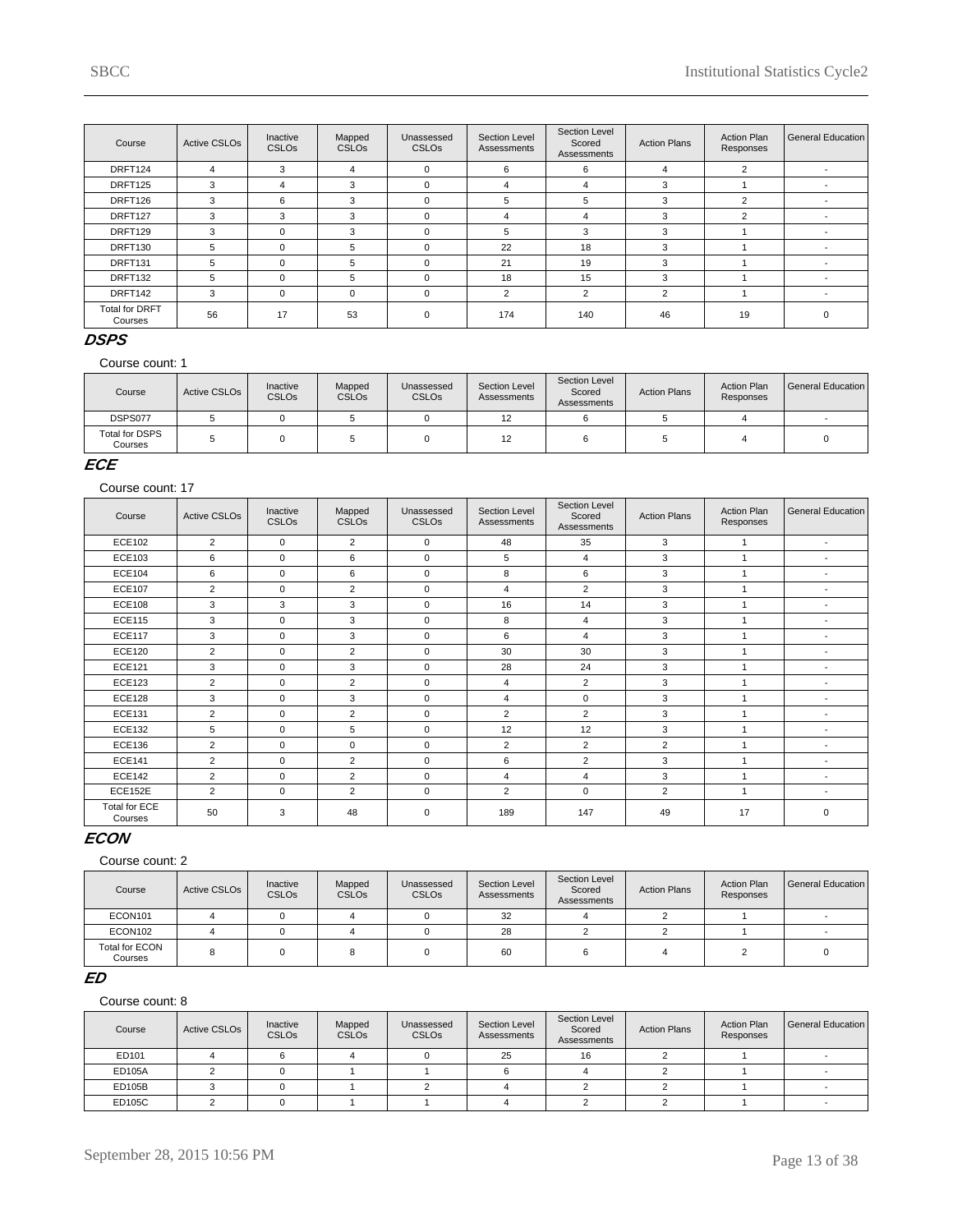| Course | Active CSLOs | Inactive CSLOs | Mapped CSLOs | Unassessed CSLOs | Section Level Assessments | Section Level Scored Assessments | Action Plans | Action Plan Responses | General Education |
|---|---|---|---|---|---|---|---|---|---|
| DRFT124 | 4 | 3 | 4 | 0 | 6 | 6 | 4 | 2 | - |
| DRFT125 | 3 | 4 | 3 | 0 | 4 | 4 | 3 | 1 | - |
| DRFT126 | 3 | 6 | 3 | 0 | 5 | 5 | 3 | 2 | - |
| DRFT127 | 3 | 3 | 3 | 0 | 4 | 4 | 3 | 2 | - |
| DRFT129 | 3 | 0 | 3 | 0 | 5 | 3 | 3 | 1 | - |
| DRFT130 | 5 | 0 | 5 | 0 | 22 | 18 | 3 | 1 | - |
| DRFT131 | 5 | 0 | 5 | 0 | 21 | 19 | 3 | 1 | - |
| DRFT132 | 5 | 0 | 5 | 0 | 18 | 15 | 3 | 1 | - |
| DRFT142 | 3 | 0 | 0 | 0 | 2 | 2 | 2 | 1 | - |
| Total for DRFT Courses | 56 | 17 | 53 | 0 | 174 | 140 | 46 | 19 | 0 |

## DSPS

Course count: 1

| Course | Active CSLOs | Inactive CSLOs | Mapped CSLOs | Unassessed CSLOs | Section Level Assessments | Section Level Scored Assessments | Action Plans | Action Plan Responses | General Education |
|---|---|---|---|---|---|---|---|---|---|
| DSPS077 | 5 | 0 | 5 | 0 | 12 | 6 | 5 | 4 | - |
| Total for DSPS Courses | 5 | 0 | 5 | 0 | 12 | 6 | 5 | 4 | 0 |

## ECE

Course count: 17

| Course | Active CSLOs | Inactive CSLOs | Mapped CSLOs | Unassessed CSLOs | Section Level Assessments | Section Level Scored Assessments | Action Plans | Action Plan Responses | General Education |
|---|---|---|---|---|---|---|---|---|---|
| ECE102 | 2 | 0 | 2 | 0 | 48 | 35 | 3 | 1 | - |
| ECE103 | 6 | 0 | 6 | 0 | 5 | 4 | 3 | 1 | - |
| ECE104 | 6 | 0 | 6 | 0 | 8 | 6 | 3 | 1 | - |
| ECE107 | 2 | 0 | 2 | 0 | 4 | 2 | 3 | 1 | - |
| ECE108 | 3 | 3 | 3 | 0 | 16 | 14 | 3 | 1 | - |
| ECE115 | 3 | 0 | 3 | 0 | 8 | 4 | 3 | 1 | - |
| ECE117 | 3 | 0 | 3 | 0 | 6 | 4 | 3 | 1 | - |
| ECE120 | 2 | 0 | 2 | 0 | 30 | 30 | 3 | 1 | - |
| ECE121 | 3 | 0 | 3 | 0 | 28 | 24 | 3 | 1 | - |
| ECE123 | 2 | 0 | 2 | 0 | 4 | 2 | 3 | 1 | - |
| ECE128 | 3 | 0 | 3 | 0 | 4 | 0 | 3 | 1 | - |
| ECE131 | 2 | 0 | 2 | 0 | 2 | 2 | 3 | 1 | - |
| ECE132 | 5 | 0 | 5 | 0 | 12 | 12 | 3 | 1 | - |
| ECE136 | 2 | 0 | 0 | 0 | 2 | 2 | 2 | 1 | - |
| ECE141 | 2 | 0 | 2 | 0 | 6 | 2 | 3 | 1 | - |
| ECE142 | 2 | 0 | 2 | 0 | 4 | 4 | 3 | 1 | - |
| ECE152E | 2 | 0 | 2 | 0 | 2 | 0 | 2 | 1 | - |
| Total for ECE Courses | 50 | 3 | 48 | 0 | 189 | 147 | 49 | 17 | 0 |

## ECON

Course count: 2

| Course | Active CSLOs | Inactive CSLOs | Mapped CSLOs | Unassessed CSLOs | Section Level Assessments | Section Level Scored Assessments | Action Plans | Action Plan Responses | General Education |
|---|---|---|---|---|---|---|---|---|---|
| ECON101 | 4 | 0 | 4 | 0 | 32 | 4 | 2 | 1 | - |
| ECON102 | 4 | 0 | 4 | 0 | 28 | 2 | 2 | 1 | - |
| Total for ECON Courses | 8 | 0 | 8 | 0 | 60 | 6 | 4 | 2 | 0 |

## ED

Course count: 8

| Course | Active CSLOs | Inactive CSLOs | Mapped CSLOs | Unassessed CSLOs | Section Level Assessments | Section Level Scored Assessments | Action Plans | Action Plan Responses | General Education |
|---|---|---|---|---|---|---|---|---|---|
| ED101 | 4 | 6 | 4 | 0 | 25 | 16 | 2 | 1 | - |
| ED105A | 2 | 0 | 1 | 1 | 6 | 4 | 2 | 1 | - |
| ED105B | 3 | 0 | 1 | 2 | 4 | 2 | 2 | 1 | - |
| ED105C | 2 | 0 | 1 | 1 | 4 | 2 | 2 | 1 | - |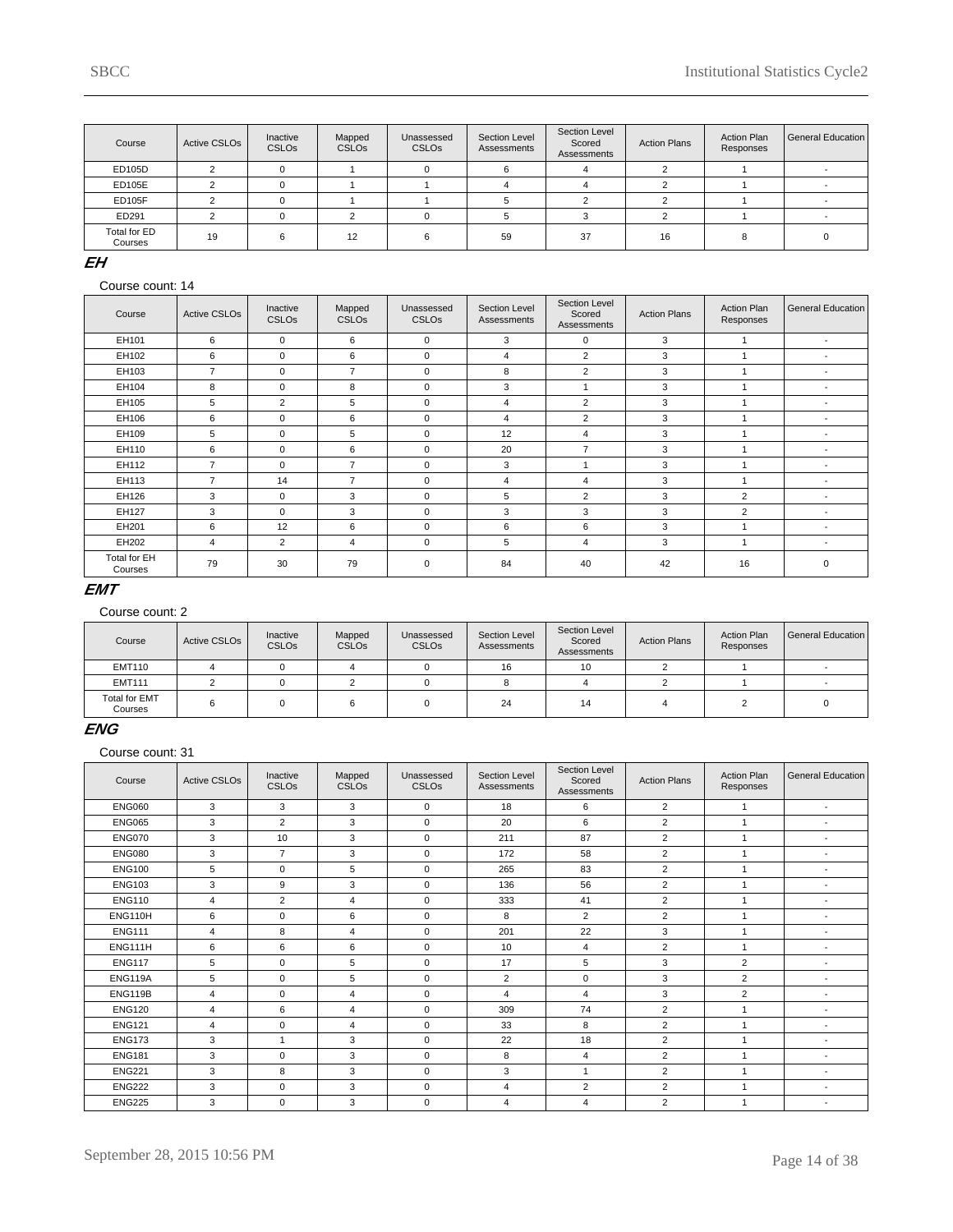| Course | Active CSLOs | Inactive CSLOs | Mapped CSLOs | Unassessed CSLOs | Section Level Assessments | Section Level Scored Assessments | Action Plans | Action Plan Responses | General Education |
|---|---|---|---|---|---|---|---|---|---|
| ED105D | 2 | 0 | 1 | 0 | 6 | 4 | 2 | 1 | - |
| ED105E | 2 | 0 | 1 | 1 | 4 | 4 | 2 | 1 | - |
| ED105F | 2 | 0 | 1 | 1 | 5 | 2 | 2 | 1 | - |
| ED291 | 2 | 0 | 2 | 0 | 5 | 3 | 2 | 1 | - |
| Total for ED Courses | 19 | 6 | 12 | 6 | 59 | 37 | 16 | 8 | 0 |

## EH

Course count: 14

| Course | Active CSLOs | Inactive CSLOs | Mapped CSLOs | Unassessed CSLOs | Section Level Assessments | Section Level Scored Assessments | Action Plans | Action Plan Responses | General Education |
|---|---|---|---|---|---|---|---|---|---|
| EH101 | 6 | 0 | 6 | 0 | 3 | 0 | 3 | 1 | - |
| EH102 | 6 | 0 | 6 | 0 | 4 | 2 | 3 | 1 | - |
| EH103 | 7 | 0 | 7 | 0 | 8 | 2 | 3 | 1 | - |
| EH104 | 8 | 0 | 8 | 0 | 3 | 1 | 3 | 1 | - |
| EH105 | 5 | 2 | 5 | 0 | 4 | 2 | 3 | 1 | - |
| EH106 | 6 | 0 | 6 | 0 | 4 | 2 | 3 | 1 | - |
| EH109 | 5 | 0 | 5 | 0 | 12 | 4 | 3 | 1 | - |
| EH110 | 6 | 0 | 6 | 0 | 20 | 7 | 3 | 1 | - |
| EH112 | 7 | 0 | 7 | 0 | 3 | 1 | 3 | 1 | - |
| EH113 | 7 | 14 | 7 | 0 | 4 | 4 | 3 | 1 | - |
| EH126 | 3 | 0 | 3 | 0 | 5 | 2 | 3 | 2 | - |
| EH127 | 3 | 0 | 3 | 0 | 3 | 3 | 3 | 2 | - |
| EH201 | 6 | 12 | 6 | 0 | 6 | 6 | 3 | 1 | - |
| EH202 | 4 | 2 | 4 | 0 | 5 | 4 | 3 | 1 | - |
| Total for EH Courses | 79 | 30 | 79 | 0 | 84 | 40 | 42 | 16 | 0 |

## EMT

Course count: 2

| Course | Active CSLOs | Inactive CSLOs | Mapped CSLOs | Unassessed CSLOs | Section Level Assessments | Section Level Scored Assessments | Action Plans | Action Plan Responses | General Education |
|---|---|---|---|---|---|---|---|---|---|
| EMT110 | 4 | 0 | 4 | 0 | 16 | 10 | 2 | 1 | - |
| EMT111 | 2 | 0 | 2 | 0 | 8 | 4 | 2 | 1 | - |
| Total for EMT Courses | 6 | 0 | 6 | 0 | 24 | 14 | 4 | 2 | 0 |

## ENG

Course count: 31

| Course | Active CSLOs | Inactive CSLOs | Mapped CSLOs | Unassessed CSLOs | Section Level Assessments | Section Level Scored Assessments | Action Plans | Action Plan Responses | General Education |
|---|---|---|---|---|---|---|---|---|---|
| ENG060 | 3 | 3 | 3 | 0 | 18 | 6 | 2 | 1 | - |
| ENG065 | 3 | 2 | 3 | 0 | 20 | 6 | 2 | 1 | - |
| ENG070 | 3 | 10 | 3 | 0 | 211 | 87 | 2 | 1 | - |
| ENG080 | 3 | 7 | 3 | 0 | 172 | 58 | 2 | 1 | - |
| ENG100 | 5 | 0 | 5 | 0 | 265 | 83 | 2 | 1 | - |
| ENG103 | 3 | 9 | 3 | 0 | 136 | 56 | 2 | 1 | - |
| ENG110 | 4 | 2 | 4 | 0 | 333 | 41 | 2 | 1 | - |
| ENG110H | 6 | 0 | 6 | 0 | 8 | 2 | 2 | 1 | - |
| ENG111 | 4 | 8 | 4 | 0 | 201 | 22 | 3 | 1 | - |
| ENG111H | 6 | 6 | 6 | 0 | 10 | 4 | 2 | 1 | - |
| ENG117 | 5 | 0 | 5 | 0 | 17 | 5 | 3 | 2 | - |
| ENG119A | 5 | 0 | 5 | 0 | 2 | 0 | 3 | 2 | - |
| ENG119B | 4 | 0 | 4 | 0 | 4 | 4 | 3 | 2 | - |
| ENG120 | 4 | 6 | 4 | 0 | 309 | 74 | 2 | 1 | - |
| ENG121 | 4 | 0 | 4 | 0 | 33 | 8 | 2 | 1 | - |
| ENG173 | 3 | 1 | 3 | 0 | 22 | 18 | 2 | 1 | - |
| ENG181 | 3 | 0 | 3 | 0 | 8 | 4 | 2 | 1 | - |
| ENG221 | 3 | 8 | 3 | 0 | 3 | 1 | 2 | 1 | - |
| ENG222 | 3 | 0 | 3 | 0 | 4 | 2 | 2 | 1 | - |
| ENG225 | 3 | 0 | 3 | 0 | 4 | 4 | 2 | 1 | - |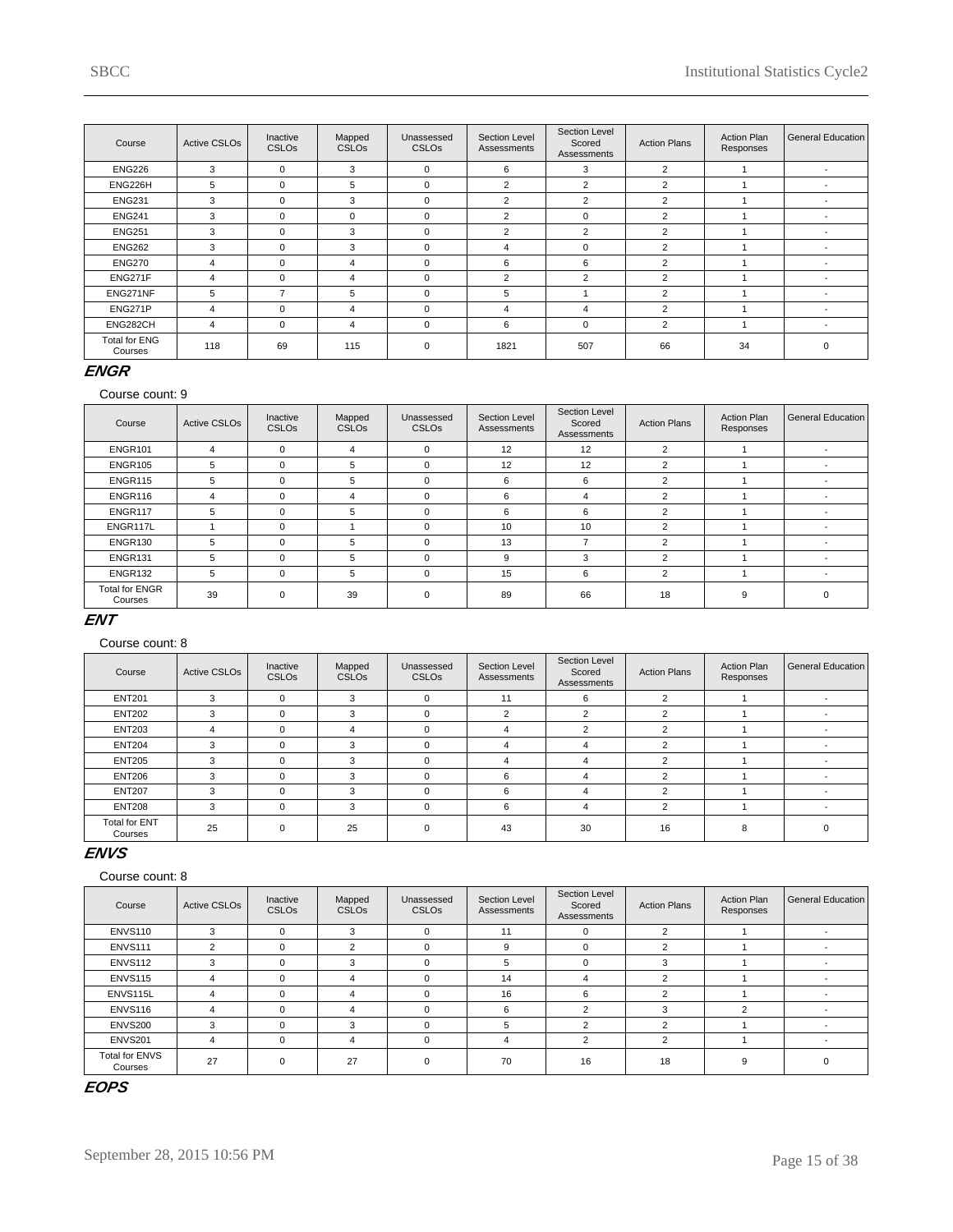| Course | Active CSLOs | Inactive CSLOs | Mapped CSLOs | Unassessed CSLOs | Section Level Assessments | Section Level Scored Assessments | Action Plans | Action Plan Responses | General Education |
|---|---|---|---|---|---|---|---|---|---|
| ENG226 | 3 | 0 | 3 | 0 | 6 | 3 | 2 | 1 | - |
| ENG226H | 5 | 0 | 5 | 0 | 2 | 2 | 2 | 1 | - |
| ENG231 | 3 | 0 | 3 | 0 | 2 | 2 | 2 | 1 | - |
| ENG241 | 3 | 0 | 0 | 0 | 2 | 0 | 2 | 1 | - |
| ENG251 | 3 | 0 | 3 | 0 | 2 | 2 | 2 | 1 | - |
| ENG262 | 3 | 0 | 3 | 0 | 4 | 0 | 2 | 1 | - |
| ENG270 | 4 | 0 | 4 | 0 | 6 | 6 | 2 | 1 | - |
| ENG271F | 4 | 0 | 4 | 0 | 2 | 2 | 2 | 1 | - |
| ENG271NF | 5 | 7 | 5 | 0 | 5 | 1 | 2 | 1 | - |
| ENG271P | 4 | 0 | 4 | 0 | 4 | 4 | 2 | 1 | - |
| ENG282CH | 4 | 0 | 4 | 0 | 6 | 0 | 2 | 1 | - |
| Total for ENG Courses | 118 | 69 | 115 | 0 | 1821 | 507 | 66 | 34 | 0 |

## ENGR

Course count: 9

| Course | Active CSLOs | Inactive CSLOs | Mapped CSLOs | Unassessed CSLOs | Section Level Assessments | Section Level Scored Assessments | Action Plans | Action Plan Responses | General Education |
|---|---|---|---|---|---|---|---|---|---|
| ENGR101 | 4 | 0 | 4 | 0 | 12 | 12 | 2 | 1 | - |
| ENGR105 | 5 | 0 | 5 | 0 | 12 | 12 | 2 | 1 | - |
| ENGR115 | 5 | 0 | 5 | 0 | 6 | 6 | 2 | 1 | - |
| ENGR116 | 4 | 0 | 4 | 0 | 6 | 4 | 2 | 1 | - |
| ENGR117 | 5 | 0 | 5 | 0 | 6 | 6 | 2 | 1 | - |
| ENGR117L | 1 | 0 | 1 | 0 | 10 | 10 | 2 | 1 | - |
| ENGR130 | 5 | 0 | 5 | 0 | 13 | 7 | 2 | 1 | - |
| ENGR131 | 5 | 0 | 5 | 0 | 9 | 3 | 2 | 1 | - |
| ENGR132 | 5 | 0 | 5 | 0 | 15 | 6 | 2 | 1 | - |
| Total for ENGR Courses | 39 | 0 | 39 | 0 | 89 | 66 | 18 | 9 | 0 |

## ENT

Course count: 8

| Course | Active CSLOs | Inactive CSLOs | Mapped CSLOs | Unassessed CSLOs | Section Level Assessments | Section Level Scored Assessments | Action Plans | Action Plan Responses | General Education |
|---|---|---|---|---|---|---|---|---|---|
| ENT201 | 3 | 0 | 3 | 0 | 11 | 6 | 2 | 1 | - |
| ENT202 | 3 | 0 | 3 | 0 | 2 | 2 | 2 | 1 | - |
| ENT203 | 4 | 0 | 4 | 0 | 4 | 2 | 2 | 1 | - |
| ENT204 | 3 | 0 | 3 | 0 | 4 | 4 | 2 | 1 | - |
| ENT205 | 3 | 0 | 3 | 0 | 4 | 4 | 2 | 1 | - |
| ENT206 | 3 | 0 | 3 | 0 | 6 | 4 | 2 | 1 | - |
| ENT207 | 3 | 0 | 3 | 0 | 6 | 4 | 2 | 1 | - |
| ENT208 | 3 | 0 | 3 | 0 | 6 | 4 | 2 | 1 | - |
| Total for ENT Courses | 25 | 0 | 25 | 0 | 43 | 30 | 16 | 8 | 0 |

## ENVS

Course count: 8

| Course | Active CSLOs | Inactive CSLOs | Mapped CSLOs | Unassessed CSLOs | Section Level Assessments | Section Level Scored Assessments | Action Plans | Action Plan Responses | General Education |
|---|---|---|---|---|---|---|---|---|---|
| ENVS110 | 3 | 0 | 3 | 0 | 11 | 0 | 2 | 1 | - |
| ENVS111 | 2 | 0 | 2 | 0 | 9 | 0 | 2 | 1 | - |
| ENVS112 | 3 | 0 | 3 | 0 | 5 | 0 | 3 | 1 | - |
| ENVS115 | 4 | 0 | 4 | 0 | 14 | 4 | 2 | 1 | - |
| ENVS115L | 4 | 0 | 4 | 0 | 16 | 6 | 2 | 1 | - |
| ENVS116 | 4 | 0 | 4 | 0 | 6 | 2 | 3 | 2 | - |
| ENVS200 | 3 | 0 | 3 | 0 | 5 | 2 | 2 | 1 | - |
| ENVS201 | 4 | 0 | 4 | 0 | 4 | 2 | 2 | 1 | - |
| Total for ENVS Courses | 27 | 0 | 27 | 0 | 70 | 16 | 18 | 9 | 0 |

## EOPS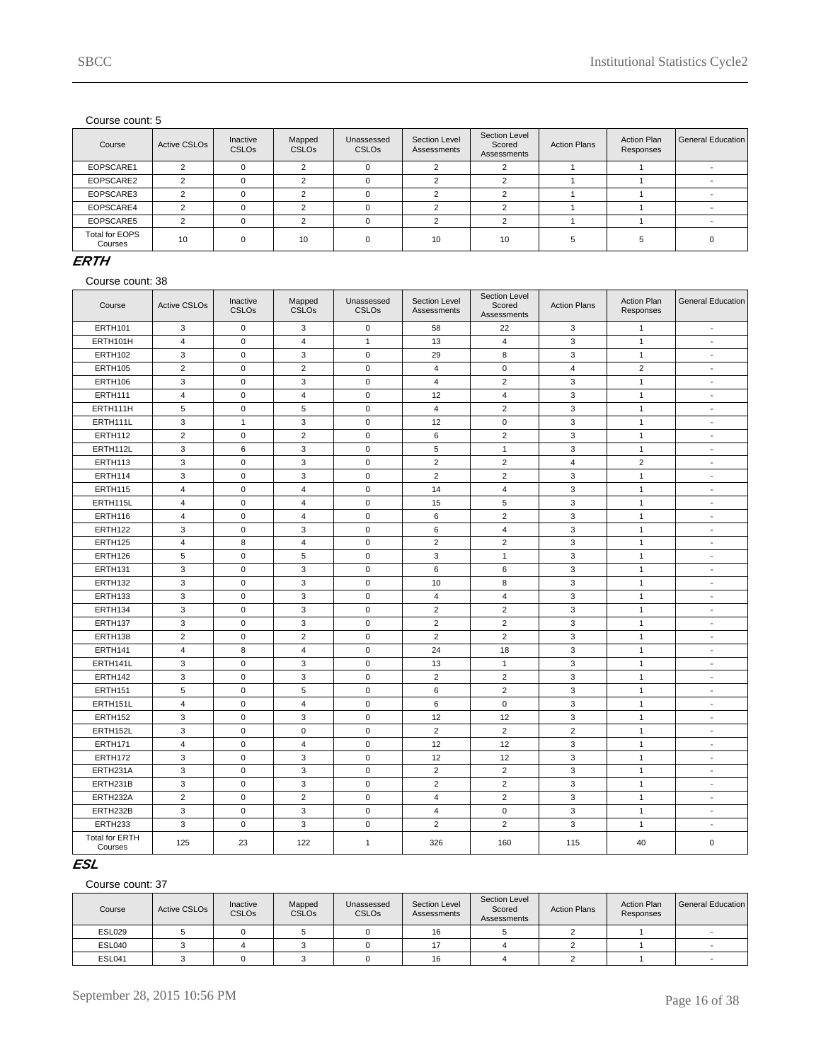Course count: 5

| Course | Active CSLOs | Inactive CSLOs | Mapped CSLOs | Unassessed CSLOs | Section Level Assessments | Section Level Scored Assessments | Action Plans | Action Plan Responses | General Education |
|---|---|---|---|---|---|---|---|---|---|
| EOPSCARE1 | 2 | 0 | 2 | 0 | 2 | 2 | 1 | 1 | - |
| EOPSCARE2 | 2 | 0 | 2 | 0 | 2 | 2 | 1 | 1 | - |
| EOPSCARE3 | 2 | 0 | 2 | 0 | 2 | 2 | 1 | 1 | - |
| EOPSCARE4 | 2 | 0 | 2 | 0 | 2 | 2 | 1 | 1 | - |
| EOPSCARE5 | 2 | 0 | 2 | 0 | 2 | 2 | 1 | 1 | - |
| Total for EOPS Courses | 10 | 0 | 10 | 0 | 10 | 10 | 5 | 5 | 0 |

## ERTH

Course count: 38

| Course | Active CSLOs | Inactive CSLOs | Mapped CSLOs | Unassessed CSLOs | Section Level Assessments | Section Level Scored Assessments | Action Plans | Action Plan Responses | General Education |
|---|---|---|---|---|---|---|---|---|---|
| ERTH101 | 3 | 0 | 3 | 0 | 58 | 22 | 3 | 1 | - |
| ERTH101H | 4 | 0 | 4 | 1 | 13 | 4 | 3 | 1 | - |
| ERTH102 | 3 | 0 | 3 | 0 | 29 | 8 | 3 | 1 | - |
| ERTH105 | 2 | 0 | 2 | 0 | 4 | 0 | 4 | 2 | - |
| ERTH106 | 3 | 0 | 3 | 0 | 4 | 2 | 3 | 1 | - |
| ERTH111 | 4 | 0 | 4 | 0 | 12 | 4 | 3 | 1 | - |
| ERTH111H | 5 | 0 | 5 | 0 | 4 | 2 | 3 | 1 | - |
| ERTH111L | 3 | 1 | 3 | 0 | 12 | 0 | 3 | 1 | - |
| ERTH112 | 2 | 0 | 2 | 0 | 6 | 2 | 3 | 1 | - |
| ERTH112L | 3 | 6 | 3 | 0 | 5 | 1 | 3 | 1 | - |
| ERTH113 | 3 | 0 | 3 | 0 | 2 | 2 | 4 | 2 | - |
| ERTH114 | 3 | 0 | 3 | 0 | 2 | 2 | 3 | 1 | - |
| ERTH115 | 4 | 0 | 4 | 0 | 14 | 4 | 3 | 1 | - |
| ERTH115L | 4 | 0 | 4 | 0 | 15 | 5 | 3 | 1 | - |
| ERTH116 | 4 | 0 | 4 | 0 | 6 | 2 | 3 | 1 | - |
| ERTH122 | 3 | 0 | 3 | 0 | 6 | 4 | 3 | 1 | - |
| ERTH125 | 4 | 8 | 4 | 0 | 2 | 2 | 3 | 1 | - |
| ERTH126 | 5 | 0 | 5 | 0 | 3 | 1 | 3 | 1 | - |
| ERTH131 | 3 | 0 | 3 | 0 | 6 | 6 | 3 | 1 | - |
| ERTH132 | 3 | 0 | 3 | 0 | 10 | 8 | 3 | 1 | - |
| ERTH133 | 3 | 0 | 3 | 0 | 4 | 4 | 3 | 1 | - |
| ERTH134 | 3 | 0 | 3 | 0 | 2 | 2 | 3 | 1 | - |
| ERTH137 | 3 | 0 | 3 | 0 | 2 | 2 | 3 | 1 | - |
| ERTH138 | 2 | 0 | 2 | 0 | 2 | 2 | 3 | 1 | - |
| ERTH141 | 4 | 8 | 4 | 0 | 24 | 18 | 3 | 1 | - |
| ERTH141L | 3 | 0 | 3 | 0 | 13 | 1 | 3 | 1 | - |
| ERTH142 | 3 | 0 | 3 | 0 | 2 | 2 | 3 | 1 | - |
| ERTH151 | 5 | 0 | 5 | 0 | 6 | 2 | 3 | 1 | - |
| ERTH151L | 4 | 0 | 4 | 0 | 6 | 0 | 3 | 1 | - |
| ERTH152 | 3 | 0 | 3 | 0 | 12 | 12 | 3 | 1 | - |
| ERTH152L | 3 | 0 | 0 | 0 | 2 | 2 | 2 | 1 | - |
| ERTH171 | 4 | 0 | 4 | 0 | 12 | 12 | 3 | 1 | - |
| ERTH172 | 3 | 0 | 3 | 0 | 12 | 12 | 3 | 1 | - |
| ERTH231A | 3 | 0 | 3 | 0 | 2 | 2 | 3 | 1 | - |
| ERTH231B | 3 | 0 | 3 | 0 | 2 | 2 | 3 | 1 | - |
| ERTH232A | 2 | 0 | 2 | 0 | 4 | 2 | 3 | 1 | - |
| ERTH232B | 3 | 0 | 3 | 0 | 4 | 0 | 3 | 1 | - |
| ERTH233 | 3 | 0 | 3 | 0 | 2 | 2 | 3 | 1 | - |
| Total for ERTH Courses | 125 | 23 | 122 | 1 | 326 | 160 | 115 | 40 | 0 |

## ESL

Course count: 37

| Course | Active CSLOs | Inactive CSLOs | Mapped CSLOs | Unassessed CSLOs | Section Level Assessments | Section Level Scored Assessments | Action Plans | Action Plan Responses | General Education |
|---|---|---|---|---|---|---|---|---|---|
| ESL029 | 5 | 0 | 5 | 0 | 16 | 5 | 2 | 1 | - |
| ESL040 | 3 | 4 | 3 | 0 | 17 | 4 | 2 | 1 | - |
| ESL041 | 3 | 0 | 3 | 0 | 16 | 4 | 2 | 1 | - |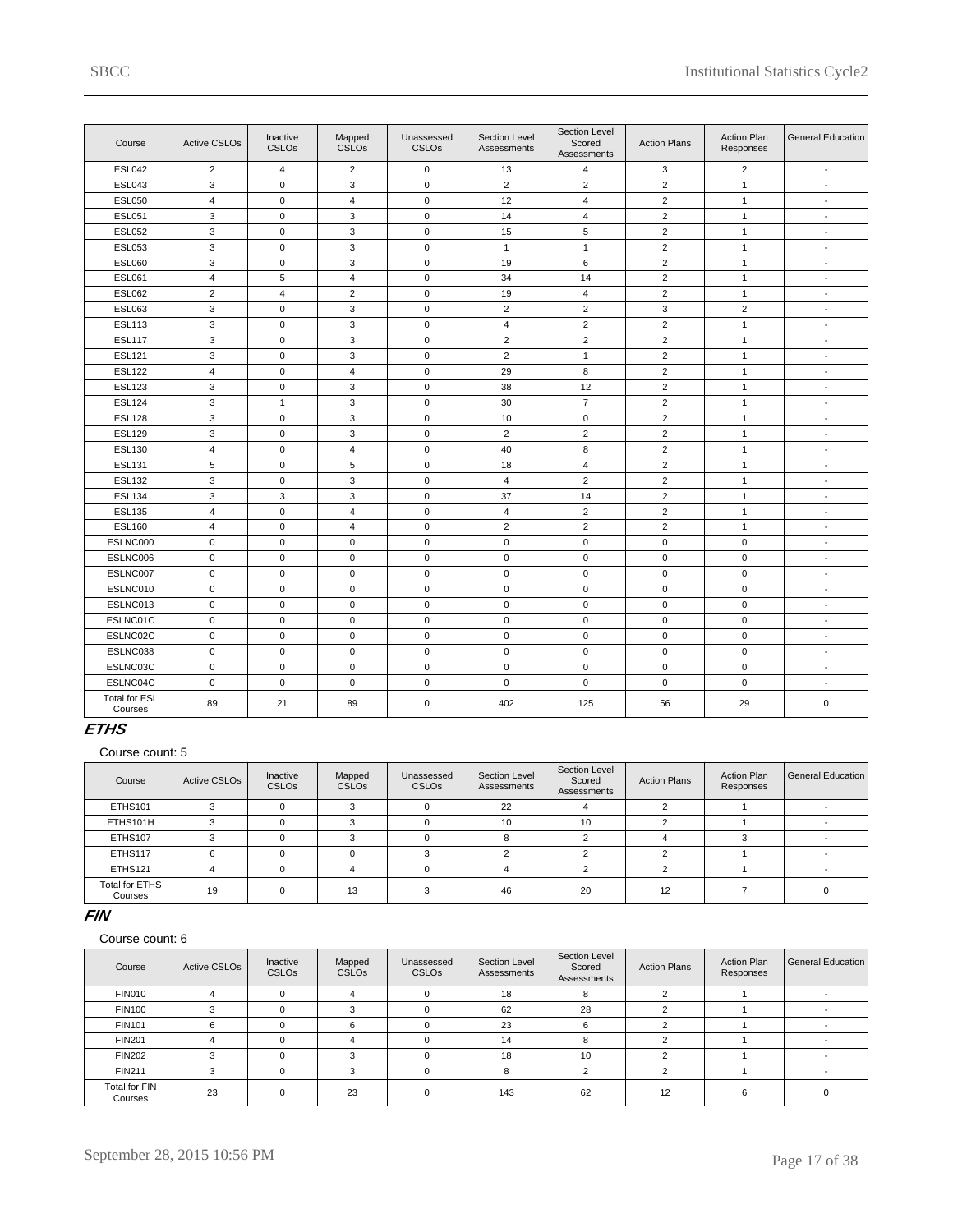| Course | Active CSLOs | Inactive CSLOs | Mapped CSLOs | Unassessed CSLOs | Section Level Assessments | Section Level Scored Assessments | Action Plans | Action Plan Responses | General Education |
|---|---|---|---|---|---|---|---|---|---|
| ESL042 | 2 | 4 | 2 | 0 | 13 | 4 | 3 | 2 | - |
| ESL043 | 3 | 0 | 3 | 0 | 2 | 2 | 2 | 1 | - |
| ESL050 | 4 | 0 | 4 | 0 | 12 | 4 | 2 | 1 | - |
| ESL051 | 3 | 0 | 3 | 0 | 14 | 4 | 2 | 1 | - |
| ESL052 | 3 | 0 | 3 | 0 | 15 | 5 | 2 | 1 | - |
| ESL053 | 3 | 0 | 3 | 0 | 1 | 1 | 2 | 1 | - |
| ESL060 | 3 | 0 | 3 | 0 | 19 | 6 | 2 | 1 | - |
| ESL061 | 4 | 5 | 4 | 0 | 34 | 14 | 2 | 1 | - |
| ESL062 | 2 | 4 | 2 | 0 | 19 | 4 | 2 | 1 | - |
| ESL063 | 3 | 0 | 3 | 0 | 2 | 2 | 3 | 2 | - |
| ESL113 | 3 | 0 | 3 | 0 | 4 | 2 | 2 | 1 | - |
| ESL117 | 3 | 0 | 3 | 0 | 2 | 2 | 2 | 1 | - |
| ESL121 | 3 | 0 | 3 | 0 | 2 | 1 | 2 | 1 | - |
| ESL122 | 4 | 0 | 4 | 0 | 29 | 8 | 2 | 1 | - |
| ESL123 | 3 | 0 | 3 | 0 | 38 | 12 | 2 | 1 | - |
| ESL124 | 3 | 1 | 3 | 0 | 30 | 7 | 2 | 1 | - |
| ESL128 | 3 | 0 | 3 | 0 | 10 | 0 | 2 | 1 | - |
| ESL129 | 3 | 0 | 3 | 0 | 2 | 2 | 2 | 1 | - |
| ESL130 | 4 | 0 | 4 | 0 | 40 | 8 | 2 | 1 | - |
| ESL131 | 5 | 0 | 5 | 0 | 18 | 4 | 2 | 1 | - |
| ESL132 | 3 | 0 | 3 | 0 | 4 | 2 | 2 | 1 | - |
| ESL134 | 3 | 3 | 3 | 0 | 37 | 14 | 2 | 1 | - |
| ESL135 | 4 | 0 | 4 | 0 | 4 | 2 | 2 | 1 | - |
| ESL160 | 4 | 0 | 4 | 0 | 2 | 2 | 2 | 1 | - |
| ESLNC000 | 0 | 0 | 0 | 0 | 0 | 0 | 0 | 0 | - |
| ESLNC006 | 0 | 0 | 0 | 0 | 0 | 0 | 0 | 0 | - |
| ESLNC007 | 0 | 0 | 0 | 0 | 0 | 0 | 0 | 0 | - |
| ESLNC010 | 0 | 0 | 0 | 0 | 0 | 0 | 0 | 0 | - |
| ESLNC013 | 0 | 0 | 0 | 0 | 0 | 0 | 0 | 0 | - |
| ESLNC01C | 0 | 0 | 0 | 0 | 0 | 0 | 0 | 0 | - |
| ESLNC02C | 0 | 0 | 0 | 0 | 0 | 0 | 0 | 0 | - |
| ESLNC038 | 0 | 0 | 0 | 0 | 0 | 0 | 0 | 0 | - |
| ESLNC03C | 0 | 0 | 0 | 0 | 0 | 0 | 0 | 0 | - |
| ESLNC04C | 0 | 0 | 0 | 0 | 0 | 0 | 0 | 0 | - |
| Total for ESL Courses | 89 | 21 | 89 | 0 | 402 | 125 | 56 | 29 | 0 |

## ETHS

Course count: 5

| Course | Active CSLOs | Inactive CSLOs | Mapped CSLOs | Unassessed CSLOs | Section Level Assessments | Section Level Scored Assessments | Action Plans | Action Plan Responses | General Education |
|---|---|---|---|---|---|---|---|---|---|
| ETHS101 | 3 | 0 | 3 | 0 | 22 | 4 | 2 | 1 | - |
| ETHS101H | 3 | 0 | 3 | 0 | 10 | 10 | 2 | 1 | - |
| ETHS107 | 3 | 0 | 3 | 0 | 8 | 2 | 4 | 3 | - |
| ETHS117 | 6 | 0 | 0 | 3 | 2 | 2 | 2 | 1 | - |
| ETHS121 | 4 | 0 | 4 | 0 | 4 | 2 | 2 | 1 | - |
| Total for ETHS Courses | 19 | 0 | 13 | 3 | 46 | 20 | 12 | 7 | 0 |

## FIN

Course count: 6

| Course | Active CSLOs | Inactive CSLOs | Mapped CSLOs | Unassessed CSLOs | Section Level Assessments | Section Level Scored Assessments | Action Plans | Action Plan Responses | General Education |
|---|---|---|---|---|---|---|---|---|---|
| FIN010 | 4 | 0 | 4 | 0 | 18 | 8 | 2 | 1 | - |
| FIN100 | 3 | 0 | 3 | 0 | 62 | 28 | 2 | 1 | - |
| FIN101 | 6 | 0 | 6 | 0 | 23 | 6 | 2 | 1 | - |
| FIN201 | 4 | 0 | 4 | 0 | 14 | 8 | 2 | 1 | - |
| FIN202 | 3 | 0 | 3 | 0 | 18 | 10 | 2 | 1 | - |
| FIN211 | 3 | 0 | 3 | 0 | 8 | 2 | 2 | 1 | - |
| Total for FIN Courses | 23 | 0 | 23 | 0 | 143 | 62 | 12 | 6 | 0 |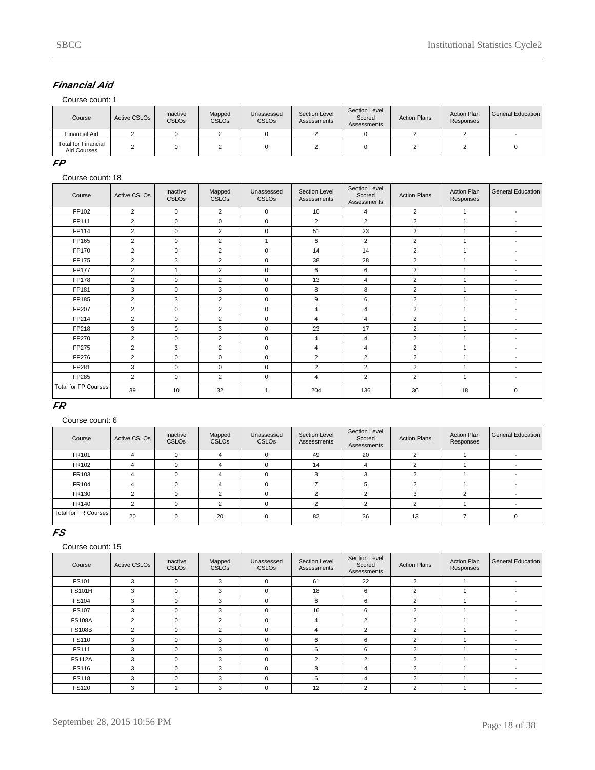### *Financial Aid*

Course count: 1

| Course | Active CSLOs | Inactive CSLOs | Mapped CSLOs | Unassessed CSLOs | Section Level Assessments | Section Level Scored Assessments | Action Plans | Action Plan Responses | General Education |
|---|---|---|---|---|---|---|---|---|---|
| Financial Aid | 2 | 0 | 2 | 0 | 2 | 0 | 2 | 2 | - |
| Total for Financial Aid Courses | 2 | 0 | 2 | 0 | 2 | 0 | 2 | 2 | 0 |

### *FP*

Course count: 18

| Course | Active CSLOs | Inactive CSLOs | Mapped CSLOs | Unassessed CSLOs | Section Level Assessments | Section Level Scored Assessments | Action Plans | Action Plan Responses | General Education |
|---|---|---|---|---|---|---|---|---|---|
| FP102 | 2 | 0 | 2 | 0 | 10 | 4 | 2 | 1 | - |
| FP111 | 2 | 0 | 0 | 0 | 2 | 2 | 2 | 1 | - |
| FP114 | 2 | 0 | 2 | 0 | 51 | 23 | 2 | 1 | - |
| FP165 | 2 | 0 | 2 | 1 | 6 | 2 | 2 | 1 | - |
| FP170 | 2 | 0 | 2 | 0 | 14 | 14 | 2 | 1 | - |
| FP175 | 2 | 3 | 2 | 0 | 38 | 28 | 2 | 1 | - |
| FP177 | 2 | 1 | 2 | 0 | 6 | 6 | 2 | 1 | - |
| FP178 | 2 | 0 | 2 | 0 | 13 | 4 | 2 | 1 | - |
| FP181 | 3 | 0 | 3 | 0 | 8 | 8 | 2 | 1 | - |
| FP185 | 2 | 3 | 2 | 0 | 9 | 6 | 2 | 1 | - |
| FP207 | 2 | 0 | 2 | 0 | 4 | 4 | 2 | 1 | - |
| FP214 | 2 | 0 | 2 | 0 | 4 | 4 | 2 | 1 | - |
| FP218 | 3 | 0 | 3 | 0 | 23 | 17 | 2 | 1 | - |
| FP270 | 2 | 0 | 2 | 0 | 4 | 4 | 2 | 1 | - |
| FP275 | 2 | 3 | 2 | 0 | 4 | 4 | 2 | 1 | - |
| FP276 | 2 | 0 | 0 | 0 | 2 | 2 | 2 | 1 | - |
| FP281 | 3 | 0 | 0 | 0 | 2 | 2 | 2 | 1 | - |
| FP285 | 2 | 0 | 2 | 0 | 4 | 2 | 2 | 1 | - |
| Total for FP Courses | 39 | 10 | 32 | 1 | 204 | 136 | 36 | 18 | 0 |

### *FR*

Course count: 6

| Course | Active CSLOs | Inactive CSLOs | Mapped CSLOs | Unassessed CSLOs | Section Level Assessments | Section Level Scored Assessments | Action Plans | Action Plan Responses | General Education |
|---|---|---|---|---|---|---|---|---|---|
| FR101 | 4 | 0 | 4 | 0 | 49 | 20 | 2 | 1 | - |
| FR102 | 4 | 0 | 4 | 0 | 14 | 4 | 2 | 1 | - |
| FR103 | 4 | 0 | 4 | 0 | 8 | 3 | 2 | 1 | - |
| FR104 | 4 | 0 | 4 | 0 | 7 | 5 | 2 | 1 | - |
| FR130 | 2 | 0 | 2 | 0 | 2 | 2 | 3 | 2 | - |
| FR140 | 2 | 0 | 2 | 0 | 2 | 2 | 2 | 1 | - |
| Total for FR Courses | 20 | 0 | 20 | 0 | 82 | 36 | 13 | 7 | 0 |

### *FS*

Course count: 15

| Course | Active CSLOs | Inactive CSLOs | Mapped CSLOs | Unassessed CSLOs | Section Level Assessments | Section Level Scored Assessments | Action Plans | Action Plan Responses | General Education |
|---|---|---|---|---|---|---|---|---|---|
| FS101 | 3 | 0 | 3 | 0 | 61 | 22 | 2 | 1 | - |
| FS101H | 3 | 0 | 3 | 0 | 18 | 6 | 2 | 1 | - |
| FS104 | 3 | 0 | 3 | 0 | 6 | 6 | 2 | 1 | - |
| FS107 | 3 | 0 | 3 | 0 | 16 | 6 | 2 | 1 | - |
| FS108A | 2 | 0 | 2 | 0 | 4 | 2 | 2 | 1 | - |
| FS108B | 2 | 0 | 2 | 0 | 4 | 2 | 2 | 1 | - |
| FS110 | 3 | 0 | 3 | 0 | 6 | 6 | 2 | 1 | - |
| FS111 | 3 | 0 | 3 | 0 | 6 | 6 | 2 | 1 | - |
| FS112A | 3 | 0 | 3 | 0 | 2 | 2 | 2 | 1 | - |
| FS116 | 3 | 0 | 3 | 0 | 8 | 4 | 2 | 1 | - |
| FS118 | 3 | 0 | 3 | 0 | 6 | 4 | 2 | 1 | - |
| FS120 | 3 | 1 | 3 | 0 | 12 | 2 | 2 | 1 | - |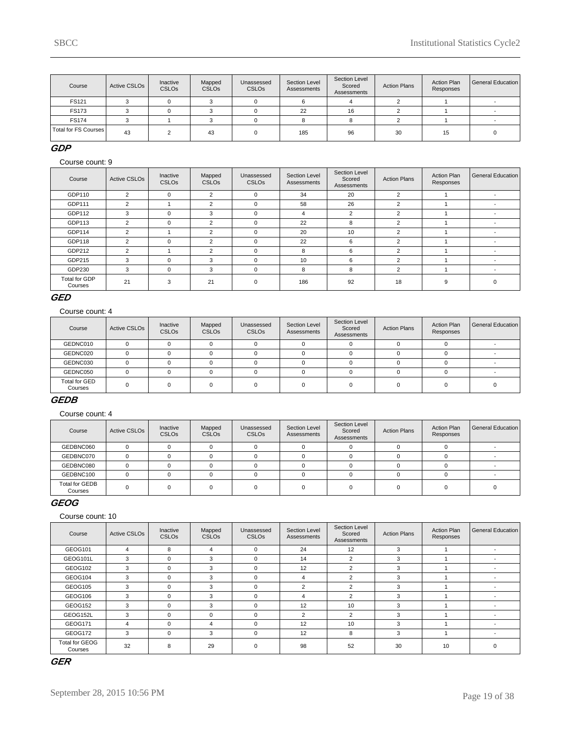| Course | Active CSLOs | Inactive CSLOs | Mapped CSLOs | Unassessed CSLOs | Section Level Assessments | Section Level Scored Assessments | Action Plans | Action Plan Responses | General Education |
|---|---|---|---|---|---|---|---|---|---|
| FS121 | 3 | 0 | 3 | 0 | 6 | 4 | 2 | 1 | - |
| FS173 | 3 | 0 | 3 | 0 | 22 | 16 | 2 | 1 | - |
| FS174 | 3 | 1 | 3 | 0 | 8 | 8 | 2 | 1 | - |
| Total for FS Courses | 43 | 2 | 43 | 0 | 185 | 96 | 30 | 15 | 0 |

## GDP

Course count: 9

| Course | Active CSLOs | Inactive CSLOs | Mapped CSLOs | Unassessed CSLOs | Section Level Assessments | Section Level Scored Assessments | Action Plans | Action Plan Responses | General Education |
|---|---|---|---|---|---|---|---|---|---|
| GDP110 | 2 | 0 | 2 | 0 | 34 | 20 | 2 | 1 | - |
| GDP111 | 2 | 1 | 2 | 0 | 58 | 26 | 2 | 1 | - |
| GDP112 | 3 | 0 | 3 | 0 | 4 | 2 | 2 | 1 | - |
| GDP113 | 2 | 0 | 2 | 0 | 22 | 8 | 2 | 1 | - |
| GDP114 | 2 | 1 | 2 | 0 | 20 | 10 | 2 | 1 | - |
| GDP118 | 2 | 0 | 2 | 0 | 22 | 6 | 2 | 1 | - |
| GDP212 | 2 | 1 | 2 | 0 | 8 | 6 | 2 | 1 | - |
| GDP215 | 3 | 0 | 3 | 0 | 10 | 6 | 2 | 1 | - |
| GDP230 | 3 | 0 | 3 | 0 | 8 | 8 | 2 | 1 | - |
| Total for GDP Courses | 21 | 3 | 21 | 0 | 186 | 92 | 18 | 9 | 0 |

## GED

Course count: 4

| Course | Active CSLOs | Inactive CSLOs | Mapped CSLOs | Unassessed CSLOs | Section Level Assessments | Section Level Scored Assessments | Action Plans | Action Plan Responses | General Education |
|---|---|---|---|---|---|---|---|---|---|
| GEDNC010 | 0 | 0 | 0 | 0 | 0 | 0 | 0 | 0 | - |
| GEDNC020 | 0 | 0 | 0 | 0 | 0 | 0 | 0 | 0 | - |
| GEDNC030 | 0 | 0 | 0 | 0 | 0 | 0 | 0 | 0 | - |
| GEDNC050 | 0 | 0 | 0 | 0 | 0 | 0 | 0 | 0 | - |
| Total for GED Courses | 0 | 0 | 0 | 0 | 0 | 0 | 0 | 0 | 0 |

## GEDB

Course count: 4

| Course | Active CSLOs | Inactive CSLOs | Mapped CSLOs | Unassessed CSLOs | Section Level Assessments | Section Level Scored Assessments | Action Plans | Action Plan Responses | General Education |
|---|---|---|---|---|---|---|---|---|---|
| GEDBNC060 | 0 | 0 | 0 | 0 | 0 | 0 | 0 | 0 | - |
| GEDBNC070 | 0 | 0 | 0 | 0 | 0 | 0 | 0 | 0 | - |
| GEDBNC080 | 0 | 0 | 0 | 0 | 0 | 0 | 0 | 0 | - |
| GEDBNC100 | 0 | 0 | 0 | 0 | 0 | 0 | 0 | 0 | - |
| Total for GEDB Courses | 0 | 0 | 0 | 0 | 0 | 0 | 0 | 0 | 0 |

## GEOG

Course count: 10

| Course | Active CSLOs | Inactive CSLOs | Mapped CSLOs | Unassessed CSLOs | Section Level Assessments | Section Level Scored Assessments | Action Plans | Action Plan Responses | General Education |
|---|---|---|---|---|---|---|---|---|---|
| GEOG101 | 4 | 8 | 4 | 0 | 24 | 12 | 3 | 1 | - |
| GEOG101L | 3 | 0 | 3 | 0 | 14 | 2 | 3 | 1 | - |
| GEOG102 | 3 | 0 | 3 | 0 | 12 | 2 | 3 | 1 | - |
| GEOG104 | 3 | 0 | 3 | 0 | 4 | 2 | 3 | 1 | - |
| GEOG105 | 3 | 0 | 3 | 0 | 2 | 2 | 3 | 1 | - |
| GEOG106 | 3 | 0 | 3 | 0 | 4 | 2 | 3 | 1 | - |
| GEOG152 | 3 | 0 | 3 | 0 | 12 | 10 | 3 | 1 | - |
| GEOG152L | 3 | 0 | 0 | 0 | 2 | 2 | 3 | 1 | - |
| GEOG171 | 4 | 0 | 4 | 0 | 12 | 10 | 3 | 1 | - |
| GEOG172 | 3 | 0 | 3 | 0 | 12 | 8 | 3 | 1 | - |
| Total for GEOG Courses | 32 | 8 | 29 | 0 | 98 | 52 | 30 | 10 | 0 |

## GER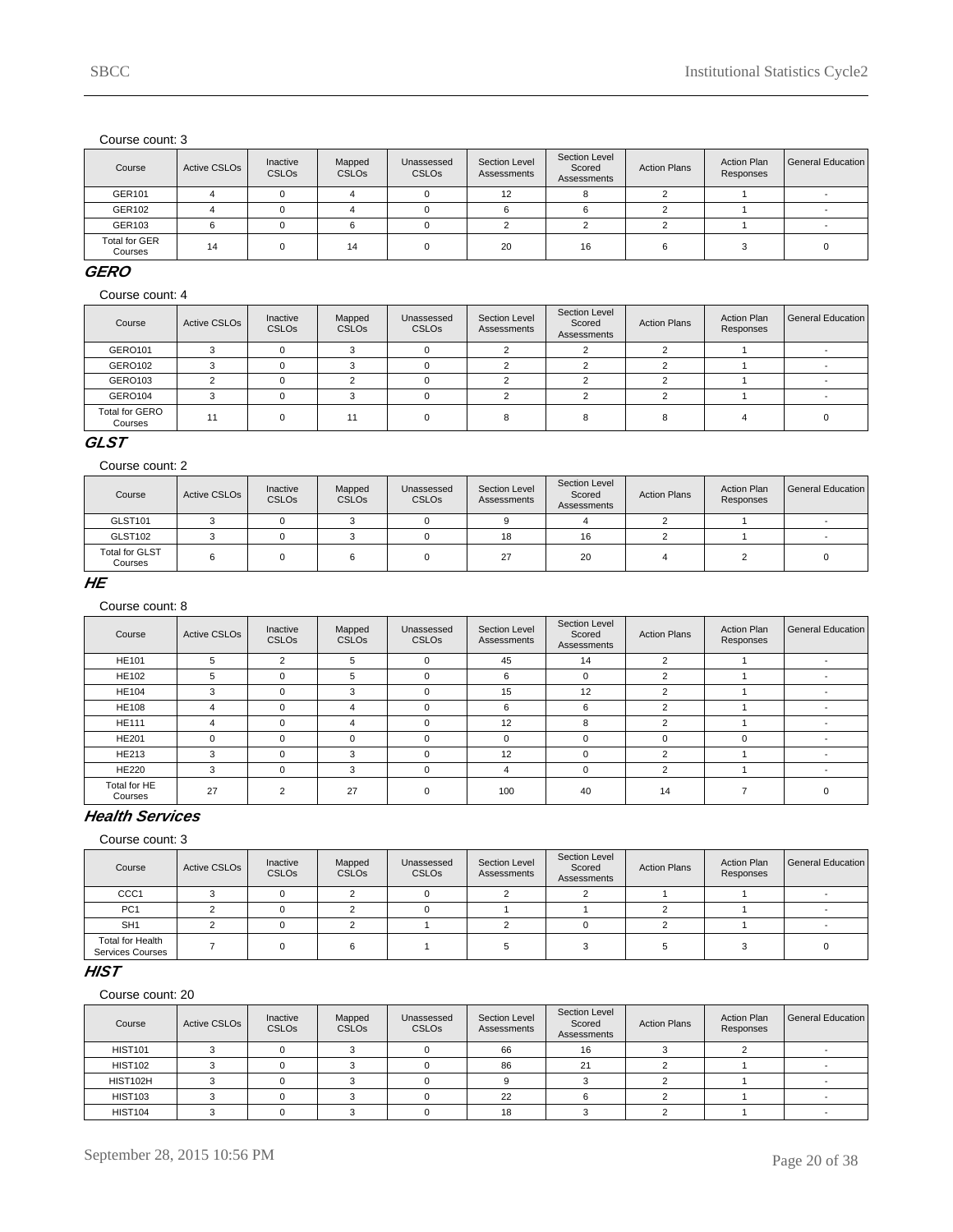Course count: 3

| Course | Active CSLOs | Inactive CSLOs | Mapped CSLOs | Unassessed CSLOs | Section Level Assessments | Section Level Scored Assessments | Action Plans | Action Plan Responses | General Education |
|---|---|---|---|---|---|---|---|---|---|
| GER101 | 4 | 0 | 4 | 0 | 12 | 8 | 2 | 1 | - |
| GER102 | 4 | 0 | 4 | 0 | 6 | 6 | 2 | 1 | - |
| GER103 | 6 | 0 | 6 | 0 | 2 | 2 | 2 | 1 | - |
| Total for GER Courses | 14 | 0 | 14 | 0 | 20 | 16 | 6 | 3 | 0 |

## GERO

Course count: 4

| Course | Active CSLOs | Inactive CSLOs | Mapped CSLOs | Unassessed CSLOs | Section Level Assessments | Section Level Scored Assessments | Action Plans | Action Plan Responses | General Education |
|---|---|---|---|---|---|---|---|---|---|
| GERO101 | 3 | 0 | 3 | 0 | 2 | 2 | 2 | 1 | - |
| GERO102 | 3 | 0 | 3 | 0 | 2 | 2 | 2 | 1 | - |
| GERO103 | 2 | 0 | 2 | 0 | 2 | 2 | 2 | 1 | - |
| GERO104 | 3 | 0 | 3 | 0 | 2 | 2 | 2 | 1 | - |
| Total for GERO Courses | 11 | 0 | 11 | 0 | 8 | 8 | 8 | 4 | 0 |

## GLST

Course count: 2

| Course | Active CSLOs | Inactive CSLOs | Mapped CSLOs | Unassessed CSLOs | Section Level Assessments | Section Level Scored Assessments | Action Plans | Action Plan Responses | General Education |
|---|---|---|---|---|---|---|---|---|---|
| GLST101 | 3 | 0 | 3 | 0 | 9 | 4 | 2 | 1 | - |
| GLST102 | 3 | 0 | 3 | 0 | 18 | 16 | 2 | 1 | - |
| Total for GLST Courses | 6 | 0 | 6 | 0 | 27 | 20 | 4 | 2 | 0 |

## HE

Course count: 8

| Course | Active CSLOs | Inactive CSLOs | Mapped CSLOs | Unassessed CSLOs | Section Level Assessments | Section Level Scored Assessments | Action Plans | Action Plan Responses | General Education |
|---|---|---|---|---|---|---|---|---|---|
| HE101 | 5 | 2 | 5 | 0 | 45 | 14 | 2 | 1 | - |
| HE102 | 5 | 0 | 5 | 0 | 6 | 0 | 2 | 1 | - |
| HE104 | 3 | 0 | 3 | 0 | 15 | 12 | 2 | 1 | - |
| HE108 | 4 | 0 | 4 | 0 | 6 | 6 | 2 | 1 | - |
| HE111 | 4 | 0 | 4 | 0 | 12 | 8 | 2 | 1 | - |
| HE201 | 0 | 0 | 0 | 0 | 0 | 0 | 0 | 0 | - |
| HE213 | 3 | 0 | 3 | 0 | 12 | 0 | 2 | 1 | - |
| HE220 | 3 | 0 | 3 | 0 | 4 | 0 | 2 | 1 | - |
| Total for HE Courses | 27 | 2 | 27 | 0 | 100 | 40 | 14 | 7 | 0 |

## Health Services

Course count: 3

| Course | Active CSLOs | Inactive CSLOs | Mapped CSLOs | Unassessed CSLOs | Section Level Assessments | Section Level Scored Assessments | Action Plans | Action Plan Responses | General Education |
|---|---|---|---|---|---|---|---|---|---|
| CCC1 | 3 | 0 | 2 | 0 | 2 | 2 | 1 | 1 | - |
| PC1 | 2 | 0 | 2 | 0 | 1 | 1 | 2 | 1 | - |
| SH1 | 2 | 0 | 2 | 1 | 2 | 0 | 2 | 1 | - |
| Total for Health Services Courses | 7 | 0 | 6 | 1 | 5 | 3 | 5 | 3 | 0 |

## HIST

Course count: 20

| Course | Active CSLOs | Inactive CSLOs | Mapped CSLOs | Unassessed CSLOs | Section Level Assessments | Section Level Scored Assessments | Action Plans | Action Plan Responses | General Education |
|---|---|---|---|---|---|---|---|---|---|
| HIST101 | 3 | 0 | 3 | 0 | 66 | 16 | 3 | 2 | - |
| HIST102 | 3 | 0 | 3 | 0 | 86 | 21 | 2 | 1 | - |
| HIST102H | 3 | 0 | 3 | 0 | 9 | 3 | 2 | 1 | - |
| HIST103 | 3 | 0 | 3 | 0 | 22 | 6 | 2 | 1 | - |
| HIST104 | 3 | 0 | 3 | 0 | 18 | 3 | 2 | 1 | - |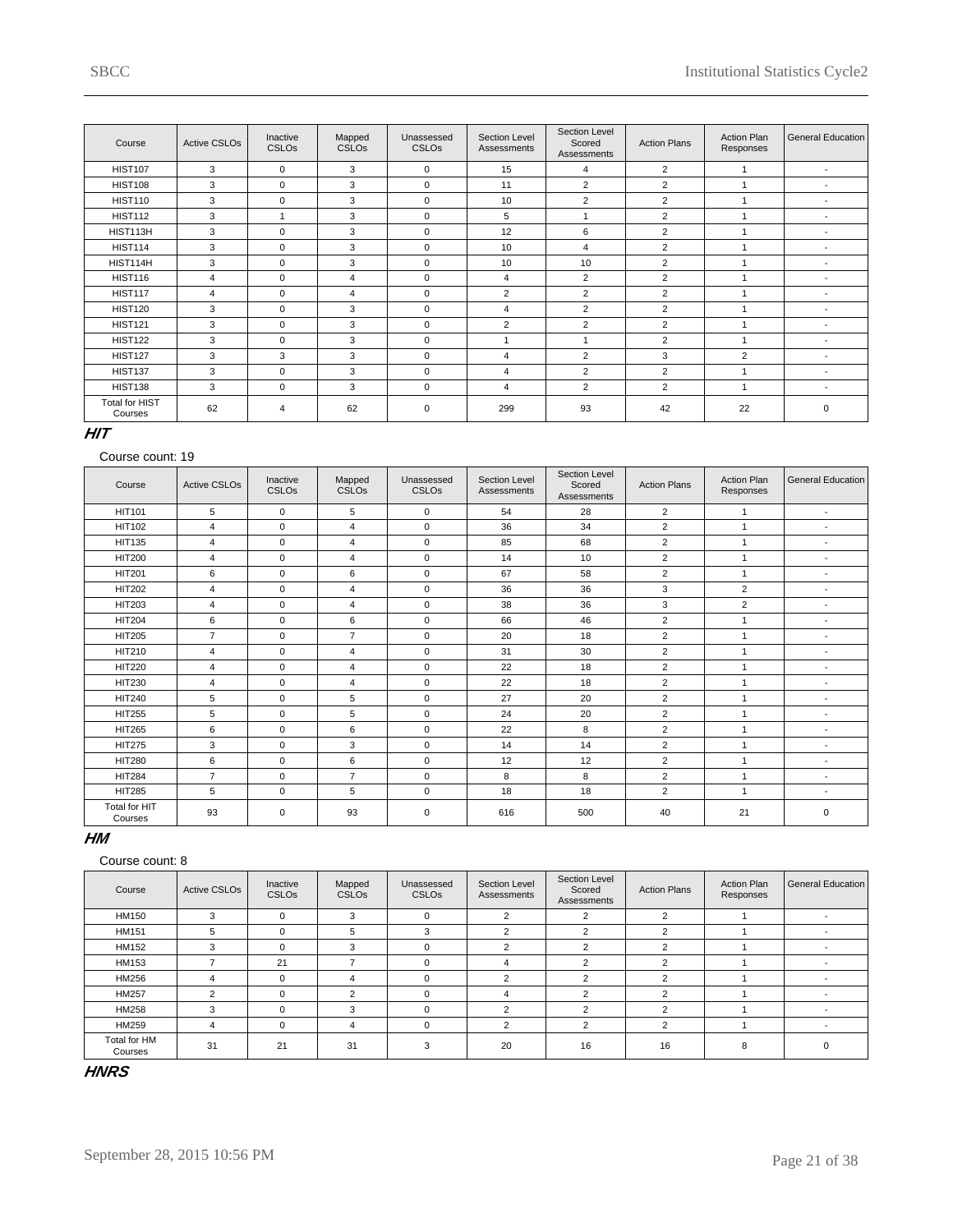| Course | Active CSLOs | Inactive CSLOs | Mapped CSLOs | Unassessed CSLOs | Section Level Assessments | Section Level Scored Assessments | Action Plans | Action Plan Responses | General Education |
|---|---|---|---|---|---|---|---|---|---|
| HIST107 | 3 | 0 | 3 | 0 | 15 | 4 | 2 | 1 | - |
| HIST108 | 3 | 0 | 3 | 0 | 11 | 2 | 2 | 1 | - |
| HIST110 | 3 | 0 | 3 | 0 | 10 | 2 | 2 | 1 | - |
| HIST112 | 3 | 1 | 3 | 0 | 5 | 1 | 2 | 1 | - |
| HIST113H | 3 | 0 | 3 | 0 | 12 | 6 | 2 | 1 | - |
| HIST114 | 3 | 0 | 3 | 0 | 10 | 4 | 2 | 1 | - |
| HIST114H | 3 | 0 | 3 | 0 | 10 | 10 | 2 | 1 | - |
| HIST116 | 4 | 0 | 4 | 0 | 4 | 2 | 2 | 1 | - |
| HIST117 | 4 | 0 | 4 | 0 | 2 | 2 | 2 | 1 | - |
| HIST120 | 3 | 0 | 3 | 0 | 4 | 2 | 2 | 1 | - |
| HIST121 | 3 | 0 | 3 | 0 | 2 | 2 | 2 | 1 | - |
| HIST122 | 3 | 0 | 3 | 0 | 1 | 1 | 2 | 1 | - |
| HIST127 | 3 | 3 | 3 | 0 | 4 | 2 | 3 | 2 | - |
| HIST137 | 3 | 0 | 3 | 0 | 4 | 2 | 2 | 1 | - |
| HIST138 | 3 | 0 | 3 | 0 | 4 | 2 | 2 | 1 | - |
| Total for HIST Courses | 62 | 4 | 62 | 0 | 299 | 93 | 42 | 22 | 0 |

## *HIT*

Course count: 19

| Course | Active CSLOs | Inactive CSLOs | Mapped CSLOs | Unassessed CSLOs | Section Level Assessments | Section Level Scored Assessments | Action Plans | Action Plan Responses | General Education |
|---|---|---|---|---|---|---|---|---|---|
| HIT101 | 5 | 0 | 5 | 0 | 54 | 28 | 2 | 1 | - |
| HIT102 | 4 | 0 | 4 | 0 | 36 | 34 | 2 | 1 | - |
| HIT135 | 4 | 0 | 4 | 0 | 85 | 68 | 2 | 1 | - |
| HIT200 | 4 | 0 | 4 | 0 | 14 | 10 | 2 | 1 | - |
| HIT201 | 6 | 0 | 6 | 0 | 67 | 58 | 2 | 1 | - |
| HIT202 | 4 | 0 | 4 | 0 | 36 | 36 | 3 | 2 | - |
| HIT203 | 4 | 0 | 4 | 0 | 38 | 36 | 3 | 2 | - |
| HIT204 | 6 | 0 | 6 | 0 | 66 | 46 | 2 | 1 | - |
| HIT205 | 7 | 0 | 7 | 0 | 20 | 18 | 2 | 1 | - |
| HIT210 | 4 | 0 | 4 | 0 | 31 | 30 | 2 | 1 | - |
| HIT220 | 4 | 0 | 4 | 0 | 22 | 18 | 2 | 1 | - |
| HIT230 | 4 | 0 | 4 | 0 | 22 | 18 | 2 | 1 | - |
| HIT240 | 5 | 0 | 5 | 0 | 27 | 20 | 2 | 1 | - |
| HIT255 | 5 | 0 | 5 | 0 | 24 | 20 | 2 | 1 | - |
| HIT265 | 6 | 0 | 6 | 0 | 22 | 8 | 2 | 1 | - |
| HIT275 | 3 | 0 | 3 | 0 | 14 | 14 | 2 | 1 | - |
| HIT280 | 6 | 0 | 6 | 0 | 12 | 12 | 2 | 1 | - |
| HIT284 | 7 | 0 | 7 | 0 | 8 | 8 | 2 | 1 | - |
| HIT285 | 5 | 0 | 5 | 0 | 18 | 18 | 2 | 1 | - |
| Total for HIT Courses | 93 | 0 | 93 | 0 | 616 | 500 | 40 | 21 | 0 |

## *HM*

Course count: 8

| Course | Active CSLOs | Inactive CSLOs | Mapped CSLOs | Unassessed CSLOs | Section Level Assessments | Section Level Scored Assessments | Action Plans | Action Plan Responses | General Education |
|---|---|---|---|---|---|---|---|---|---|
| HM150 | 3 | 0 | 3 | 0 | 2 | 2 | 2 | 1 | - |
| HM151 | 5 | 0 | 5 | 3 | 2 | 2 | 2 | 1 | - |
| HM152 | 3 | 0 | 3 | 0 | 2 | 2 | 2 | 1 | - |
| HM153 | 7 | 21 | 7 | 0 | 4 | 2 | 2 | 1 | - |
| HM256 | 4 | 0 | 4 | 0 | 2 | 2 | 2 | 1 | - |
| HM257 | 2 | 0 | 2 | 0 | 4 | 2 | 2 | 1 | - |
| HM258 | 3 | 0 | 3 | 0 | 2 | 2 | 2 | 1 | - |
| HM259 | 4 | 0 | 4 | 0 | 2 | 2 | 2 | 1 | - |
| Total for HM Courses | 31 | 21 | 31 | 3 | 20 | 16 | 16 | 8 | 0 |

## *HNRS*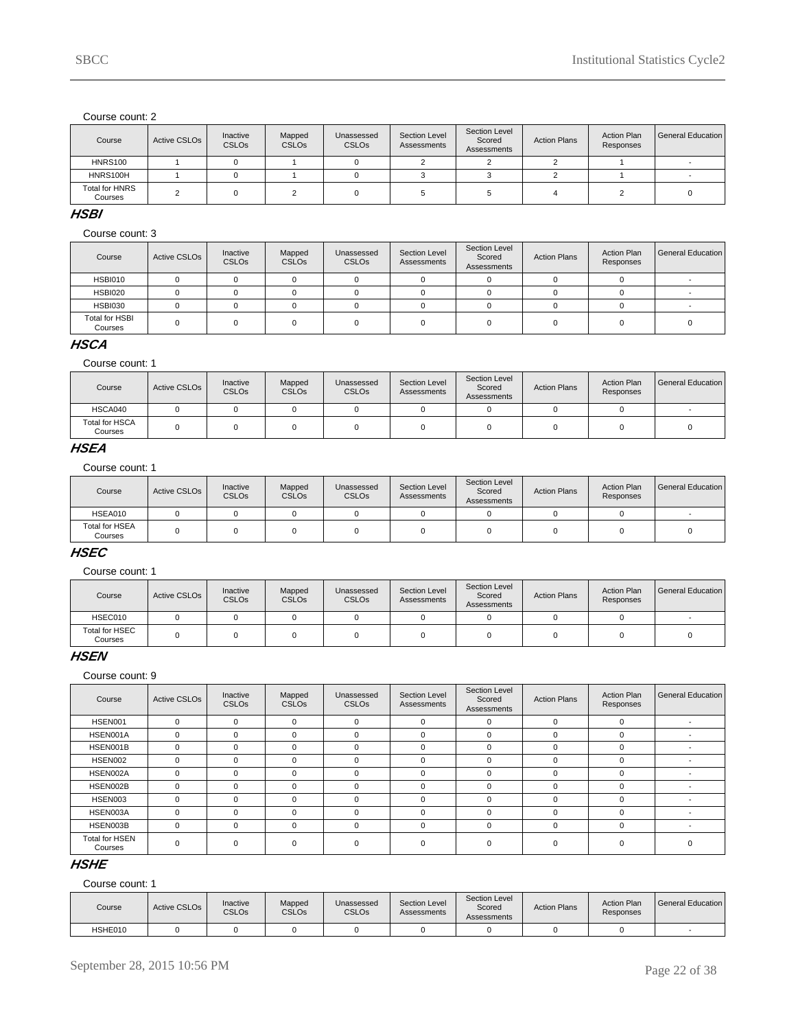Course count: 2

| Course | Active CSLOs | Inactive CSLOs | Mapped CSLOs | Unassessed CSLOs | Section Level Assessments | Section Level Scored Assessments | Action Plans | Action Plan Responses | General Education |
|---|---|---|---|---|---|---|---|---|---|
| HNRS100 | 1 | 0 | 1 | 0 | 2 | 2 | 2 | 1 | - |
| HNRS100H | 1 | 0 | 1 | 0 | 3 | 3 | 2 | 1 | - |
| Total for HNRS Courses | 2 | 0 | 2 | 0 | 5 | 5 | 4 | 2 | 0 |

### *HSBI*

Course count: 3

| Course | Active CSLOs | Inactive CSLOs | Mapped CSLOs | Unassessed CSLOs | Section Level Assessments | Section Level Scored Assessments | Action Plans | Action Plan Responses | General Education |
|---|---|---|---|---|---|---|---|---|---|
| HSBI010 | 0 | 0 | 0 | 0 | 0 | 0 | 0 | 0 | - |
| HSBI020 | 0 | 0 | 0 | 0 | 0 | 0 | 0 | 0 | - |
| HSBI030 | 0 | 0 | 0 | 0 | 0 | 0 | 0 | 0 | - |
| Total for HSBI Courses | 0 | 0 | 0 | 0 | 0 | 0 | 0 | 0 | 0 |

### *HSCA*

Course count: 1

| Course | Active CSLOs | Inactive CSLOs | Mapped CSLOs | Unassessed CSLOs | Section Level Assessments | Section Level Scored Assessments | Action Plans | Action Plan Responses | General Education |
|---|---|---|---|---|---|---|---|---|---|
| HSCA040 | 0 | 0 | 0 | 0 | 0 | 0 | 0 | 0 | - |
| Total for HSCA Courses | 0 | 0 | 0 | 0 | 0 | 0 | 0 | 0 | 0 |

### *HSEA*

Course count: 1

| Course | Active CSLOs | Inactive CSLOs | Mapped CSLOs | Unassessed CSLOs | Section Level Assessments | Section Level Scored Assessments | Action Plans | Action Plan Responses | General Education |
|---|---|---|---|---|---|---|---|---|---|
| HSEA010 | 0 | 0 | 0 | 0 | 0 | 0 | 0 | 0 | - |
| Total for HSEA Courses | 0 | 0 | 0 | 0 | 0 | 0 | 0 | 0 | 0 |

### *HSEC*

Course count: 1

| Course | Active CSLOs | Inactive CSLOs | Mapped CSLOs | Unassessed CSLOs | Section Level Assessments | Section Level Scored Assessments | Action Plans | Action Plan Responses | General Education |
|---|---|---|---|---|---|---|---|---|---|
| HSEC010 | 0 | 0 | 0 | 0 | 0 | 0 | 0 | 0 | - |
| Total for HSEC Courses | 0 | 0 | 0 | 0 | 0 | 0 | 0 | 0 | 0 |

### *HSEN*

Course count: 9

| Course | Active CSLOs | Inactive CSLOs | Mapped CSLOs | Unassessed CSLOs | Section Level Assessments | Section Level Scored Assessments | Action Plans | Action Plan Responses | General Education |
|---|---|---|---|---|---|---|---|---|---|
| HSEN001 | 0 | 0 | 0 | 0 | 0 | 0 | 0 | 0 | - |
| HSEN001A | 0 | 0 | 0 | 0 | 0 | 0 | 0 | 0 | - |
| HSEN001B | 0 | 0 | 0 | 0 | 0 | 0 | 0 | 0 | - |
| HSEN002 | 0 | 0 | 0 | 0 | 0 | 0 | 0 | 0 | - |
| HSEN002A | 0 | 0 | 0 | 0 | 0 | 0 | 0 | 0 | - |
| HSEN002B | 0 | 0 | 0 | 0 | 0 | 0 | 0 | 0 | - |
| HSEN003 | 0 | 0 | 0 | 0 | 0 | 0 | 0 | 0 | - |
| HSEN003A | 0 | 0 | 0 | 0 | 0 | 0 | 0 | 0 | - |
| HSEN003B | 0 | 0 | 0 | 0 | 0 | 0 | 0 | 0 | - |
| Total for HSEN Courses | 0 | 0 | 0 | 0 | 0 | 0 | 0 | 0 | 0 |

### *HSHE*

Course count: 1

| Course | Active CSLOs | Inactive CSLOs | Mapped CSLOs | Unassessed CSLOs | Section Level Assessments | Section Level Scored Assessments | Action Plans | Action Plan Responses | General Education |
|---|---|---|---|---|---|---|---|---|---|
| HSHE010 | 0 | 0 | 0 | 0 | 0 | 0 | 0 | 0 | - |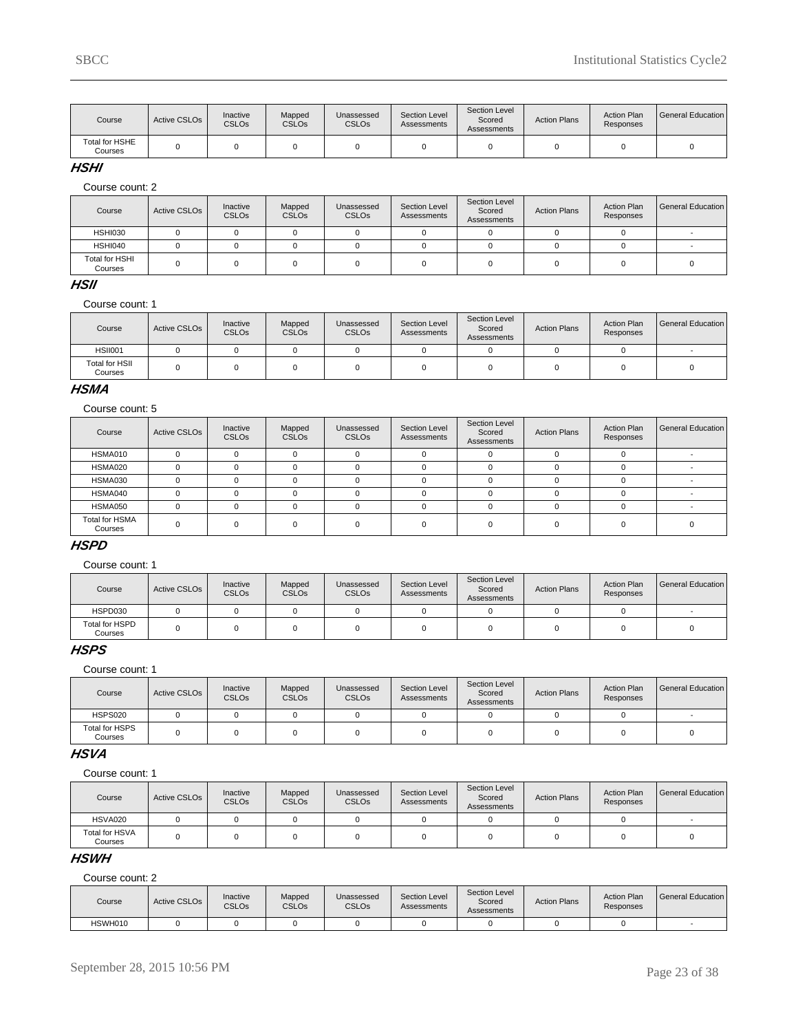| Course | Active CSLOs | Inactive CSLOs | Mapped CSLOs | Unassessed CSLOs | Section Level Assessments | Section Level Scored Assessments | Action Plans | Action Plan Responses | General Education |
|---|---|---|---|---|---|---|---|---|---|
| Total for HSHE Courses | 0 | 0 | 0 | 0 | 0 | 0 | 0 | 0 | 0 |

### HSHI

Course count: 2

| Course | Active CSLOs | Inactive CSLOs | Mapped CSLOs | Unassessed CSLOs | Section Level Assessments | Section Level Scored Assessments | Action Plans | Action Plan Responses | General Education |
|---|---|---|---|---|---|---|---|---|---|
| HSHI030 | 0 | 0 | 0 | 0 | 0 | 0 | 0 | 0 | - |
| HSHI040 | 0 | 0 | 0 | 0 | 0 | 0 | 0 | 0 | - |
| Total for HSHI Courses | 0 | 0 | 0 | 0 | 0 | 0 | 0 | 0 | 0 |

### HSII

Course count: 1

| Course | Active CSLOs | Inactive CSLOs | Mapped CSLOs | Unassessed CSLOs | Section Level Assessments | Section Level Scored Assessments | Action Plans | Action Plan Responses | General Education |
|---|---|---|---|---|---|---|---|---|---|
| HSII001 | 0 | 0 | 0 | 0 | 0 | 0 | 0 | 0 | - |
| Total for HSII Courses | 0 | 0 | 0 | 0 | 0 | 0 | 0 | 0 | 0 |

### HSMA

Course count: 5

| Course | Active CSLOs | Inactive CSLOs | Mapped CSLOs | Unassessed CSLOs | Section Level Assessments | Section Level Scored Assessments | Action Plans | Action Plan Responses | General Education |
|---|---|---|---|---|---|---|---|---|---|
| HSMA010 | 0 | 0 | 0 | 0 | 0 | 0 | 0 | 0 | - |
| HSMA020 | 0 | 0 | 0 | 0 | 0 | 0 | 0 | 0 | - |
| HSMA030 | 0 | 0 | 0 | 0 | 0 | 0 | 0 | 0 | - |
| HSMA040 | 0 | 0 | 0 | 0 | 0 | 0 | 0 | 0 | - |
| HSMA050 | 0 | 0 | 0 | 0 | 0 | 0 | 0 | 0 | - |
| Total for HSMA Courses | 0 | 0 | 0 | 0 | 0 | 0 | 0 | 0 | 0 |

### HSPD

Course count: 1

| Course | Active CSLOs | Inactive CSLOs | Mapped CSLOs | Unassessed CSLOs | Section Level Assessments | Section Level Scored Assessments | Action Plans | Action Plan Responses | General Education |
|---|---|---|---|---|---|---|---|---|---|
| HSPD030 | 0 | 0 | 0 | 0 | 0 | 0 | 0 | 0 | - |
| Total for HSPD Courses | 0 | 0 | 0 | 0 | 0 | 0 | 0 | 0 | 0 |

### HSPS

Course count: 1

| Course | Active CSLOs | Inactive CSLOs | Mapped CSLOs | Unassessed CSLOs | Section Level Assessments | Section Level Scored Assessments | Action Plans | Action Plan Responses | General Education |
|---|---|---|---|---|---|---|---|---|---|
| HSPS020 | 0 | 0 | 0 | 0 | 0 | 0 | 0 | 0 | - |
| Total for HSPS Courses | 0 | 0 | 0 | 0 | 0 | 0 | 0 | 0 | 0 |

### HSVA

Course count: 1

| Course | Active CSLOs | Inactive CSLOs | Mapped CSLOs | Unassessed CSLOs | Section Level Assessments | Section Level Scored Assessments | Action Plans | Action Plan Responses | General Education |
|---|---|---|---|---|---|---|---|---|---|
| HSVA020 | 0 | 0 | 0 | 0 | 0 | 0 | 0 | 0 | - |
| Total for HSVA Courses | 0 | 0 | 0 | 0 | 0 | 0 | 0 | 0 | 0 |

### HSWH

Course count: 2

| Course | Active CSLOs | Inactive CSLOs | Mapped CSLOs | Unassessed CSLOs | Section Level Assessments | Section Level Scored Assessments | Action Plans | Action Plan Responses | General Education |
|---|---|---|---|---|---|---|---|---|---|
| HSWH010 | 0 | 0 | 0 | 0 | 0 | 0 | 0 | 0 | - |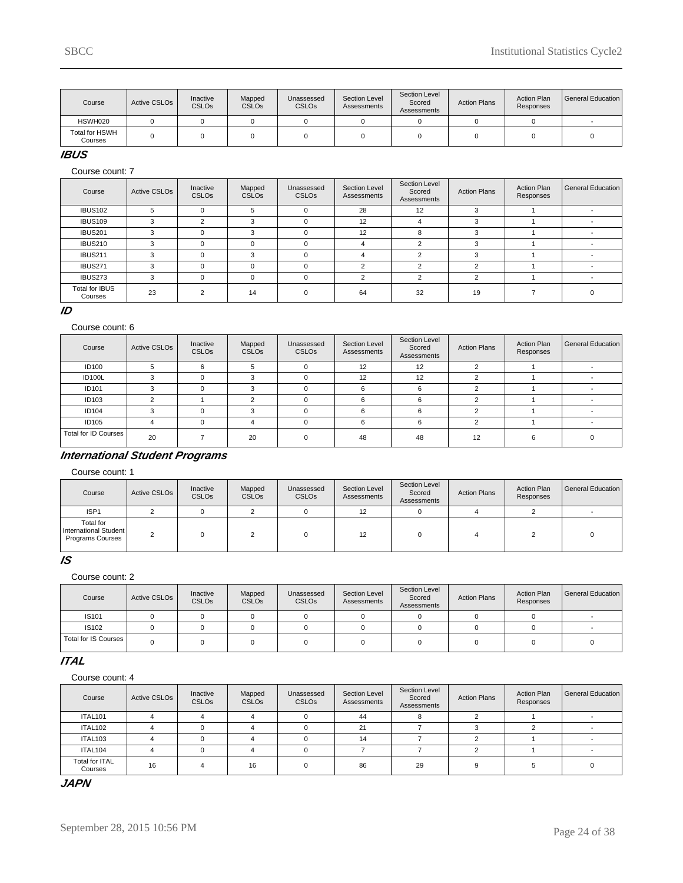| Course | Active CSLOs | Inactive CSLOs | Mapped CSLOs | Unassessed CSLOs | Section Level Assessments | Section Level Scored Assessments | Action Plans | Action Plan Responses | General Education |
|---|---|---|---|---|---|---|---|---|---|
| HSWH020 | 0 | 0 | 0 | 0 | 0 | 0 | 0 | 0 | - |
| Total for HSWH Courses | 0 | 0 | 0 | 0 | 0 | 0 | 0 | 0 | 0 |

## IBUS

Course count: 7

| Course | Active CSLOs | Inactive CSLOs | Mapped CSLOs | Unassessed CSLOs | Section Level Assessments | Section Level Scored Assessments | Action Plans | Action Plan Responses | General Education |
|---|---|---|---|---|---|---|---|---|---|
| IBUS102 | 5 | 0 | 5 | 0 | 28 | 12 | 3 | 1 | - |
| IBUS109 | 3 | 2 | 3 | 0 | 12 | 4 | 3 | 1 | - |
| IBUS201 | 3 | 0 | 3 | 0 | 12 | 8 | 3 | 1 | - |
| IBUS210 | 3 | 0 | 0 | 0 | 4 | 2 | 3 | 1 | - |
| IBUS211 | 3 | 0 | 3 | 0 | 4 | 2 | 3 | 1 | - |
| IBUS271 | 3 | 0 | 0 | 0 | 2 | 2 | 2 | 1 | - |
| IBUS273 | 3 | 0 | 0 | 0 | 2 | 2 | 2 | 1 | - |
| Total for IBUS Courses | 23 | 2 | 14 | 0 | 64 | 32 | 19 | 7 | 0 |

## ID

Course count: 6

| Course | Active CSLOs | Inactive CSLOs | Mapped CSLOs | Unassessed CSLOs | Section Level Assessments | Section Level Scored Assessments | Action Plans | Action Plan Responses | General Education |
|---|---|---|---|---|---|---|---|---|---|
| ID100 | 5 | 6 | 5 | 0 | 12 | 12 | 2 | 1 | - |
| ID100L | 3 | 0 | 3 | 0 | 12 | 12 | 2 | 1 | - |
| ID101 | 3 | 0 | 3 | 0 | 6 | 6 | 2 | 1 | - |
| ID103 | 2 | 1 | 2 | 0 | 6 | 6 | 2 | 1 | - |
| ID104 | 3 | 0 | 3 | 0 | 6 | 6 | 2 | 1 | - |
| ID105 | 4 | 0 | 4 | 0 | 6 | 6 | 2 | 1 | - |
| Total for ID Courses | 20 | 7 | 20 | 0 | 48 | 48 | 12 | 6 | 0 |

## International Student Programs

Course count: 1

| Course | Active CSLOs | Inactive CSLOs | Mapped CSLOs | Unassessed CSLOs | Section Level Assessments | Section Level Scored Assessments | Action Plans | Action Plan Responses | General Education |
|---|---|---|---|---|---|---|---|---|---|
| ISP1 | 2 | 0 | 2 | 0 | 12 | 0 | 4 | 2 | - |
| Total for International Student Programs Courses | 2 | 0 | 2 | 0 | 12 | 0 | 4 | 2 | 0 |

## IS

Course count: 2

| Course | Active CSLOs | Inactive CSLOs | Mapped CSLOs | Unassessed CSLOs | Section Level Assessments | Section Level Scored Assessments | Action Plans | Action Plan Responses | General Education |
|---|---|---|---|---|---|---|---|---|---|
| IS101 | 0 | 0 | 0 | 0 | 0 | 0 | 0 | 0 | - |
| IS102 | 0 | 0 | 0 | 0 | 0 | 0 | 0 | 0 | - |
| Total for IS Courses | 0 | 0 | 0 | 0 | 0 | 0 | 0 | 0 | 0 |

## ITAL

Course count: 4

| Course | Active CSLOs | Inactive CSLOs | Mapped CSLOs | Unassessed CSLOs | Section Level Assessments | Section Level Scored Assessments | Action Plans | Action Plan Responses | General Education |
|---|---|---|---|---|---|---|---|---|---|
| ITAL101 | 4 | 4 | 4 | 0 | 44 | 8 | 2 | 1 | - |
| ITAL102 | 4 | 0 | 4 | 0 | 21 | 7 | 3 | 2 | - |
| ITAL103 | 4 | 0 | 4 | 0 | 14 | 7 | 2 | 1 | - |
| ITAL104 | 4 | 0 | 4 | 0 | 7 | 7 | 2 | 1 | - |
| Total for ITAL Courses | 16 | 4 | 16 | 0 | 86 | 29 | 9 | 5 | 0 |

## JAPN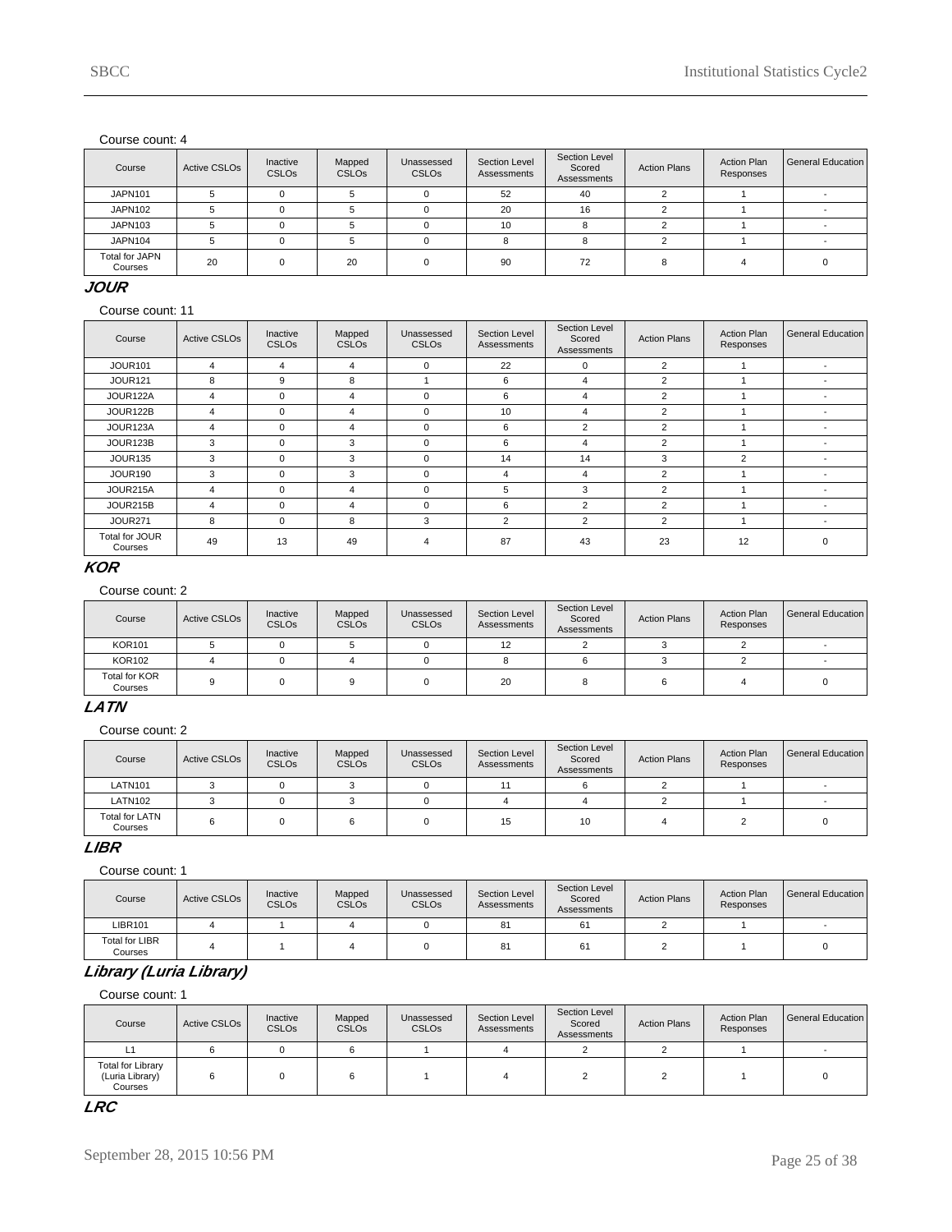Course count: 4

| Course | Active CSLOs | Inactive CSLOs | Mapped CSLOs | Unassessed CSLOs | Section Level Assessments | Section Level Scored Assessments | Action Plans | Action Plan Responses | General Education |
|---|---|---|---|---|---|---|---|---|---|
| JAPN101 | 5 | 0 | 5 | 0 | 52 | 40 | 2 | 1 | - |
| JAPN102 | 5 | 0 | 5 | 0 | 20 | 16 | 2 | 1 | - |
| JAPN103 | 5 | 0 | 5 | 0 | 10 | 8 | 2 | 1 | - |
| JAPN104 | 5 | 0 | 5 | 0 | 8 | 8 | 2 | 1 | - |
| Total for JAPN Courses | 20 | 0 | 20 | 0 | 90 | 72 | 8 | 4 | 0 |

### JOUR

Course count: 11

| Course | Active CSLOs | Inactive CSLOs | Mapped CSLOs | Unassessed CSLOs | Section Level Assessments | Section Level Scored Assessments | Action Plans | Action Plan Responses | General Education |
|---|---|---|---|---|---|---|---|---|---|
| JOUR101 | 4 | 4 | 4 | 0 | 22 | 0 | 2 | 1 | - |
| JOUR121 | 8 | 9 | 8 | 1 | 6 | 4 | 2 | 1 | - |
| JOUR122A | 4 | 0 | 4 | 0 | 6 | 4 | 2 | 1 | - |
| JOUR122B | 4 | 0 | 4 | 0 | 10 | 4 | 2 | 1 | - |
| JOUR123A | 4 | 0 | 4 | 0 | 6 | 2 | 2 | 1 | - |
| JOUR123B | 3 | 0 | 3 | 0 | 6 | 4 | 2 | 1 | - |
| JOUR135 | 3 | 0 | 3 | 0 | 14 | 14 | 3 | 2 | - |
| JOUR190 | 3 | 0 | 3 | 0 | 4 | 4 | 2 | 1 | - |
| JOUR215A | 4 | 0 | 4 | 0 | 5 | 3 | 2 | 1 | - |
| JOUR215B | 4 | 0 | 4 | 0 | 6 | 2 | 2 | 1 | - |
| JOUR271 | 8 | 0 | 8 | 3 | 2 | 2 | 2 | 1 | - |
| Total for JOUR Courses | 49 | 13 | 49 | 4 | 87 | 43 | 23 | 12 | 0 |

### KOR

Course count: 2

| Course | Active CSLOs | Inactive CSLOs | Mapped CSLOs | Unassessed CSLOs | Section Level Assessments | Section Level Scored Assessments | Action Plans | Action Plan Responses | General Education |
|---|---|---|---|---|---|---|---|---|---|
| KOR101 | 5 | 0 | 5 | 0 | 12 | 2 | 3 | 2 | - |
| KOR102 | 4 | 0 | 4 | 0 | 8 | 6 | 3 | 2 | - |
| Total for KOR Courses | 9 | 0 | 9 | 0 | 20 | 8 | 6 | 4 | 0 |

### LATN

Course count: 2

| Course | Active CSLOs | Inactive CSLOs | Mapped CSLOs | Unassessed CSLOs | Section Level Assessments | Section Level Scored Assessments | Action Plans | Action Plan Responses | General Education |
|---|---|---|---|---|---|---|---|---|---|
| LATN101 | 3 | 0 | 3 | 0 | 11 | 6 | 2 | 1 | - |
| LATN102 | 3 | 0 | 3 | 0 | 4 | 4 | 2 | 1 | - |
| Total for LATN Courses | 6 | 0 | 6 | 0 | 15 | 10 | 4 | 2 | 0 |

### LIBR

Course count: 1

| Course | Active CSLOs | Inactive CSLOs | Mapped CSLOs | Unassessed CSLOs | Section Level Assessments | Section Level Scored Assessments | Action Plans | Action Plan Responses | General Education |
|---|---|---|---|---|---|---|---|---|---|
| LIBR101 | 4 | 1 | 4 | 0 | 81 | 61 | 2 | 1 | - |
| Total for LIBR Courses | 4 | 1 | 4 | 0 | 81 | 61 | 2 | 1 | 0 |

### Library (Luria Library)

Course count: 1

| Course | Active CSLOs | Inactive CSLOs | Mapped CSLOs | Unassessed CSLOs | Section Level Assessments | Section Level Scored Assessments | Action Plans | Action Plan Responses | General Education |
|---|---|---|---|---|---|---|---|---|---|
| L1 | 6 | 0 | 6 | 1 | 4 | 2 | 2 | 1 | - |
| Total for Library (Luria Library) Courses | 6 | 0 | 6 | 1 | 4 | 2 | 2 | 1 | 0 |

### LRC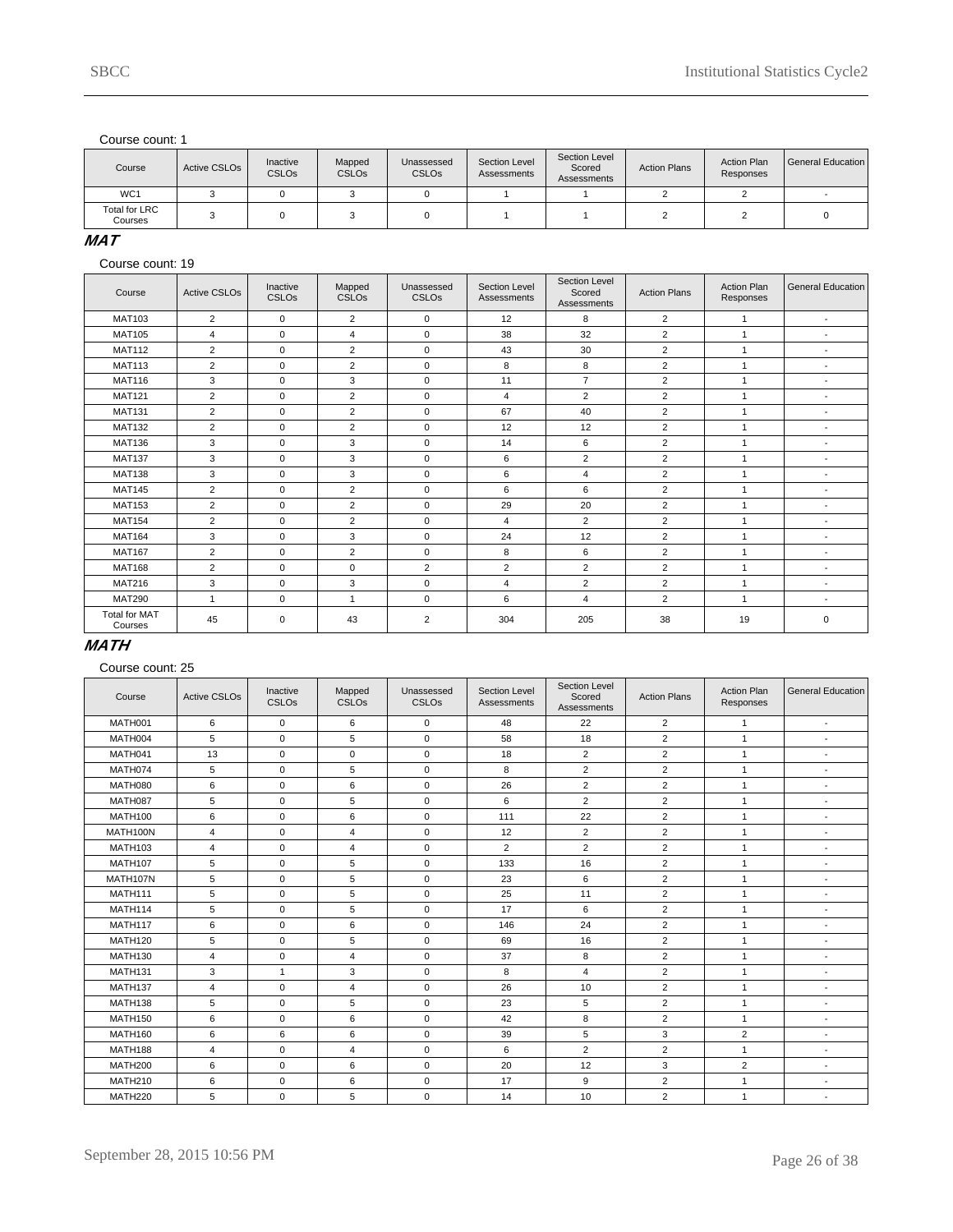Course count: 1

| Course | Active CSLOs | Inactive CSLOs | Mapped CSLOs | Unassessed CSLOs | Section Level Assessments | Section Level Scored Assessments | Action Plans | Action Plan Responses | General Education |
|---|---|---|---|---|---|---|---|---|---|
| WC1 | 3 | 0 | 3 | 0 | 1 | 1 | 2 | 2 | - |
| Total for LRC Courses | 3 | 0 | 3 | 0 | 1 | 1 | 2 | 2 | 0 |

## MAT

Course count: 19

| Course | Active CSLOs | Inactive CSLOs | Mapped CSLOs | Unassessed CSLOs | Section Level Assessments | Section Level Scored Assessments | Action Plans | Action Plan Responses | General Education |
|---|---|---|---|---|---|---|---|---|---|
| MAT103 | 2 | 0 | 2 | 0 | 12 | 8 | 2 | 1 | - |
| MAT105 | 4 | 0 | 4 | 0 | 38 | 32 | 2 | 1 | - |
| MAT112 | 2 | 0 | 2 | 0 | 43 | 30 | 2 | 1 | - |
| MAT113 | 2 | 0 | 2 | 0 | 8 | 8 | 2 | 1 | - |
| MAT116 | 3 | 0 | 3 | 0 | 11 | 7 | 2 | 1 | - |
| MAT121 | 2 | 0 | 2 | 0 | 4 | 2 | 2 | 1 | - |
| MAT131 | 2 | 0 | 2 | 0 | 67 | 40 | 2 | 1 | - |
| MAT132 | 2 | 0 | 2 | 0 | 12 | 12 | 2 | 1 | - |
| MAT136 | 3 | 0 | 3 | 0 | 14 | 6 | 2 | 1 | - |
| MAT137 | 3 | 0 | 3 | 0 | 6 | 2 | 2 | 1 | - |
| MAT138 | 3 | 0 | 3 | 0 | 6 | 4 | 2 | 1 | - |
| MAT145 | 2 | 0 | 2 | 0 | 6 | 6 | 2 | 1 | - |
| MAT153 | 2 | 0 | 2 | 0 | 29 | 20 | 2 | 1 | - |
| MAT154 | 2 | 0 | 2 | 0 | 4 | 2 | 2 | 1 | - |
| MAT164 | 3 | 0 | 3 | 0 | 24 | 12 | 2 | 1 | - |
| MAT167 | 2 | 0 | 2 | 0 | 8 | 6 | 2 | 1 | - |
| MAT168 | 2 | 0 | 0 | 2 | 2 | 2 | 2 | 1 | - |
| MAT216 | 3 | 0 | 3 | 0 | 4 | 2 | 2 | 1 | - |
| MAT290 | 1 | 0 | 1 | 0 | 6 | 4 | 2 | 1 | - |
| Total for MAT Courses | 45 | 0 | 43 | 2 | 304 | 205 | 38 | 19 | 0 |

## MATH

Course count: 25

| Course | Active CSLOs | Inactive CSLOs | Mapped CSLOs | Unassessed CSLOs | Section Level Assessments | Section Level Scored Assessments | Action Plans | Action Plan Responses | General Education |
|---|---|---|---|---|---|---|---|---|---|
| MATH001 | 6 | 0 | 6 | 0 | 48 | 22 | 2 | 1 | - |
| MATH004 | 5 | 0 | 5 | 0 | 58 | 18 | 2 | 1 | - |
| MATH041 | 13 | 0 | 0 | 0 | 18 | 2 | 2 | 1 | - |
| MATH074 | 5 | 0 | 5 | 0 | 8 | 2 | 2 | 1 | - |
| MATH080 | 6 | 0 | 6 | 0 | 26 | 2 | 2 | 1 | - |
| MATH087 | 5 | 0 | 5 | 0 | 6 | 2 | 2 | 1 | - |
| MATH100 | 6 | 0 | 6 | 0 | 111 | 22 | 2 | 1 | - |
| MATH100N | 4 | 0 | 4 | 0 | 12 | 2 | 2 | 1 | - |
| MATH103 | 4 | 0 | 4 | 0 | 2 | 2 | 2 | 1 | - |
| MATH107 | 5 | 0 | 5 | 0 | 133 | 16 | 2 | 1 | - |
| MATH107N | 5 | 0 | 5 | 0 | 23 | 6 | 2 | 1 | - |
| MATH111 | 5 | 0 | 5 | 0 | 25 | 11 | 2 | 1 | - |
| MATH114 | 5 | 0 | 5 | 0 | 17 | 6 | 2 | 1 | - |
| MATH117 | 6 | 0 | 6 | 0 | 146 | 24 | 2 | 1 | - |
| MATH120 | 5 | 0 | 5 | 0 | 69 | 16 | 2 | 1 | - |
| MATH130 | 4 | 0 | 4 | 0 | 37 | 8 | 2 | 1 | - |
| MATH131 | 3 | 1 | 3 | 0 | 8 | 4 | 2 | 1 | - |
| MATH137 | 4 | 0 | 4 | 0 | 26 | 10 | 2 | 1 | - |
| MATH138 | 5 | 0 | 5 | 0 | 23 | 5 | 2 | 1 | - |
| MATH150 | 6 | 0 | 6 | 0 | 42 | 8 | 2 | 1 | - |
| MATH160 | 6 | 6 | 6 | 0 | 39 | 5 | 3 | 2 | - |
| MATH188 | 4 | 0 | 4 | 0 | 6 | 2 | 2 | 1 | - |
| MATH200 | 6 | 0 | 6 | 0 | 20 | 12 | 3 | 2 | - |
| MATH210 | 6 | 0 | 6 | 0 | 17 | 9 | 2 | 1 | - |
| MATH220 | 5 | 0 | 5 | 0 | 14 | 10 | 2 | 1 | - |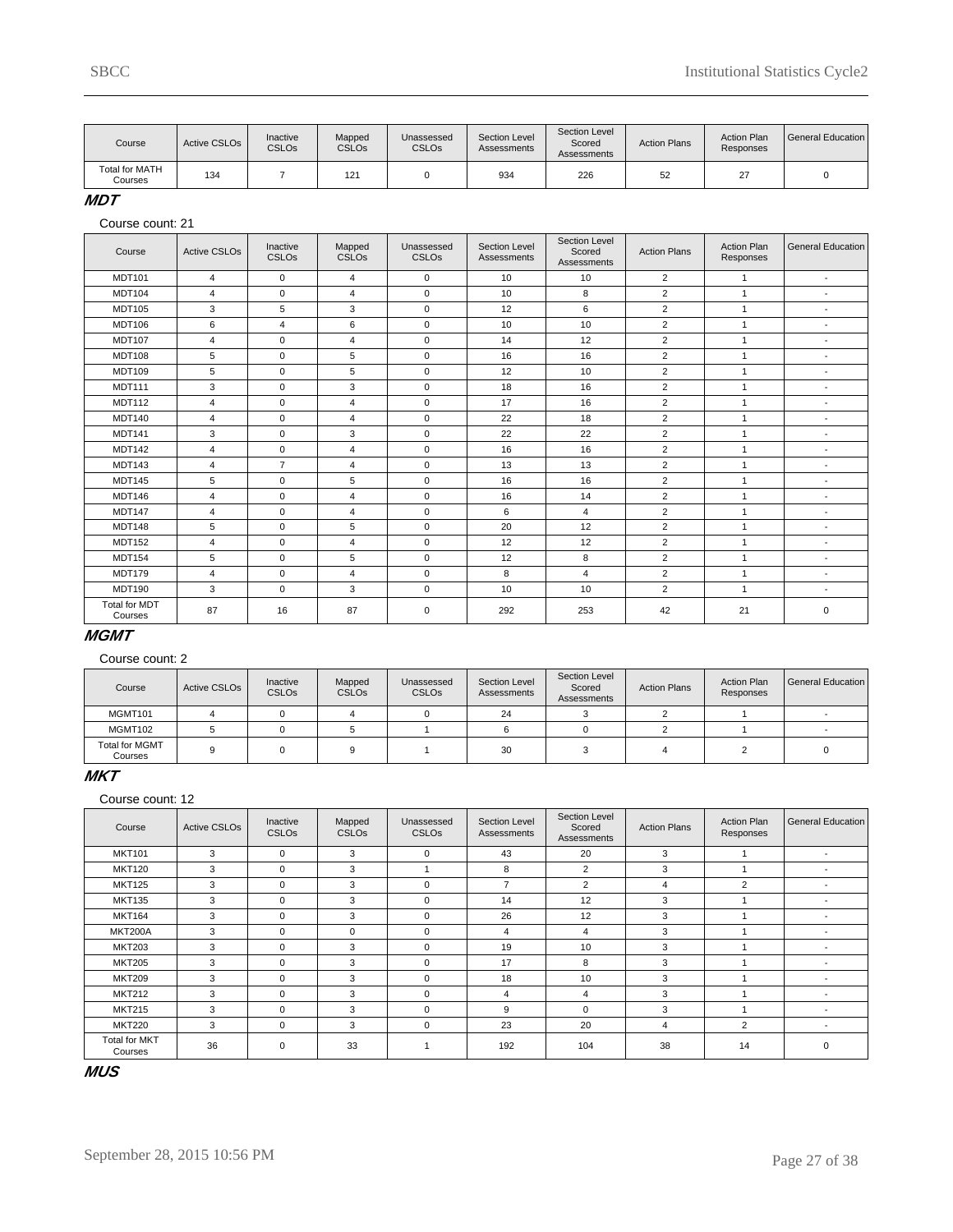| Course | Active CSLOs | Inactive CSLOs | Mapped CSLOs | Unassessed CSLOs | Section Level Assessments | Section Level Scored Assessments | Action Plans | Action Plan Responses | General Education |
|---|---|---|---|---|---|---|---|---|---|
| Total for MATH Courses | 134 | 7 | 121 | 0 | 934 | 226 | 52 | 27 | 0 |

## MDT

Course count: 21

| Course | Active CSLOs | Inactive CSLOs | Mapped CSLOs | Unassessed CSLOs | Section Level Assessments | Section Level Scored Assessments | Action Plans | Action Plan Responses | General Education |
|---|---|---|---|---|---|---|---|---|---|
| MDT101 | 4 | 0 | 4 | 0 | 10 | 10 | 2 | 1 | - |
| MDT104 | 4 | 0 | 4 | 0 | 10 | 8 | 2 | 1 | - |
| MDT105 | 3 | 5 | 3 | 0 | 12 | 6 | 2 | 1 | - |
| MDT106 | 6 | 4 | 6 | 0 | 10 | 10 | 2 | 1 | - |
| MDT107 | 4 | 0 | 4 | 0 | 14 | 12 | 2 | 1 | - |
| MDT108 | 5 | 0 | 5 | 0 | 16 | 16 | 2 | 1 | - |
| MDT109 | 5 | 0 | 5 | 0 | 12 | 10 | 2 | 1 | - |
| MDT111 | 3 | 0 | 3 | 0 | 18 | 16 | 2 | 1 | - |
| MDT112 | 4 | 0 | 4 | 0 | 17 | 16 | 2 | 1 | - |
| MDT140 | 4 | 0 | 4 | 0 | 22 | 18 | 2 | 1 | - |
| MDT141 | 3 | 0 | 3 | 0 | 22 | 22 | 2 | 1 | - |
| MDT142 | 4 | 0 | 4 | 0 | 16 | 16 | 2 | 1 | - |
| MDT143 | 4 | 7 | 4 | 0 | 13 | 13 | 2 | 1 | - |
| MDT145 | 5 | 0 | 5 | 0 | 16 | 16 | 2 | 1 | - |
| MDT146 | 4 | 0 | 4 | 0 | 16 | 14 | 2 | 1 | - |
| MDT147 | 4 | 0 | 4 | 0 | 6 | 4 | 2 | 1 | - |
| MDT148 | 5 | 0 | 5 | 0 | 20 | 12 | 2 | 1 | - |
| MDT152 | 4 | 0 | 4 | 0 | 12 | 12 | 2 | 1 | - |
| MDT154 | 5 | 0 | 5 | 0 | 12 | 8 | 2 | 1 | - |
| MDT179 | 4 | 0 | 4 | 0 | 8 | 4 | 2 | 1 | - |
| MDT190 | 3 | 0 | 3 | 0 | 10 | 10 | 2 | 1 | - |
| Total for MDT Courses | 87 | 16 | 87 | 0 | 292 | 253 | 42 | 21 | 0 |

## MGMT

Course count: 2

| Course | Active CSLOs | Inactive CSLOs | Mapped CSLOs | Unassessed CSLOs | Section Level Assessments | Section Level Scored Assessments | Action Plans | Action Plan Responses | General Education |
|---|---|---|---|---|---|---|---|---|---|
| MGMT101 | 4 | 0 | 4 | 0 | 24 | 3 | 2 | 1 | - |
| MGMT102 | 5 | 0 | 5 | 1 | 6 | 0 | 2 | 1 | - |
| Total for MGMT Courses | 9 | 0 | 9 | 1 | 30 | 3 | 4 | 2 | 0 |

## MKT

Course count: 12

| Course | Active CSLOs | Inactive CSLOs | Mapped CSLOs | Unassessed CSLOs | Section Level Assessments | Section Level Scored Assessments | Action Plans | Action Plan Responses | General Education |
|---|---|---|---|---|---|---|---|---|---|
| MKT101 | 3 | 0 | 3 | 0 | 43 | 20 | 3 | 1 | - |
| MKT120 | 3 | 0 | 3 | 1 | 8 | 2 | 3 | 1 | - |
| MKT125 | 3 | 0 | 3 | 0 | 7 | 2 | 4 | 2 | - |
| MKT135 | 3 | 0 | 3 | 0 | 14 | 12 | 3 | 1 | - |
| MKT164 | 3 | 0 | 3 | 0 | 26 | 12 | 3 | 1 | - |
| MKT200A | 3 | 0 | 0 | 0 | 4 | 4 | 3 | 1 | - |
| MKT203 | 3 | 0 | 3 | 0 | 19 | 10 | 3 | 1 | - |
| MKT205 | 3 | 0 | 3 | 0 | 17 | 8 | 3 | 1 | - |
| MKT209 | 3 | 0 | 3 | 0 | 18 | 10 | 3 | 1 | - |
| MKT212 | 3 | 0 | 3 | 0 | 4 | 4 | 3 | 1 | - |
| MKT215 | 3 | 0 | 3 | 0 | 9 | 0 | 3 | 1 | - |
| MKT220 | 3 | 0 | 3 | 0 | 23 | 20 | 4 | 2 | - |
| Total for MKT Courses | 36 | 0 | 33 | 1 | 192 | 104 | 38 | 14 | 0 |

## MUS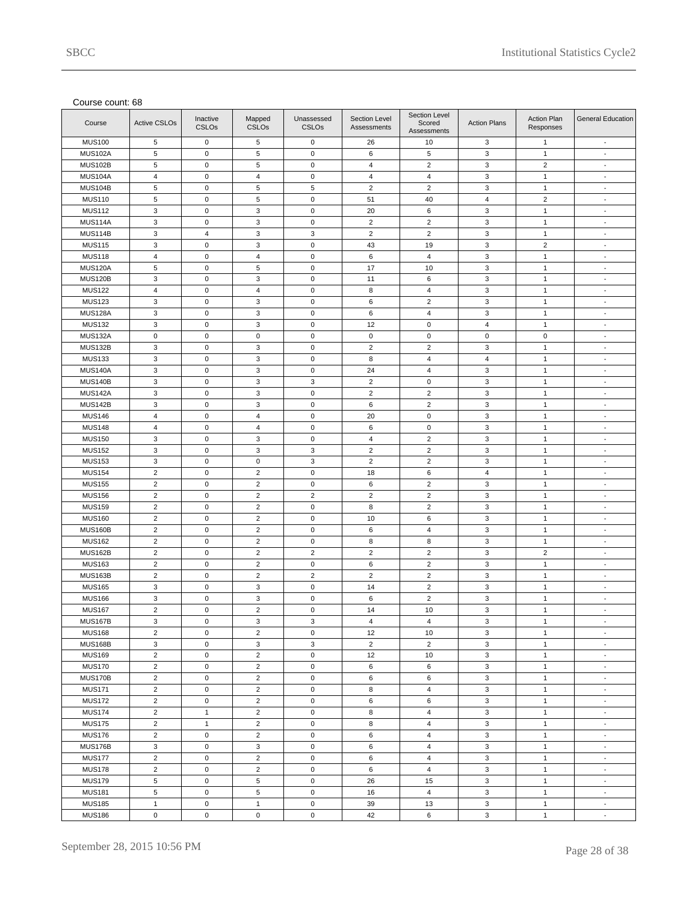Course count: 68

| Course | Active CSLOs | Inactive CSLOs | Mapped CSLOs | Unassessed CSLOs | Section Level Assessments | Section Level Scored Assessments | Action Plans | Action Plan Responses | General Education |
|---|---|---|---|---|---|---|---|---|---|
| MUS100 | 5 | 0 | 5 | 0 | 26 | 10 | 3 | 1 | - |
| MUS102A | 5 | 0 | 5 | 0 | 6 | 5 | 3 | 1 | - |
| MUS102B | 5 | 0 | 5 | 0 | 4 | 2 | 3 | 2 | - |
| MUS104A | 4 | 0 | 4 | 0 | 4 | 4 | 3 | 1 | - |
| MUS104B | 5 | 0 | 5 | 5 | 2 | 2 | 3 | 1 | - |
| MUS110 | 5 | 0 | 5 | 0 | 51 | 40 | 4 | 2 | - |
| MUS112 | 3 | 0 | 3 | 0 | 20 | 6 | 3 | 1 | - |
| MUS114A | 3 | 0 | 3 | 0 | 2 | 2 | 3 | 1 | - |
| MUS114B | 3 | 4 | 3 | 3 | 2 | 2 | 3 | 1 | - |
| MUS115 | 3 | 0 | 3 | 0 | 43 | 19 | 3 | 2 | - |
| MUS118 | 4 | 0 | 4 | 0 | 6 | 4 | 3 | 1 | - |
| MUS120A | 5 | 0 | 5 | 0 | 17 | 10 | 3 | 1 | - |
| MUS120B | 3 | 0 | 3 | 0 | 11 | 6 | 3 | 1 | - |
| MUS122 | 4 | 0 | 4 | 0 | 8 | 4 | 3 | 1 | - |
| MUS123 | 3 | 0 | 3 | 0 | 6 | 2 | 3 | 1 | - |
| MUS128A | 3 | 0 | 3 | 0 | 6 | 4 | 3 | 1 | - |
| MUS132 | 3 | 0 | 3 | 0 | 12 | 0 | 4 | 1 | - |
| MUS132A | 0 | 0 | 0 | 0 | 0 | 0 | 0 | 0 | - |
| MUS132B | 3 | 0 | 3 | 0 | 2 | 2 | 3 | 1 | - |
| MUS133 | 3 | 0 | 3 | 0 | 8 | 4 | 4 | 1 | - |
| MUS140A | 3 | 0 | 3 | 0 | 24 | 4 | 3 | 1 | - |
| MUS140B | 3 | 0 | 3 | 3 | 2 | 0 | 3 | 1 | - |
| MUS142A | 3 | 0 | 3 | 0 | 2 | 2 | 3 | 1 | - |
| MUS142B | 3 | 0 | 3 | 0 | 6 | 2 | 3 | 1 | - |
| MUS146 | 4 | 0 | 4 | 0 | 20 | 0 | 3 | 1 | - |
| MUS148 | 4 | 0 | 4 | 0 | 6 | 0 | 3 | 1 | - |
| MUS150 | 3 | 0 | 3 | 0 | 4 | 2 | 3 | 1 | - |
| MUS152 | 3 | 0 | 3 | 3 | 2 | 2 | 3 | 1 | - |
| MUS153 | 3 | 0 | 0 | 3 | 2 | 2 | 3 | 1 | - |
| MUS154 | 2 | 0 | 2 | 0 | 18 | 6 | 4 | 1 | - |
| MUS155 | 2 | 0 | 2 | 0 | 6 | 2 | 3 | 1 | - |
| MUS156 | 2 | 0 | 2 | 2 | 2 | 2 | 3 | 1 | - |
| MUS159 | 2 | 0 | 2 | 0 | 8 | 2 | 3 | 1 | - |
| MUS160 | 2 | 0 | 2 | 0 | 10 | 6 | 3 | 1 | - |
| MUS160B | 2 | 0 | 2 | 0 | 6 | 4 | 3 | 1 | - |
| MUS162 | 2 | 0 | 2 | 0 | 8 | 8 | 3 | 1 | - |
| MUS162B | 2 | 0 | 2 | 2 | 2 | 2 | 3 | 2 | - |
| MUS163 | 2 | 0 | 2 | 0 | 6 | 2 | 3 | 1 | - |
| MUS163B | 2 | 0 | 2 | 2 | 2 | 2 | 3 | 1 | - |
| MUS165 | 3 | 0 | 3 | 0 | 14 | 2 | 3 | 1 | - |
| MUS166 | 3 | 0 | 3 | 0 | 6 | 2 | 3 | 1 | - |
| MUS167 | 2 | 0 | 2 | 0 | 14 | 10 | 3 | 1 | - |
| MUS167B | 3 | 0 | 3 | 3 | 4 | 4 | 3 | 1 | - |
| MUS168 | 2 | 0 | 2 | 0 | 12 | 10 | 3 | 1 | - |
| MUS168B | 3 | 0 | 3 | 3 | 2 | 2 | 3 | 1 | - |
| MUS169 | 2 | 0 | 2 | 0 | 12 | 10 | 3 | 1 | - |
| MUS170 | 2 | 0 | 2 | 0 | 6 | 6 | 3 | 1 | - |
| MUS170B | 2 | 0 | 2 | 0 | 6 | 6 | 3 | 1 | - |
| MUS171 | 2 | 0 | 2 | 0 | 8 | 4 | 3 | 1 | - |
| MUS172 | 2 | 0 | 2 | 0 | 6 | 6 | 3 | 1 | - |
| MUS174 | 2 | 1 | 2 | 0 | 8 | 4 | 3 | 1 | - |
| MUS175 | 2 | 1 | 2 | 0 | 8 | 4 | 3 | 1 | - |
| MUS176 | 2 | 0 | 2 | 0 | 6 | 4 | 3 | 1 | - |
| MUS176B | 3 | 0 | 3 | 0 | 6 | 4 | 3 | 1 | - |
| MUS177 | 2 | 0 | 2 | 0 | 6 | 4 | 3 | 1 | - |
| MUS178 | 2 | 0 | 2 | 0 | 6 | 4 | 3 | 1 | - |
| MUS179 | 5 | 0 | 5 | 0 | 26 | 15 | 3 | 1 | - |
| MUS181 | 5 | 0 | 5 | 0 | 16 | 4 | 3 | 1 | - |
| MUS185 | 1 | 0 | 1 | 0 | 39 | 13 | 3 | 1 | - |
| MUS186 | 0 | 0 | 0 | 0 | 42 | 6 | 3 | 1 | - |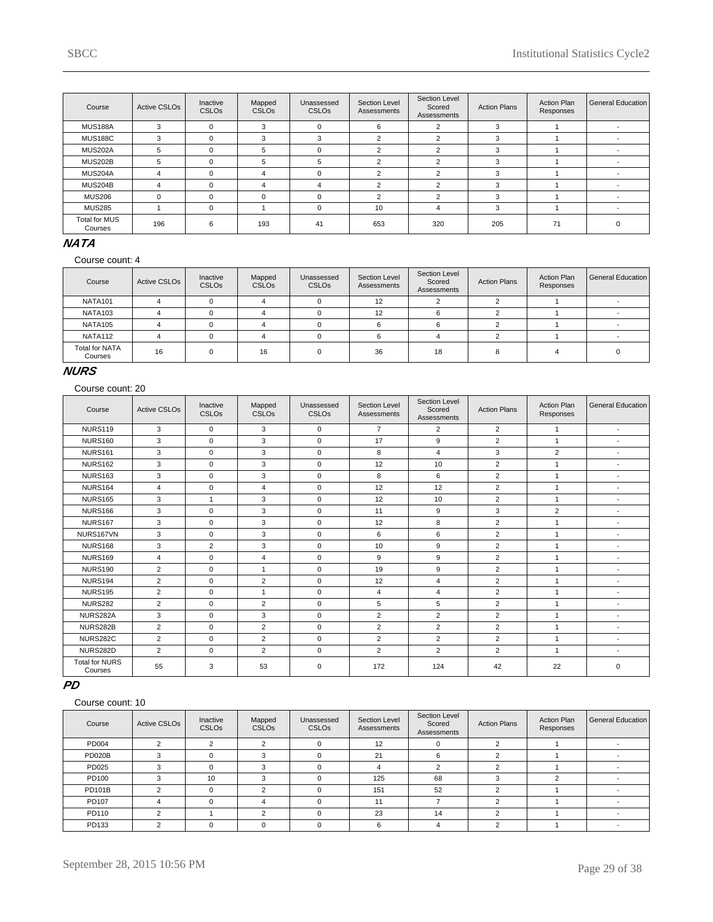| Course | Active CSLOs | Inactive CSLOs | Mapped CSLOs | Unassessed CSLOs | Section Level Assessments | Section Level Scored Assessments | Action Plans | Action Plan Responses | General Education |
|---|---|---|---|---|---|---|---|---|---|
| MUS188A | 3 | 0 | 3 | 0 | 6 | 2 | 3 | 1 | - |
| MUS188C | 3 | 0 | 3 | 3 | 2 | 2 | 3 | 1 | - |
| MUS202A | 5 | 0 | 5 | 0 | 2 | 2 | 3 | 1 | - |
| MUS202B | 5 | 0 | 5 | 5 | 2 | 2 | 3 | 1 | - |
| MUS204A | 4 | 0 | 4 | 0 | 2 | 2 | 3 | 1 | - |
| MUS204B | 4 | 0 | 4 | 4 | 2 | 2 | 3 | 1 | - |
| MUS206 | 0 | 0 | 0 | 0 | 2 | 2 | 3 | 1 | - |
| MUS285 | 1 | 0 | 1 | 0 | 10 | 4 | 3 | 1 | - |
| Total for MUS Courses | 196 | 6 | 193 | 41 | 653 | 320 | 205 | 71 | 0 |

## NATA

Course count: 4

| Course | Active CSLOs | Inactive CSLOs | Mapped CSLOs | Unassessed CSLOs | Section Level Assessments | Section Level Scored Assessments | Action Plans | Action Plan Responses | General Education |
|---|---|---|---|---|---|---|---|---|---|
| NATA101 | 4 | 0 | 4 | 0 | 12 | 2 | 2 | 1 | - |
| NATA103 | 4 | 0 | 4 | 0 | 12 | 6 | 2 | 1 | - |
| NATA105 | 4 | 0 | 4 | 0 | 6 | 6 | 2 | 1 | - |
| NATA112 | 4 | 0 | 4 | 0 | 6 | 4 | 2 | 1 | - |
| Total for NATA Courses | 16 | 0 | 16 | 0 | 36 | 18 | 8 | 4 | 0 |

## NURS

Course count: 20

| Course | Active CSLOs | Inactive CSLOs | Mapped CSLOs | Unassessed CSLOs | Section Level Assessments | Section Level Scored Assessments | Action Plans | Action Plan Responses | General Education |
|---|---|---|---|---|---|---|---|---|---|
| NURS119 | 3 | 0 | 3 | 0 | 7 | 2 | 2 | 1 | - |
| NURS160 | 3 | 0 | 3 | 0 | 17 | 9 | 2 | 1 | - |
| NURS161 | 3 | 0 | 3 | 0 | 8 | 4 | 3 | 2 | - |
| NURS162 | 3 | 0 | 3 | 0 | 12 | 10 | 2 | 1 | - |
| NURS163 | 3 | 0 | 3 | 0 | 8 | 6 | 2 | 1 | - |
| NURS164 | 4 | 0 | 4 | 0 | 12 | 12 | 2 | 1 | - |
| NURS165 | 3 | 1 | 3 | 0 | 12 | 10 | 2 | 1 | - |
| NURS166 | 3 | 0 | 3 | 0 | 11 | 9 | 3 | 2 | - |
| NURS167 | 3 | 0 | 3 | 0 | 12 | 8 | 2 | 1 | - |
| NURS167VN | 3 | 0 | 3 | 0 | 6 | 6 | 2 | 1 | - |
| NURS168 | 3 | 2 | 3 | 0 | 10 | 9 | 2 | 1 | - |
| NURS169 | 4 | 0 | 4 | 0 | 9 | 9 | 2 | 1 | - |
| NURS190 | 2 | 0 | 1 | 0 | 19 | 9 | 2 | 1 | - |
| NURS194 | 2 | 0 | 2 | 0 | 12 | 4 | 2 | 1 | - |
| NURS195 | 2 | 0 | 1 | 0 | 4 | 4 | 2 | 1 | - |
| NURS282 | 2 | 0 | 2 | 0 | 5 | 5 | 2 | 1 | - |
| NURS282A | 3 | 0 | 3 | 0 | 2 | 2 | 2 | 1 | - |
| NURS282B | 2 | 0 | 2 | 0 | 2 | 2 | 2 | 1 | - |
| NURS282C | 2 | 0 | 2 | 0 | 2 | 2 | 2 | 1 | - |
| NURS282D | 2 | 0 | 2 | 0 | 2 | 2 | 2 | 1 | - |
| Total for NURS Courses | 55 | 3 | 53 | 0 | 172 | 124 | 42 | 22 | 0 |

## PD

Course count: 10

| Course | Active CSLOs | Inactive CSLOs | Mapped CSLOs | Unassessed CSLOs | Section Level Assessments | Section Level Scored Assessments | Action Plans | Action Plan Responses | General Education |
|---|---|---|---|---|---|---|---|---|---|
| PD004 | 2 | 2 | 2 | 0 | 12 | 0 | 2 | 1 | - |
| PD020B | 3 | 0 | 3 | 0 | 21 | 6 | 2 | 1 | - |
| PD025 | 3 | 0 | 3 | 0 | 4 | 2 | 2 | 1 | - |
| PD100 | 3 | 10 | 3 | 0 | 125 | 68 | 3 | 2 | - |
| PD101B | 2 | 0 | 2 | 0 | 151 | 52 | 2 | 1 | - |
| PD107 | 4 | 0 | 4 | 0 | 11 | 7 | 2 | 1 | - |
| PD110 | 2 | 1 | 2 | 0 | 23 | 14 | 2 | 1 | - |
| PD133 | 2 | 0 | 0 | 0 | 6 | 4 | 2 | 1 | - |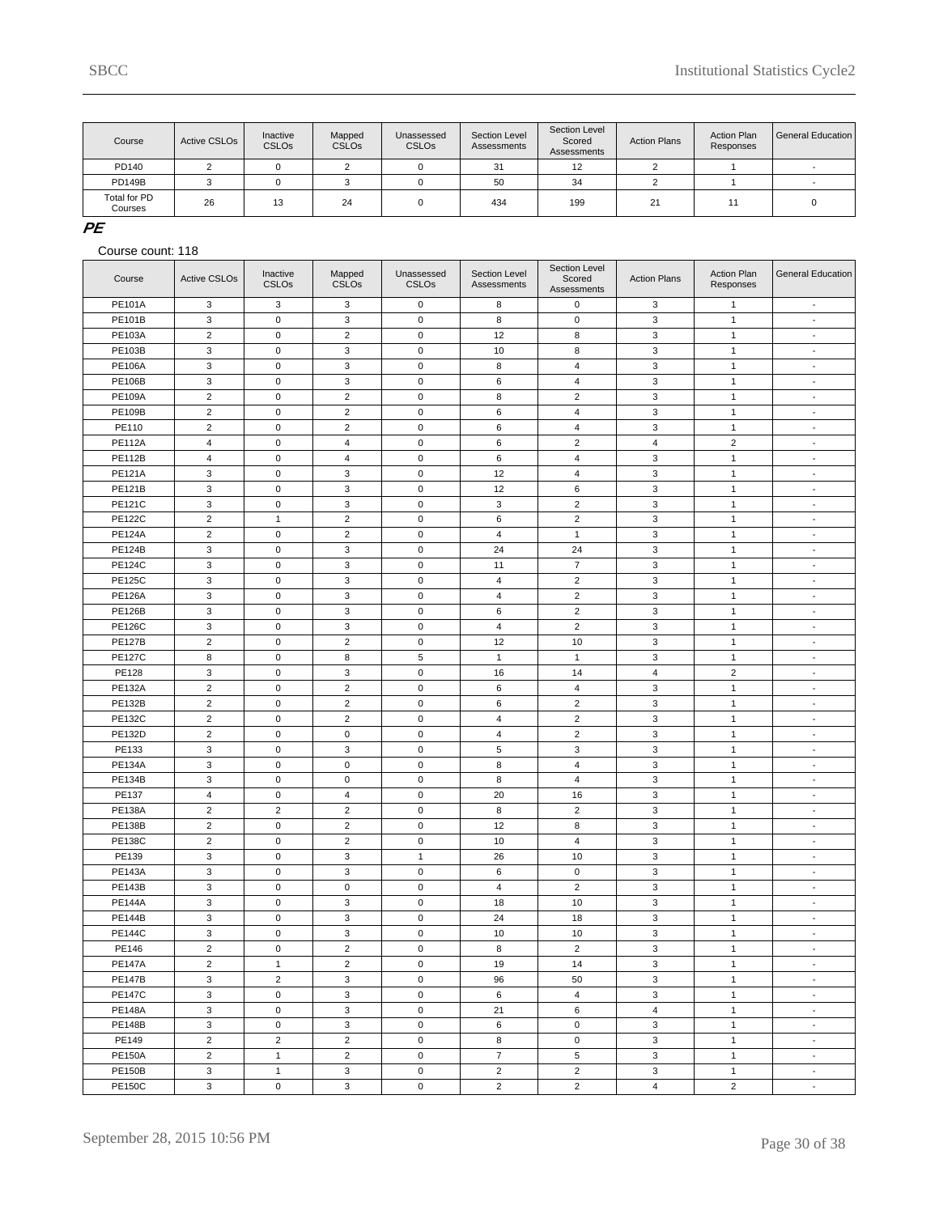| Course | Active CSLOs | Inactive CSLOs | Mapped CSLOs | Unassessed CSLOs | Section Level Assessments | Section Level Scored Assessments | Action Plans | Action Plan Responses | General Education |
|---|---|---|---|---|---|---|---|---|---|
| PD140 | 2 | 0 | 2 | 0 | 31 | 12 | 2 | 1 | - |
| PD149B | 3 | 0 | 3 | 0 | 50 | 34 | 2 | 1 | - |
| Total for PD Courses | 26 | 13 | 24 | 0 | 434 | 199 | 21 | 11 | 0 |

## PE

Course count: 118

| Course | Active CSLOs | Inactive CSLOs | Mapped CSLOs | Unassessed CSLOs | Section Level Assessments | Section Level Scored Assessments | Action Plans | Action Plan Responses | General Education |
|---|---|---|---|---|---|---|---|---|---|
| PE101A | 3 | 3 | 3 | 0 | 8 | 0 | 3 | 1 | - |
| PE101B | 3 | 0 | 3 | 0 | 8 | 0 | 3 | 1 | - |
| PE103A | 2 | 0 | 2 | 0 | 12 | 8 | 3 | 1 | - |
| PE103B | 3 | 0 | 3 | 0 | 10 | 8 | 3 | 1 | - |
| PE106A | 3 | 0 | 3 | 0 | 8 | 4 | 3 | 1 | - |
| PE106B | 3 | 0 | 3 | 0 | 6 | 4 | 3 | 1 | - |
| PE109A | 2 | 0 | 2 | 0 | 8 | 2 | 3 | 1 | - |
| PE109B | 2 | 0 | 2 | 0 | 6 | 4 | 3 | 1 | - |
| PE110 | 2 | 0 | 2 | 0 | 6 | 4 | 3 | 1 | - |
| PE112A | 4 | 0 | 4 | 0 | 6 | 2 | 4 | 2 | - |
| PE112B | 4 | 0 | 4 | 0 | 6 | 4 | 3 | 1 | - |
| PE121A | 3 | 0 | 3 | 0 | 12 | 4 | 3 | 1 | - |
| PE121B | 3 | 0 | 3 | 0 | 12 | 6 | 3 | 1 | - |
| PE121C | 3 | 0 | 3 | 0 | 3 | 2 | 3 | 1 | - |
| PE122C | 2 | 1 | 2 | 0 | 6 | 2 | 3 | 1 | - |
| PE124A | 2 | 0 | 2 | 0 | 4 | 1 | 3 | 1 | - |
| PE124B | 3 | 0 | 3 | 0 | 24 | 24 | 3 | 1 | - |
| PE124C | 3 | 0 | 3 | 0 | 11 | 7 | 3 | 1 | - |
| PE125C | 3 | 0 | 3 | 0 | 4 | 2 | 3 | 1 | - |
| PE126A | 3 | 0 | 3 | 0 | 4 | 2 | 3 | 1 | - |
| PE126B | 3 | 0 | 3 | 0 | 6 | 2 | 3 | 1 | - |
| PE126C | 3 | 0 | 3 | 0 | 4 | 2 | 3 | 1 | - |
| PE127B | 2 | 0 | 2 | 0 | 12 | 10 | 3 | 1 | - |
| PE127C | 8 | 0 | 8 | 5 | 1 | 1 | 3 | 1 | - |
| PE128 | 3 | 0 | 3 | 0 | 16 | 14 | 4 | 2 | - |
| PE132A | 2 | 0 | 2 | 0 | 6 | 4 | 3 | 1 | - |
| PE132B | 2 | 0 | 2 | 0 | 6 | 2 | 3 | 1 | - |
| PE132C | 2 | 0 | 2 | 0 | 4 | 2 | 3 | 1 | - |
| PE132D | 2 | 0 | 0 | 0 | 4 | 2 | 3 | 1 | - |
| PE133 | 3 | 0 | 3 | 0 | 5 | 3 | 3 | 1 | - |
| PE134A | 3 | 0 | 0 | 0 | 8 | 4 | 3 | 1 | - |
| PE134B | 3 | 0 | 0 | 0 | 8 | 4 | 3 | 1 | - |
| PE137 | 4 | 0 | 4 | 0 | 20 | 16 | 3 | 1 | - |
| PE138A | 2 | 2 | 2 | 0 | 8 | 2 | 3 | 1 | - |
| PE138B | 2 | 0 | 2 | 0 | 12 | 8 | 3 | 1 | - |
| PE138C | 2 | 0 | 2 | 0 | 10 | 4 | 3 | 1 | - |
| PE139 | 3 | 0 | 3 | 1 | 26 | 10 | 3 | 1 | - |
| PE143A | 3 | 0 | 3 | 0 | 6 | 0 | 3 | 1 | - |
| PE143B | 3 | 0 | 0 | 0 | 4 | 2 | 3 | 1 | - |
| PE144A | 3 | 0 | 3 | 0 | 18 | 10 | 3 | 1 | - |
| PE144B | 3 | 0 | 3 | 0 | 24 | 18 | 3 | 1 | - |
| PE144C | 3 | 0 | 3 | 0 | 10 | 10 | 3 | 1 | - |
| PE146 | 2 | 0 | 2 | 0 | 8 | 2 | 3 | 1 | - |
| PE147A | 2 | 1 | 2 | 0 | 19 | 14 | 3 | 1 | - |
| PE147B | 3 | 2 | 3 | 0 | 96 | 50 | 3 | 1 | - |
| PE147C | 3 | 0 | 3 | 0 | 6 | 4 | 3 | 1 | - |
| PE148A | 3 | 0 | 3 | 0 | 21 | 6 | 4 | 1 | - |
| PE148B | 3 | 0 | 3 | 0 | 6 | 0 | 3 | 1 | - |
| PE149 | 2 | 2 | 2 | 0 | 8 | 0 | 3 | 1 | - |
| PE150A | 2 | 1 | 2 | 0 | 7 | 5 | 3 | 1 | - |
| PE150B | 3 | 1 | 3 | 0 | 2 | 2 | 3 | 1 | - |
| PE150C | 3 | 0 | 3 | 0 | 2 | 2 | 4 | 2 | - |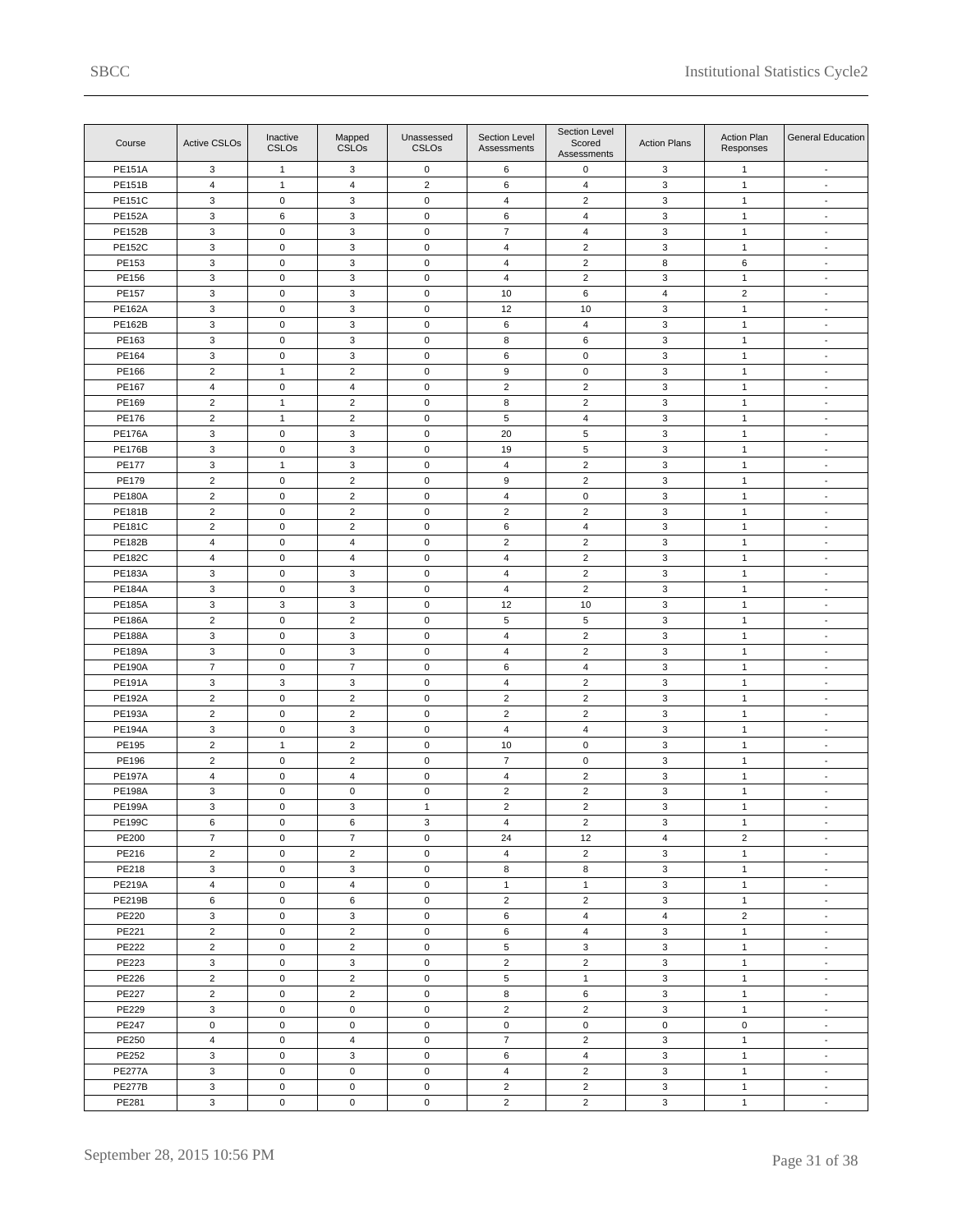| Course | Active CSLOs | Inactive CSLOs | Mapped CSLOs | Unassessed CSLOs | Section Level Assessments | Section Level Scored Assessments | Action Plans | Action Plan Responses | General Education |
|---|---|---|---|---|---|---|---|---|---|
| PE151A | 3 | 1 | 3 | 0 | 6 | 0 | 3 | 1 | - |
| PE151B | 4 | 1 | 4 | 2 | 6 | 4 | 3 | 1 | - |
| PE151C | 3 | 0 | 3 | 0 | 4 | 2 | 3 | 1 | - |
| PE152A | 3 | 6 | 3 | 0 | 6 | 4 | 3 | 1 | - |
| PE152B | 3 | 0 | 3 | 0 | 7 | 4 | 3 | 1 | - |
| PE152C | 3 | 0 | 3 | 0 | 4 | 2 | 3 | 1 | - |
| PE153 | 3 | 0 | 3 | 0 | 4 | 2 | 8 | 6 | - |
| PE156 | 3 | 0 | 3 | 0 | 4 | 2 | 3 | 1 | - |
| PE157 | 3 | 0 | 3 | 0 | 10 | 6 | 4 | 2 | - |
| PE162A | 3 | 0 | 3 | 0 | 12 | 10 | 3 | 1 | - |
| PE162B | 3 | 0 | 3 | 0 | 6 | 4 | 3 | 1 | - |
| PE163 | 3 | 0 | 3 | 0 | 8 | 6 | 3 | 1 | - |
| PE164 | 3 | 0 | 3 | 0 | 6 | 0 | 3 | 1 | - |
| PE166 | 2 | 1 | 2 | 0 | 9 | 0 | 3 | 1 | - |
| PE167 | 4 | 0 | 4 | 0 | 2 | 2 | 3 | 1 | - |
| PE169 | 2 | 1 | 2 | 0 | 8 | 2 | 3 | 1 | - |
| PE176 | 2 | 1 | 2 | 0 | 5 | 4 | 3 | 1 | - |
| PE176A | 3 | 0 | 3 | 0 | 20 | 5 | 3 | 1 | - |
| PE176B | 3 | 0 | 3 | 0 | 19 | 5 | 3 | 1 | - |
| PE177 | 3 | 1 | 3 | 0 | 4 | 2 | 3 | 1 | - |
| PE179 | 2 | 0 | 2 | 0 | 9 | 2 | 3 | 1 | - |
| PE180A | 2 | 0 | 2 | 0 | 4 | 0 | 3 | 1 | - |
| PE181B | 2 | 0 | 2 | 0 | 2 | 2 | 3 | 1 | - |
| PE181C | 2 | 0 | 2 | 0 | 6 | 4 | 3 | 1 | - |
| PE182B | 4 | 0 | 4 | 0 | 2 | 2 | 3 | 1 | - |
| PE182C | 4 | 0 | 4 | 0 | 4 | 2 | 3 | 1 | - |
| PE183A | 3 | 0 | 3 | 0 | 4 | 2 | 3 | 1 | - |
| PE184A | 3 | 0 | 3 | 0 | 4 | 2 | 3 | 1 | - |
| PE185A | 3 | 3 | 3 | 0 | 12 | 10 | 3 | 1 | - |
| PE186A | 2 | 0 | 2 | 0 | 5 | 5 | 3 | 1 | - |
| PE188A | 3 | 0 | 3 | 0 | 4 | 2 | 3 | 1 | - |
| PE189A | 3 | 0 | 3 | 0 | 4 | 2 | 3 | 1 | - |
| PE190A | 7 | 0 | 7 | 0 | 6 | 4 | 3 | 1 | - |
| PE191A | 3 | 3 | 3 | 0 | 4 | 2 | 3 | 1 | - |
| PE192A | 2 | 0 | 2 | 0 | 2 | 2 | 3 | 1 | - |
| PE193A | 2 | 0 | 2 | 0 | 2 | 2 | 3 | 1 | - |
| PE194A | 3 | 0 | 3 | 0 | 4 | 4 | 3 | 1 | - |
| PE195 | 2 | 1 | 2 | 0 | 10 | 0 | 3 | 1 | - |
| PE196 | 2 | 0 | 2 | 0 | 7 | 0 | 3 | 1 | - |
| PE197A | 4 | 0 | 4 | 0 | 4 | 2 | 3 | 1 | - |
| PE198A | 3 | 0 | 0 | 0 | 2 | 2 | 3 | 1 | - |
| PE199A | 3 | 0 | 3 | 1 | 2 | 2 | 3 | 1 | - |
| PE199C | 6 | 0 | 6 | 3 | 4 | 2 | 3 | 1 | - |
| PE200 | 7 | 0 | 7 | 0 | 24 | 12 | 4 | 2 | - |
| PE216 | 2 | 0 | 2 | 0 | 4 | 2 | 3 | 1 | - |
| PE218 | 3 | 0 | 3 | 0 | 8 | 8 | 3 | 1 | - |
| PE219A | 4 | 0 | 4 | 0 | 1 | 1 | 3 | 1 | - |
| PE219B | 6 | 0 | 6 | 0 | 2 | 2 | 3 | 1 | - |
| PE220 | 3 | 0 | 3 | 0 | 6 | 4 | 4 | 2 | - |
| PE221 | 2 | 0 | 2 | 0 | 6 | 4 | 3 | 1 | - |
| PE222 | 2 | 0 | 2 | 0 | 5 | 3 | 3 | 1 | - |
| PE223 | 3 | 0 | 3 | 0 | 2 | 2 | 3 | 1 | - |
| PE226 | 2 | 0 | 2 | 0 | 5 | 1 | 3 | 1 | - |
| PE227 | 2 | 0 | 2 | 0 | 8 | 6 | 3 | 1 | - |
| PE229 | 3 | 0 | 0 | 0 | 2 | 2 | 3 | 1 | - |
| PE247 | 0 | 0 | 0 | 0 | 0 | 0 | 0 | 0 | - |
| PE250 | 4 | 0 | 4 | 0 | 7 | 2 | 3 | 1 | - |
| PE252 | 3 | 0 | 3 | 0 | 6 | 4 | 3 | 1 | - |
| PE277A | 3 | 0 | 0 | 0 | 4 | 2 | 3 | 1 | - |
| PE277B | 3 | 0 | 0 | 0 | 2 | 2 | 3 | 1 | - |
| PE281 | 3 | 0 | 0 | 0 | 2 | 2 | 3 | 1 | - |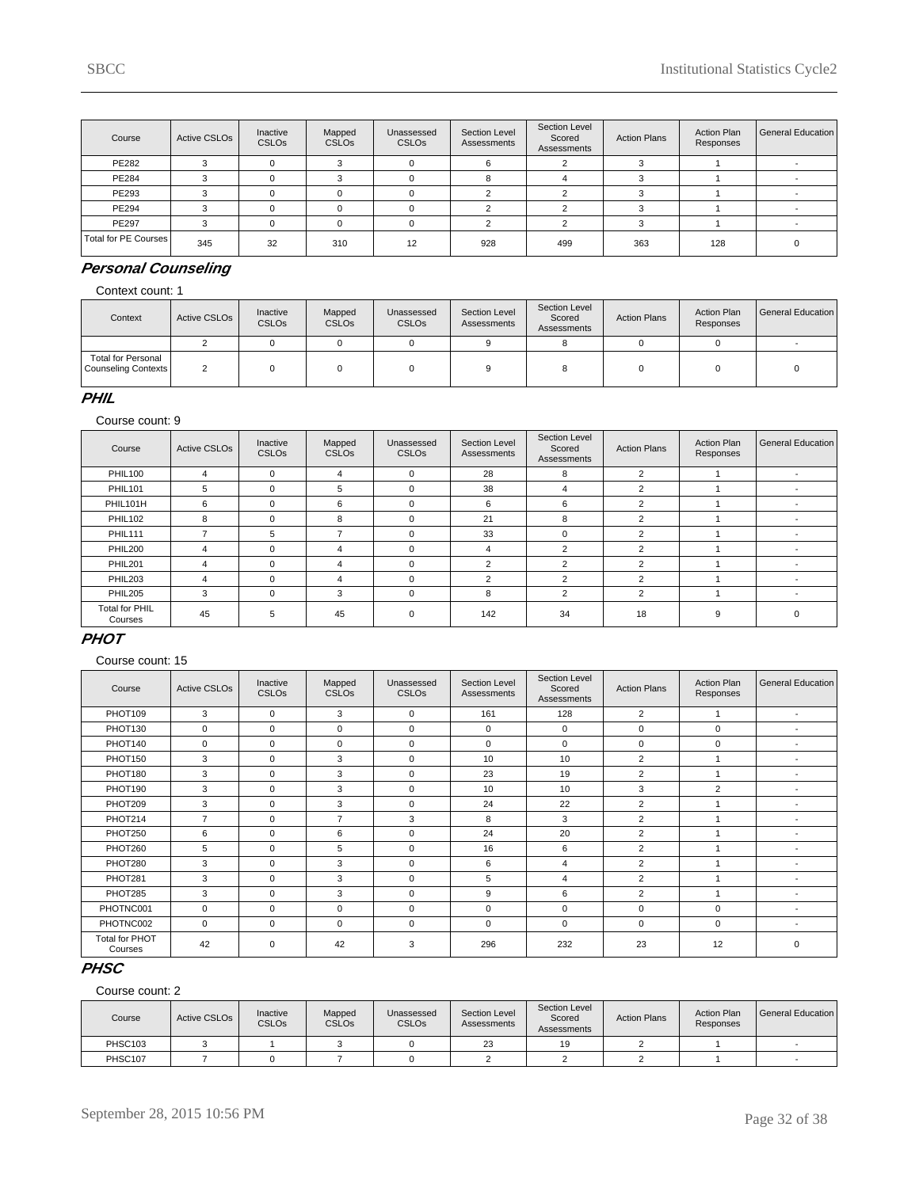| Course | Active CSLOs | Inactive CSLOs | Mapped CSLOs | Unassessed CSLOs | Section Level Assessments | Section Level Scored Assessments | Action Plans | Action Plan Responses | General Education |
|---|---|---|---|---|---|---|---|---|---|
| PE282 | 3 | 0 | 3 | 0 | 6 | 2 | 3 | 1 | - |
| PE284 | 3 | 0 | 3 | 0 | 8 | 4 | 3 | 1 | - |
| PE293 | 3 | 0 | 0 | 0 | 2 | 2 | 3 | 1 | - |
| PE294 | 3 | 0 | 0 | 0 | 2 | 2 | 3 | 1 | - |
| PE297 | 3 | 0 | 0 | 0 | 2 | 2 | 3 | 1 | - |
| Total for PE Courses | 345 | 32 | 310 | 12 | 928 | 499 | 363 | 128 | 0 |

## Personal Counseling

Context count: 1

| Context | Active CSLOs | Inactive CSLOs | Mapped CSLOs | Unassessed CSLOs | Section Level Assessments | Section Level Scored Assessments | Action Plans | Action Plan Responses | General Education |
|---|---|---|---|---|---|---|---|---|---|
|  | 2 | 0 | 0 | 0 | 9 | 8 | 0 | 0 | - |
| Total for Personal Counseling Contexts | 2 | 0 | 0 | 0 | 9 | 8 | 0 | 0 | 0 |

## PHIL

Course count: 9

| Course | Active CSLOs | Inactive CSLOs | Mapped CSLOs | Unassessed CSLOs | Section Level Assessments | Section Level Scored Assessments | Action Plans | Action Plan Responses | General Education |
|---|---|---|---|---|---|---|---|---|---|
| PHIL100 | 4 | 0 | 4 | 0 | 28 | 8 | 2 | 1 | - |
| PHIL101 | 5 | 0 | 5 | 0 | 38 | 4 | 2 | 1 | - |
| PHIL101H | 6 | 0 | 6 | 0 | 6 | 6 | 2 | 1 | - |
| PHIL102 | 8 | 0 | 8 | 0 | 21 | 8 | 2 | 1 | - |
| PHIL111 | 7 | 5 | 7 | 0 | 33 | 0 | 2 | 1 | - |
| PHIL200 | 4 | 0 | 4 | 0 | 4 | 2 | 2 | 1 | - |
| PHIL201 | 4 | 0 | 4 | 0 | 2 | 2 | 2 | 1 | - |
| PHIL203 | 4 | 0 | 4 | 0 | 2 | 2 | 2 | 1 | - |
| PHIL205 | 3 | 0 | 3 | 0 | 8 | 2 | 2 | 1 | - |
| Total for PHIL Courses | 45 | 5 | 45 | 0 | 142 | 34 | 18 | 9 | 0 |

## PHOT

Course count: 15

| Course | Active CSLOs | Inactive CSLOs | Mapped CSLOs | Unassessed CSLOs | Section Level Assessments | Section Level Scored Assessments | Action Plans | Action Plan Responses | General Education |
|---|---|---|---|---|---|---|---|---|---|
| PHOT109 | 3 | 0 | 3 | 0 | 161 | 128 | 2 | 1 | - |
| PHOT130 | 0 | 0 | 0 | 0 | 0 | 0 | 0 | 0 | - |
| PHOT140 | 0 | 0 | 0 | 0 | 0 | 0 | 0 | 0 | - |
| PHOT150 | 3 | 0 | 3 | 0 | 10 | 10 | 2 | 1 | - |
| PHOT180 | 3 | 0 | 3 | 0 | 23 | 19 | 2 | 1 | - |
| PHOT190 | 3 | 0 | 3 | 0 | 10 | 10 | 3 | 2 | - |
| PHOT209 | 3 | 0 | 3 | 0 | 24 | 22 | 2 | 1 | - |
| PHOT214 | 7 | 0 | 7 | 3 | 8 | 3 | 2 | 1 | - |
| PHOT250 | 6 | 0 | 6 | 0 | 24 | 20 | 2 | 1 | - |
| PHOT260 | 5 | 0 | 5 | 0 | 16 | 6 | 2 | 1 | - |
| PHOT280 | 3 | 0 | 3 | 0 | 6 | 4 | 2 | 1 | - |
| PHOT281 | 3 | 0 | 3 | 0 | 5 | 4 | 2 | 1 | - |
| PHOT285 | 3 | 0 | 3 | 0 | 9 | 6 | 2 | 1 | - |
| PHOTNC001 | 0 | 0 | 0 | 0 | 0 | 0 | 0 | 0 | - |
| PHOTNC002 | 0 | 0 | 0 | 0 | 0 | 0 | 0 | 0 | - |
| Total for PHOT Courses | 42 | 0 | 42 | 3 | 296 | 232 | 23 | 12 | 0 |

## PHSC

Course count: 2

| Course | Active CSLOs | Inactive CSLOs | Mapped CSLOs | Unassessed CSLOs | Section Level Assessments | Section Level Scored Assessments | Action Plans | Action Plan Responses | General Education |
|---|---|---|---|---|---|---|---|---|---|
| PHSC103 | 3 | 1 | 3 | 0 | 23 | 19 | 2 | 1 | - |
| PHSC107 | 7 | 0 | 7 | 0 | 2 | 2 | 2 | 1 | - |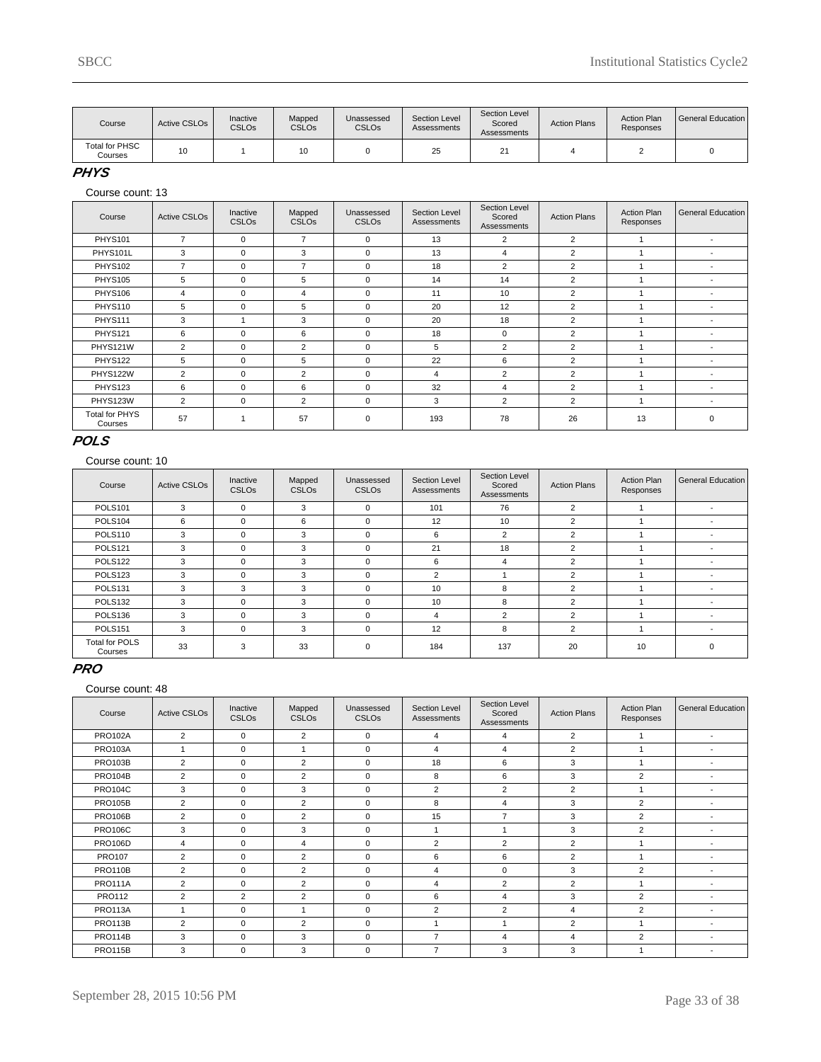| Course | Active CSLOs | Inactive CSLOs | Mapped CSLOs | Unassessed CSLOs | Section Level Assessments | Section Level Scored Assessments | Action Plans | Action Plan Responses | General Education |
|---|---|---|---|---|---|---|---|---|---|
| Total for PHSC Courses | 10 | 1 | 10 | 0 | 25 | 21 | 4 | 2 | 0 |

## PHYS

Course count: 13

| Course | Active CSLOs | Inactive CSLOs | Mapped CSLOs | Unassessed CSLOs | Section Level Assessments | Section Level Scored Assessments | Action Plans | Action Plan Responses | General Education |
|---|---|---|---|---|---|---|---|---|---|
| PHYS101 | 7 | 0 | 7 | 0 | 13 | 2 | 2 | 1 | - |
| PHYS101L | 3 | 0 | 3 | 0 | 13 | 4 | 2 | 1 | - |
| PHYS102 | 7 | 0 | 7 | 0 | 18 | 2 | 2 | 1 | - |
| PHYS105 | 5 | 0 | 5 | 0 | 14 | 14 | 2 | 1 | - |
| PHYS106 | 4 | 0 | 4 | 0 | 11 | 10 | 2 | 1 | - |
| PHYS110 | 5 | 0 | 5 | 0 | 20 | 12 | 2 | 1 | - |
| PHYS111 | 3 | 1 | 3 | 0 | 20 | 18 | 2 | 1 | - |
| PHYS121 | 6 | 0 | 6 | 0 | 18 | 0 | 2 | 1 | - |
| PHYS121W | 2 | 0 | 2 | 0 | 5 | 2 | 2 | 1 | - |
| PHYS122 | 5 | 0 | 5 | 0 | 22 | 6 | 2 | 1 | - |
| PHYS122W | 2 | 0 | 2 | 0 | 4 | 2 | 2 | 1 | - |
| PHYS123 | 6 | 0 | 6 | 0 | 32 | 4 | 2 | 1 | - |
| PHYS123W | 2 | 0 | 2 | 0 | 3 | 2 | 2 | 1 | - |
| Total for PHYS Courses | 57 | 1 | 57 | 0 | 193 | 78 | 26 | 13 | 0 |

## POLS

Course count: 10

| Course | Active CSLOs | Inactive CSLOs | Mapped CSLOs | Unassessed CSLOs | Section Level Assessments | Section Level Scored Assessments | Action Plans | Action Plan Responses | General Education |
|---|---|---|---|---|---|---|---|---|---|
| POLS101 | 3 | 0 | 3 | 0 | 101 | 76 | 2 | 1 | - |
| POLS104 | 6 | 0 | 6 | 0 | 12 | 10 | 2 | 1 | - |
| POLS110 | 3 | 0 | 3 | 0 | 6 | 2 | 2 | 1 | - |
| POLS121 | 3 | 0 | 3 | 0 | 21 | 18 | 2 | 1 | - |
| POLS122 | 3 | 0 | 3 | 0 | 6 | 4 | 2 | 1 | - |
| POLS123 | 3 | 0 | 3 | 0 | 2 | 1 | 2 | 1 | - |
| POLS131 | 3 | 3 | 3 | 0 | 10 | 8 | 2 | 1 | - |
| POLS132 | 3 | 0 | 3 | 0 | 10 | 8 | 2 | 1 | - |
| POLS136 | 3 | 0 | 3 | 0 | 4 | 2 | 2 | 1 | - |
| POLS151 | 3 | 0 | 3 | 0 | 12 | 8 | 2 | 1 | - |
| Total for POLS Courses | 33 | 3 | 33 | 0 | 184 | 137 | 20 | 10 | 0 |

## PRO

Course count: 48

| Course | Active CSLOs | Inactive CSLOs | Mapped CSLOs | Unassessed CSLOs | Section Level Assessments | Section Level Scored Assessments | Action Plans | Action Plan Responses | General Education |
|---|---|---|---|---|---|---|---|---|---|
| PRO102A | 2 | 0 | 2 | 0 | 4 | 4 | 2 | 1 | - |
| PRO103A | 1 | 0 | 1 | 0 | 4 | 4 | 2 | 1 | - |
| PRO103B | 2 | 0 | 2 | 0 | 18 | 6 | 3 | 1 | - |
| PRO104B | 2 | 0 | 2 | 0 | 8 | 6 | 3 | 2 | - |
| PRO104C | 3 | 0 | 3 | 0 | 2 | 2 | 2 | 1 | - |
| PRO105B | 2 | 0 | 2 | 0 | 8 | 4 | 3 | 2 | - |
| PRO106B | 2 | 0 | 2 | 0 | 15 | 7 | 3 | 2 | - |
| PRO106C | 3 | 0 | 3 | 0 | 1 | 1 | 3 | 2 | - |
| PRO106D | 4 | 0 | 4 | 0 | 2 | 2 | 2 | 1 | - |
| PRO107 | 2 | 0 | 2 | 0 | 6 | 6 | 2 | 1 | - |
| PRO110B | 2 | 0 | 2 | 0 | 4 | 0 | 3 | 2 | - |
| PRO111A | 2 | 0 | 2 | 0 | 4 | 2 | 2 | 1 | - |
| PRO112 | 2 | 2 | 2 | 0 | 6 | 4 | 3 | 2 | - |
| PRO113A | 1 | 0 | 1 | 0 | 2 | 2 | 4 | 2 | - |
| PRO113B | 2 | 0 | 2 | 0 | 1 | 1 | 2 | 1 | - |
| PRO114B | 3 | 0 | 3 | 0 | 7 | 4 | 4 | 2 | - |
| PRO115B | 3 | 0 | 3 | 0 | 7 | 3 | 3 | 1 | - |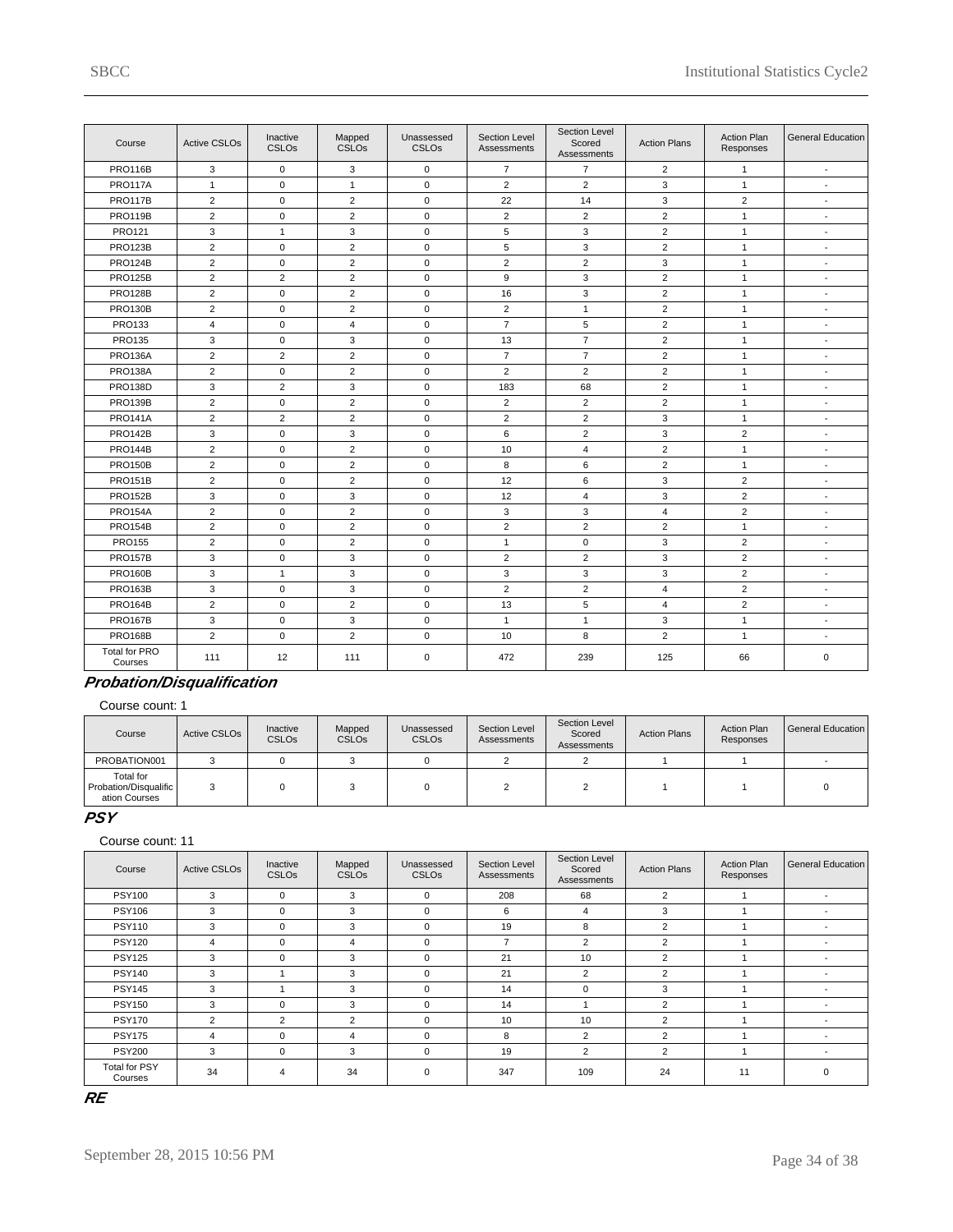| Course | Active CSLOs | Inactive CSLOs | Mapped CSLOs | Unassessed CSLOs | Section Level Assessments | Section Level Scored Assessments | Action Plans | Action Plan Responses | General Education |
|---|---|---|---|---|---|---|---|---|---|
| PRO116B | 3 | 0 | 3 | 0 | 7 | 7 | 2 | 1 | - |
| PRO117A | 1 | 0 | 1 | 0 | 2 | 2 | 3 | 1 | - |
| PRO117B | 2 | 0 | 2 | 0 | 22 | 14 | 3 | 2 | - |
| PRO119B | 2 | 0 | 2 | 0 | 2 | 2 | 2 | 1 | - |
| PRO121 | 3 | 1 | 3 | 0 | 5 | 3 | 2 | 1 | - |
| PRO123B | 2 | 0 | 2 | 0 | 5 | 3 | 2 | 1 | - |
| PRO124B | 2 | 0 | 2 | 0 | 2 | 2 | 3 | 1 | - |
| PRO125B | 2 | 2 | 2 | 0 | 9 | 3 | 2 | 1 | - |
| PRO128B | 2 | 0 | 2 | 0 | 16 | 3 | 2 | 1 | - |
| PRO130B | 2 | 0 | 2 | 0 | 2 | 1 | 2 | 1 | - |
| PRO133 | 4 | 0 | 4 | 0 | 7 | 5 | 2 | 1 | - |
| PRO135 | 3 | 0 | 3 | 0 | 13 | 7 | 2 | 1 | - |
| PRO136A | 2 | 2 | 2 | 0 | 7 | 7 | 2 | 1 | - |
| PRO138A | 2 | 0 | 2 | 0 | 2 | 2 | 2 | 1 | - |
| PRO138D | 3 | 2 | 3 | 0 | 183 | 68 | 2 | 1 | - |
| PRO139B | 2 | 0 | 2 | 0 | 2 | 2 | 2 | 1 | - |
| PRO141A | 2 | 2 | 2 | 0 | 2 | 2 | 3 | 1 | - |
| PRO142B | 3 | 0 | 3 | 0 | 6 | 2 | 3 | 2 | - |
| PRO144B | 2 | 0 | 2 | 0 | 10 | 4 | 2 | 1 | - |
| PRO150B | 2 | 0 | 2 | 0 | 8 | 6 | 2 | 1 | - |
| PRO151B | 2 | 0 | 2 | 0 | 12 | 6 | 3 | 2 | - |
| PRO152B | 3 | 0 | 3 | 0 | 12 | 4 | 3 | 2 | - |
| PRO154A | 2 | 0 | 2 | 0 | 3 | 3 | 4 | 2 | - |
| PRO154B | 2 | 0 | 2 | 0 | 2 | 2 | 2 | 1 | - |
| PRO155 | 2 | 0 | 2 | 0 | 1 | 0 | 3 | 2 | - |
| PRO157B | 3 | 0 | 3 | 0 | 2 | 2 | 3 | 2 | - |
| PRO160B | 3 | 1 | 3 | 0 | 3 | 3 | 3 | 2 | - |
| PRO163B | 3 | 0 | 3 | 0 | 2 | 2 | 4 | 2 | - |
| PRO164B | 2 | 0 | 2 | 0 | 13 | 5 | 4 | 2 | - |
| PRO167B | 3 | 0 | 3 | 0 | 1 | 1 | 3 | 1 | - |
| PRO168B | 2 | 0 | 2 | 0 | 10 | 8 | 2 | 1 | - |
| Total for PRO Courses | 111 | 12 | 111 | 0 | 472 | 239 | 125 | 66 | 0 |

## Probation/Disqualification

Course count: 1

| Course | Active CSLOs | Inactive CSLOs | Mapped CSLOs | Unassessed CSLOs | Section Level Assessments | Section Level Scored Assessments | Action Plans | Action Plan Responses | General Education |
|---|---|---|---|---|---|---|---|---|---|
| PROBATION001 | 3 | 0 | 3 | 0 | 2 | 2 | 1 | 1 | - |
| Total for Probation/Disqualification Courses | 3 | 0 | 3 | 0 | 2 | 2 | 1 | 1 | 0 |

## PSY

Course count: 11

| Course | Active CSLOs | Inactive CSLOs | Mapped CSLOs | Unassessed CSLOs | Section Level Assessments | Section Level Scored Assessments | Action Plans | Action Plan Responses | General Education |
|---|---|---|---|---|---|---|---|---|---|
| PSY100 | 3 | 0 | 3 | 0 | 208 | 68 | 2 | 1 | - |
| PSY106 | 3 | 0 | 3 | 0 | 6 | 4 | 3 | 1 | - |
| PSY110 | 3 | 0 | 3 | 0 | 19 | 8 | 2 | 1 | - |
| PSY120 | 4 | 0 | 4 | 0 | 7 | 2 | 2 | 1 | - |
| PSY125 | 3 | 0 | 3 | 0 | 21 | 10 | 2 | 1 | - |
| PSY140 | 3 | 1 | 3 | 0 | 21 | 2 | 2 | 1 | - |
| PSY145 | 3 | 1 | 3 | 0 | 14 | 0 | 3 | 1 | - |
| PSY150 | 3 | 0 | 3 | 0 | 14 | 1 | 2 | 1 | - |
| PSY170 | 2 | 2 | 2 | 0 | 10 | 10 | 2 | 1 | - |
| PSY175 | 4 | 0 | 4 | 0 | 8 | 2 | 2 | 1 | - |
| PSY200 | 3 | 0 | 3 | 0 | 19 | 2 | 2 | 1 | - |
| Total for PSY Courses | 34 | 4 | 34 | 0 | 347 | 109 | 24 | 11 | 0 |

## RE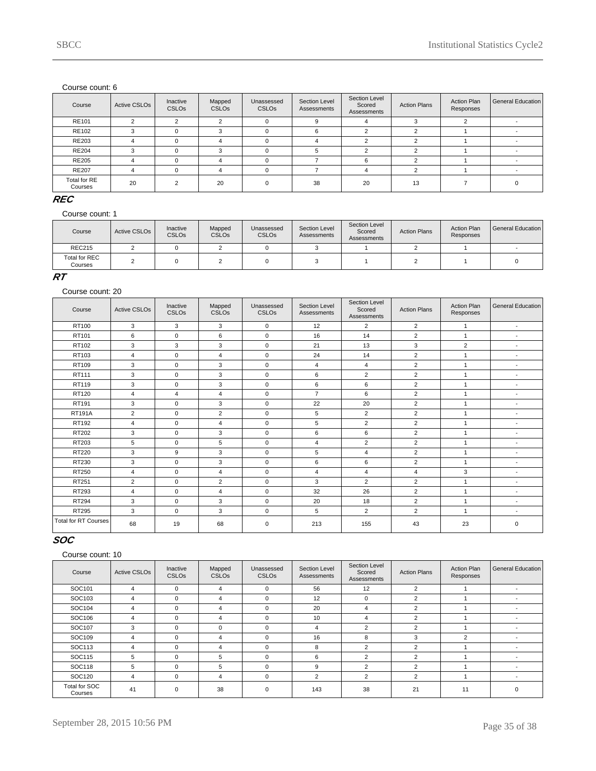Course count: 6

| Course | Active CSLOs | Inactive CSLOs | Mapped CSLOs | Unassessed CSLOs | Section Level Assessments | Section Level Scored Assessments | Action Plans | Action Plan Responses | General Education |
|---|---|---|---|---|---|---|---|---|---|
| RE101 | 2 | 2 | 2 | 0 | 9 | 4 | 3 | 2 | - |
| RE102 | 3 | 0 | 3 | 0 | 6 | 2 | 2 | 1 | - |
| RE203 | 4 | 0 | 4 | 0 | 4 | 2 | 2 | 1 | - |
| RE204 | 3 | 0 | 3 | 0 | 5 | 2 | 2 | 1 | - |
| RE205 | 4 | 0 | 4 | 0 | 7 | 6 | 2 | 1 | - |
| RE207 | 4 | 0 | 4 | 0 | 7 | 4 | 2 | 1 | - |
| Total for RE Courses | 20 | 2 | 20 | 0 | 38 | 20 | 13 | 7 | 0 |

## REC

Course count: 1

| Course | Active CSLOs | Inactive CSLOs | Mapped CSLOs | Unassessed CSLOs | Section Level Assessments | Section Level Scored Assessments | Action Plans | Action Plan Responses | General Education |
|---|---|---|---|---|---|---|---|---|---|
| REC215 | 2 | 0 | 2 | 0 | 3 | 1 | 2 | 1 | - |
| Total for REC Courses | 2 | 0 | 2 | 0 | 3 | 1 | 2 | 1 | 0 |

## RT

Course count: 20

| Course | Active CSLOs | Inactive CSLOs | Mapped CSLOs | Unassessed CSLOs | Section Level Assessments | Section Level Scored Assessments | Action Plans | Action Plan Responses | General Education |
|---|---|---|---|---|---|---|---|---|---|
| RT100 | 3 | 3 | 3 | 0 | 12 | 2 | 2 | 1 | - |
| RT101 | 6 | 0 | 6 | 0 | 16 | 14 | 2 | 1 | - |
| RT102 | 3 | 3 | 3 | 0 | 21 | 13 | 3 | 2 | - |
| RT103 | 4 | 0 | 4 | 0 | 24 | 14 | 2 | 1 | - |
| RT109 | 3 | 0 | 3 | 0 | 4 | 4 | 2 | 1 | - |
| RT111 | 3 | 0 | 3 | 0 | 6 | 2 | 2 | 1 | - |
| RT119 | 3 | 0 | 3 | 0 | 6 | 6 | 2 | 1 | - |
| RT120 | 4 | 4 | 4 | 0 | 7 | 6 | 2 | 1 | - |
| RT191 | 3 | 0 | 3 | 0 | 22 | 20 | 2 | 1 | - |
| RT191A | 2 | 0 | 2 | 0 | 5 | 2 | 2 | 1 | - |
| RT192 | 4 | 0 | 4 | 0 | 5 | 2 | 2 | 1 | - |
| RT202 | 3 | 0 | 3 | 0 | 6 | 6 | 2 | 1 | - |
| RT203 | 5 | 0 | 5 | 0 | 4 | 2 | 2 | 1 | - |
| RT220 | 3 | 9 | 3 | 0 | 5 | 4 | 2 | 1 | - |
| RT230 | 3 | 0 | 3 | 0 | 6 | 6 | 2 | 1 | - |
| RT250 | 4 | 0 | 4 | 0 | 4 | 4 | 4 | 3 | - |
| RT251 | 2 | 0 | 2 | 0 | 3 | 2 | 2 | 1 | - |
| RT293 | 4 | 0 | 4 | 0 | 32 | 26 | 2 | 1 | - |
| RT294 | 3 | 0 | 3 | 0 | 20 | 18 | 2 | 1 | - |
| RT295 | 3 | 0 | 3 | 0 | 5 | 2 | 2 | 1 | - |
| Total for RT Courses | 68 | 19 | 68 | 0 | 213 | 155 | 43 | 23 | 0 |

## SOC

Course count: 10

| Course | Active CSLOs | Inactive CSLOs | Mapped CSLOs | Unassessed CSLOs | Section Level Assessments | Section Level Scored Assessments | Action Plans | Action Plan Responses | General Education |
|---|---|---|---|---|---|---|---|---|---|
| SOC101 | 4 | 0 | 4 | 0 | 56 | 12 | 2 | 1 | - |
| SOC103 | 4 | 0 | 4 | 0 | 12 | 0 | 2 | 1 | - |
| SOC104 | 4 | 0 | 4 | 0 | 20 | 4 | 2 | 1 | - |
| SOC106 | 4 | 0 | 4 | 0 | 10 | 4 | 2 | 1 | - |
| SOC107 | 3 | 0 | 0 | 0 | 4 | 2 | 2 | 1 | - |
| SOC109 | 4 | 0 | 4 | 0 | 16 | 8 | 3 | 2 | - |
| SOC113 | 4 | 0 | 4 | 0 | 8 | 2 | 2 | 1 | - |
| SOC115 | 5 | 0 | 5 | 0 | 6 | 2 | 2 | 1 | - |
| SOC118 | 5 | 0 | 5 | 0 | 9 | 2 | 2 | 1 | - |
| SOC120 | 4 | 0 | 4 | 0 | 2 | 2 | 2 | 1 | - |
| Total for SOC Courses | 41 | 0 | 38 | 0 | 143 | 38 | 21 | 11 | 0 |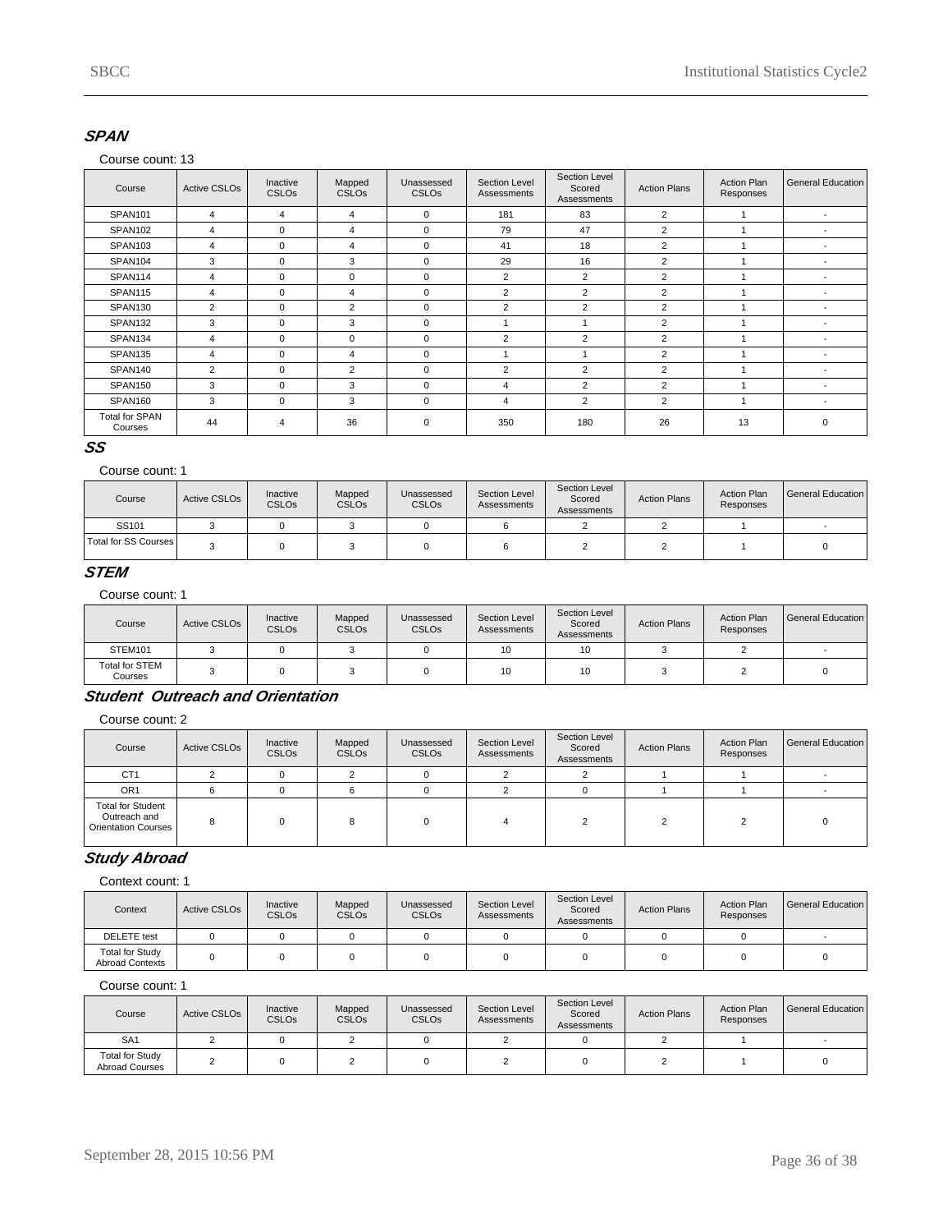## SPAN

Course count: 13

| Course | Active CSLOs | Inactive CSLOs | Mapped CSLOs | Unassessed CSLOs | Section Level Assessments | Section Level Scored Assessments | Action Plans | Action Plan Responses | General Education |
|---|---|---|---|---|---|---|---|---|---|
| SPAN101 | 4 | 4 | 4 | 0 | 181 | 83 | 2 | 1 | - |
| SPAN102 | 4 | 0 | 4 | 0 | 79 | 47 | 2 | 1 | - |
| SPAN103 | 4 | 0 | 4 | 0 | 41 | 18 | 2 | 1 | - |
| SPAN104 | 3 | 0 | 3 | 0 | 29 | 16 | 2 | 1 | - |
| SPAN114 | 4 | 0 | 0 | 0 | 2 | 2 | 2 | 1 | - |
| SPAN115 | 4 | 0 | 4 | 0 | 2 | 2 | 2 | 1 | - |
| SPAN130 | 2 | 0 | 2 | 0 | 2 | 2 | 2 | 1 | - |
| SPAN132 | 3 | 0 | 3 | 0 | 1 | 1 | 2 | 1 | - |
| SPAN134 | 4 | 0 | 0 | 0 | 2 | 2 | 2 | 1 | - |
| SPAN135 | 4 | 0 | 4 | 0 | 1 | 1 | 2 | 1 | - |
| SPAN140 | 2 | 0 | 2 | 0 | 2 | 2 | 2 | 1 | - |
| SPAN150 | 3 | 0 | 3 | 0 | 4 | 2 | 2 | 1 | - |
| SPAN160 | 3 | 0 | 3 | 0 | 4 | 2 | 2 | 1 | - |
| Total for SPAN Courses | 44 | 4 | 36 | 0 | 350 | 180 | 26 | 13 | 0 |

## SS

Course count: 1

| Course | Active CSLOs | Inactive CSLOs | Mapped CSLOs | Unassessed CSLOs | Section Level Assessments | Section Level Scored Assessments | Action Plans | Action Plan Responses | General Education |
|---|---|---|---|---|---|---|---|---|---|
| SS101 | 3 | 0 | 3 | 0 | 6 | 2 | 2 | 1 | - |
| Total for SS Courses | 3 | 0 | 3 | 0 | 6 | 2 | 2 | 1 | 0 |

## STEM

Course count: 1

| Course | Active CSLOs | Inactive CSLOs | Mapped CSLOs | Unassessed CSLOs | Section Level Assessments | Section Level Scored Assessments | Action Plans | Action Plan Responses | General Education |
|---|---|---|---|---|---|---|---|---|---|
| STEM101 | 3 | 0 | 3 | 0 | 10 | 10 | 3 | 2 | - |
| Total for STEM Courses | 3 | 0 | 3 | 0 | 10 | 10 | 3 | 2 | 0 |

## Student Outreach and Orientation

Course count: 2

| Course | Active CSLOs | Inactive CSLOs | Mapped CSLOs | Unassessed CSLOs | Section Level Assessments | Section Level Scored Assessments | Action Plans | Action Plan Responses | General Education |
|---|---|---|---|---|---|---|---|---|---|
| CT1 | 2 | 0 | 2 | 0 | 2 | 2 | 1 | 1 | - |
| OR1 | 6 | 0 | 6 | 0 | 2 | 0 | 1 | 1 | - |
| Total for Student Outreach and Orientation Courses | 8 | 0 | 8 | 0 | 4 | 2 | 2 | 2 | 0 |

## Study Abroad

Context count: 1

| Context | Active CSLOs | Inactive CSLOs | Mapped CSLOs | Unassessed CSLOs | Section Level Assessments | Section Level Scored Assessments | Action Plans | Action Plan Responses | General Education |
|---|---|---|---|---|---|---|---|---|---|
| DELETE test | 0 | 0 | 0 | 0 | 0 | 0 | 0 | 0 | - |
| Total for Study Abroad Contexts | 0 | 0 | 0 | 0 | 0 | 0 | 0 | 0 | 0 |

Course count: 1

| Course | Active CSLOs | Inactive CSLOs | Mapped CSLOs | Unassessed CSLOs | Section Level Assessments | Section Level Scored Assessments | Action Plans | Action Plan Responses | General Education |
|---|---|---|---|---|---|---|---|---|---|
| SA1 | 2 | 0 | 2 | 0 | 2 | 0 | 2 | 1 | - |
| Total for Study Abroad Courses | 2 | 0 | 2 | 0 | 2 | 0 | 2 | 1 | 0 |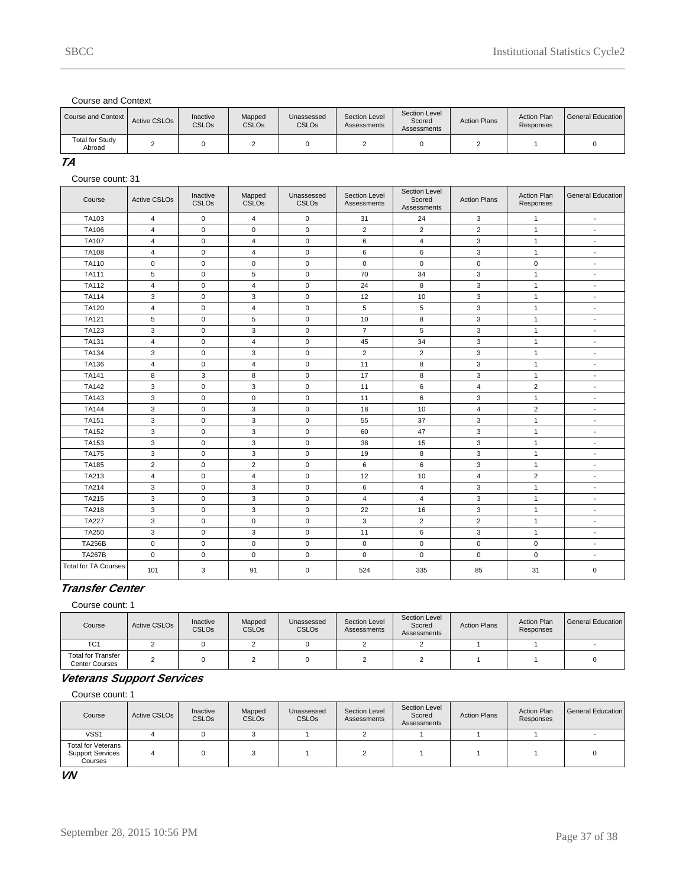Course and Context

| Course and Context | Active CSLOs | Inactive CSLOs | Mapped CSLOs | Unassessed CSLOs | Section Level Assessments | Section Level Scored Assessments | Action Plans | Action Plan Responses | General Education |
|---|---|---|---|---|---|---|---|---|---|
| Total for Study Abroad | 2 | 0 | 2 | 0 | 2 | 0 | 2 | 1 | 0 |

### *TA*

Course count: 31

| Course | Active CSLOs | Inactive CSLOs | Mapped CSLOs | Unassessed CSLOs | Section Level Assessments | Section Level Scored Assessments | Action Plans | Action Plan Responses | General Education |
|---|---|---|---|---|---|---|---|---|---|
| TA103 | 4 | 0 | 4 | 0 | 31 | 24 | 3 | 1 | - |
| TA106 | 4 | 0 | 0 | 0 | 2 | 2 | 2 | 1 | - |
| TA107 | 4 | 0 | 4 | 0 | 6 | 4 | 3 | 1 | - |
| TA108 | 4 | 0 | 4 | 0 | 6 | 6 | 3 | 1 | - |
| TA110 | 0 | 0 | 0 | 0 | 0 | 0 | 0 | 0 | - |
| TA111 | 5 | 0 | 5 | 0 | 70 | 34 | 3 | 1 | - |
| TA112 | 4 | 0 | 4 | 0 | 24 | 8 | 3 | 1 | - |
| TA114 | 3 | 0 | 3 | 0 | 12 | 10 | 3 | 1 | - |
| TA120 | 4 | 0 | 4 | 0 | 5 | 5 | 3 | 1 | - |
| TA121 | 5 | 0 | 5 | 0 | 10 | 8 | 3 | 1 | - |
| TA123 | 3 | 0 | 3 | 0 | 7 | 5 | 3 | 1 | - |
| TA131 | 4 | 0 | 4 | 0 | 45 | 34 | 3 | 1 | - |
| TA134 | 3 | 0 | 3 | 0 | 2 | 2 | 3 | 1 | - |
| TA136 | 4 | 0 | 4 | 0 | 11 | 8 | 3 | 1 | - |
| TA141 | 8 | 3 | 8 | 0 | 17 | 8 | 3 | 1 | - |
| TA142 | 3 | 0 | 3 | 0 | 11 | 6 | 4 | 2 | - |
| TA143 | 3 | 0 | 0 | 0 | 11 | 6 | 3 | 1 | - |
| TA144 | 3 | 0 | 3 | 0 | 18 | 10 | 4 | 2 | - |
| TA151 | 3 | 0 | 3 | 0 | 55 | 37 | 3 | 1 | - |
| TA152 | 3 | 0 | 3 | 0 | 60 | 47 | 3 | 1 | - |
| TA153 | 3 | 0 | 3 | 0 | 38 | 15 | 3 | 1 | - |
| TA175 | 3 | 0 | 3 | 0 | 19 | 8 | 3 | 1 | - |
| TA185 | 2 | 0 | 2 | 0 | 6 | 6 | 3 | 1 | - |
| TA213 | 4 | 0 | 4 | 0 | 12 | 10 | 4 | 2 | - |
| TA214 | 3 | 0 | 3 | 0 | 6 | 4 | 3 | 1 | - |
| TA215 | 3 | 0 | 3 | 0 | 4 | 4 | 3 | 1 | - |
| TA218 | 3 | 0 | 3 | 0 | 22 | 16 | 3 | 1 | - |
| TA227 | 3 | 0 | 0 | 0 | 3 | 2 | 2 | 1 | - |
| TA250 | 3 | 0 | 3 | 0 | 11 | 6 | 3 | 1 | - |
| TA256B | 0 | 0 | 0 | 0 | 0 | 0 | 0 | 0 | - |
| TA267B | 0 | 0 | 0 | 0 | 0 | 0 | 0 | 0 | - |
| Total for TA Courses | 101 | 3 | 91 | 0 | 524 | 335 | 85 | 31 | 0 |

### *Transfer Center*

Course count: 1

| Course | Active CSLOs | Inactive CSLOs | Mapped CSLOs | Unassessed CSLOs | Section Level Assessments | Section Level Scored Assessments | Action Plans | Action Plan Responses | General Education |
|---|---|---|---|---|---|---|---|---|---|
| TC1 | 2 | 0 | 2 | 0 | 2 | 2 | 1 | 1 | - |
| Total for Transfer Center Courses | 2 | 0 | 2 | 0 | 2 | 2 | 1 | 1 | 0 |

### *Veterans Support Services*

Course count: 1

| Course | Active CSLOs | Inactive CSLOs | Mapped CSLOs | Unassessed CSLOs | Section Level Assessments | Section Level Scored Assessments | Action Plans | Action Plan Responses | General Education |
|---|---|---|---|---|---|---|---|---|---|
| VSS1 | 4 | 0 | 3 | 1 | 2 | 1 | 1 | 1 | - |
| Total for Veterans Support Services Courses | 4 | 0 | 3 | 1 | 2 | 1 | 1 | 1 | 0 |

### *VN*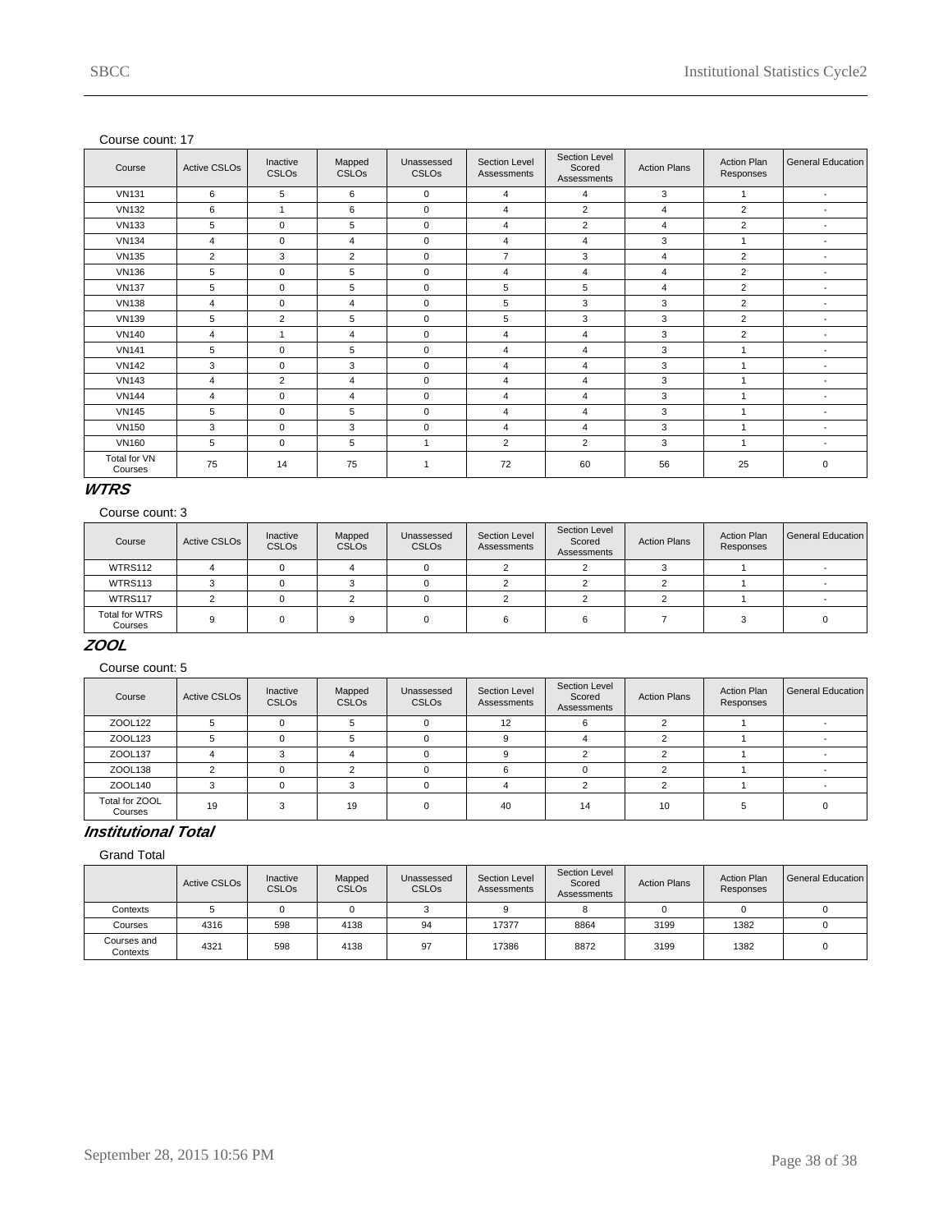Course count: 17

| Course | Active CSLOs | Inactive CSLOs | Mapped CSLOs | Unassessed CSLOs | Section Level Assessments | Section Level Scored Assessments | Action Plans | Action Plan Responses | General Education |
|---|---|---|---|---|---|---|---|---|---|
| VN131 | 6 | 5 | 6 | 0 | 4 | 4 | 3 | 1 | - |
| VN132 | 6 | 1 | 6 | 0 | 4 | 2 | 4 | 2 | - |
| VN133 | 5 | 0 | 5 | 0 | 4 | 2 | 4 | 2 | - |
| VN134 | 4 | 0 | 4 | 0 | 4 | 4 | 3 | 1 | - |
| VN135 | 2 | 3 | 2 | 0 | 7 | 3 | 4 | 2 | - |
| VN136 | 5 | 0 | 5 | 0 | 4 | 4 | 4 | 2 | - |
| VN137 | 5 | 0 | 5 | 0 | 5 | 5 | 4 | 2 | - |
| VN138 | 4 | 0 | 4 | 0 | 5 | 3 | 3 | 2 | - |
| VN139 | 5 | 2 | 5 | 0 | 5 | 3 | 3 | 2 | - |
| VN140 | 4 | 1 | 4 | 0 | 4 | 4 | 3 | 2 | - |
| VN141 | 5 | 0 | 5 | 0 | 4 | 4 | 3 | 1 | - |
| VN142 | 3 | 0 | 3 | 0 | 4 | 4 | 3 | 1 | - |
| VN143 | 4 | 2 | 4 | 0 | 4 | 4 | 3 | 1 | - |
| VN144 | 4 | 0 | 4 | 0 | 4 | 4 | 3 | 1 | - |
| VN145 | 5 | 0 | 5 | 0 | 4 | 4 | 3 | 1 | - |
| VN150 | 3 | 0 | 3 | 0 | 4 | 4 | 3 | 1 | - |
| VN160 | 5 | 0 | 5 | 1 | 2 | 2 | 3 | 1 | - |
| Total for VN Courses | 75 | 14 | 75 | 1 | 72 | 60 | 56 | 25 | 0 |

## WTRS

Course count: 3

| Course | Active CSLOs | Inactive CSLOs | Mapped CSLOs | Unassessed CSLOs | Section Level Assessments | Section Level Scored Assessments | Action Plans | Action Plan Responses | General Education |
|---|---|---|---|---|---|---|---|---|---|
| WTRS112 | 4 | 0 | 4 | 0 | 2 | 2 | 3 | 1 | - |
| WTRS113 | 3 | 0 | 3 | 0 | 2 | 2 | 2 | 1 | - |
| WTRS117 | 2 | 0 | 2 | 0 | 2 | 2 | 2 | 1 | - |
| Total for WTRS Courses | 9 | 0 | 9 | 0 | 6 | 6 | 7 | 3 | 0 |

## ZOOL

Course count: 5

| Course | Active CSLOs | Inactive CSLOs | Mapped CSLOs | Unassessed CSLOs | Section Level Assessments | Section Level Scored Assessments | Action Plans | Action Plan Responses | General Education |
|---|---|---|---|---|---|---|---|---|---|
| ZOOL122 | 5 | 0 | 5 | 0 | 12 | 6 | 2 | 1 | - |
| ZOOL123 | 5 | 0 | 5 | 0 | 9 | 4 | 2 | 1 | - |
| ZOOL137 | 4 | 3 | 4 | 0 | 9 | 2 | 2 | 1 | - |
| ZOOL138 | 2 | 0 | 2 | 0 | 6 | 0 | 2 | 1 | - |
| ZOOL140 | 3 | 0 | 3 | 0 | 4 | 2 | 2 | 1 | - |
| Total for ZOOL Courses | 19 | 3 | 19 | 0 | 40 | 14 | 10 | 5 | 0 |

## Institutional Total

Grand Total

| | Active CSLOs | Inactive CSLOs | Mapped CSLOs | Unassessed CSLOs | Section Level Assessments | Section Level Scored Assessments | Action Plans | Action Plan Responses | General Education |
|---|---|---|---|---|---|---|---|---|---|
| Contexts | 5 | 0 | 0 | 3 | 9 | 8 | 0 | 0 | 0 |
| Courses | 4316 | 598 | 4138 | 94 | 17377 | 8864 | 3199 | 1382 | 0 |
| Courses and Contexts | 4321 | 598 | 4138 | 97 | 17386 | 8872 | 3199 | 1382 | 0 |